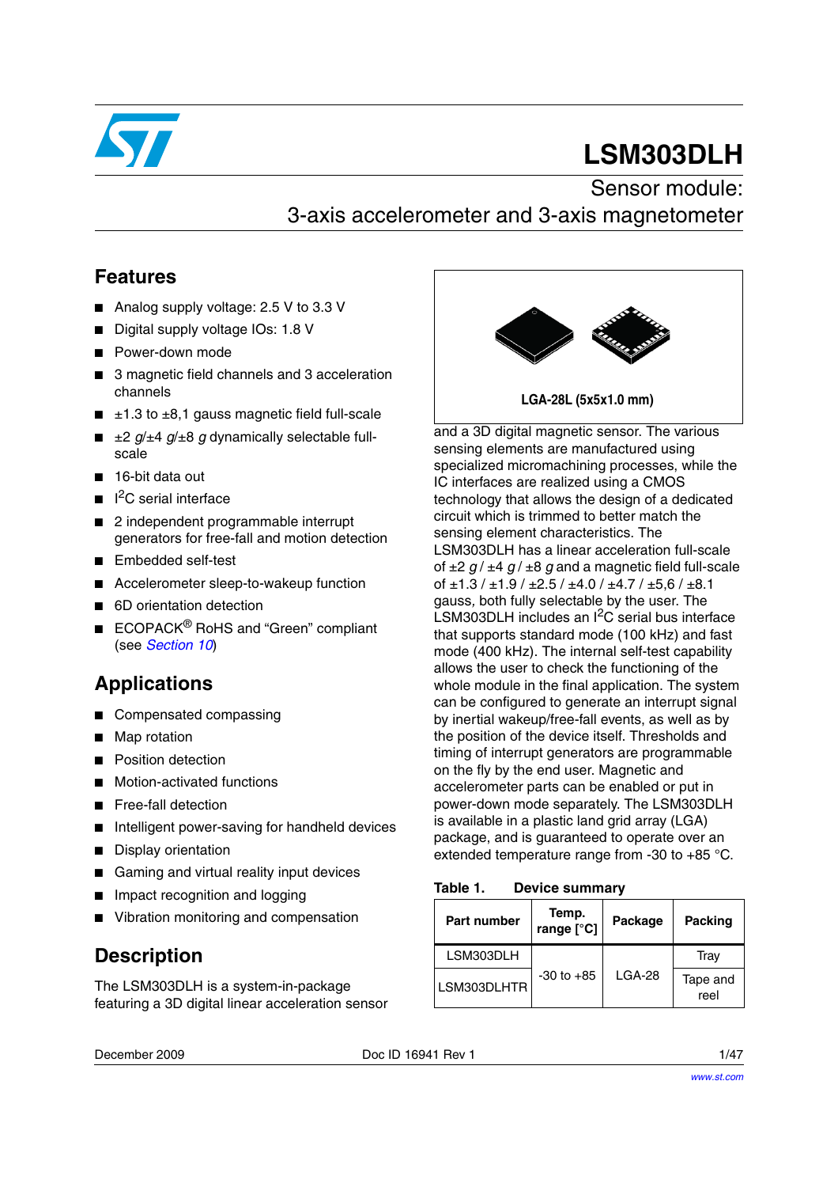# LSM303DLH

## Sensor module: 3-axis accelerometer and 3-axis magnetometer

## Features

- Analog supply voltage: 2.5 V to 3.3 V
- Digital supply voltage IOs: 1.8 V
- Power-down mode
- 3 magnetic field channels and 3 acceleration channels
- ±1.3 to ±8,1 gauss magnetic field full-scale
- ±2 *g*/±4 *g*/±8 *g* dynamically selectable full-scale
- 16-bit data out
- $I^2C$ serial interface
- 2 independent programmable interrupt generators for free-fall and motion detection
- Embedded self-test
- Accelerometer sleep-to-wakeup function
- 6D orientation detection
- ECOPACK® RoHS and "Green" compliant (see *Section 10*)

LGA-28L (5x5x1.0 mm)

## Applications

- Compensated compassing
- Map rotation
- Position detection
- Motion-activated functions
- Free-fall detection
- Intelligent power-saving for handheld devices
- Display orientation
- Gaming and virtual reality input devices
- Impact recognition and logging
- Vibration monitoring and compensation

## Description

The LSM303DLH is a system-in-package featuring a 3D digital linear acceleration sensor and a 3D digital magnetic sensor. The various sensing elements are manufactured using specialized micromachining processes, while the IC interfaces are realized using a CMOS technology that allows the design of a dedicated circuit which is trimmed to better match the sensing element characteristics. The LSM303DLH has a linear acceleration full-scale of ±2 *g* / ±4 *g* / ±8 *g* and a magnetic field full-scale of ±1.3 / ±1.9 / ±2.5 / ±4.0 / ±4.7 / ±5,6 / ±8.1 gauss, both fully selectable by the user. The LSM303DLH includes an $I^2C$ serial bus interface that supports standard mode (100 kHz) and fast mode (400 kHz). The internal self-test capability allows the user to check the functioning of the whole module in the final application. The system can be configured to generate an interrupt signal by inertial wakeup/free-fall events, as well as by the position of the device itself. Thresholds and timing of interrupt generators are programmable on the fly by the end user. Magnetic and accelerometer parts can be enabled or put in power-down mode separately. The LSM303DLH is available in a plastic land grid array (LGA) package, and is guaranteed to operate over an extended temperature range from -30 to +85 °C.

**Table 1. Device summary**

| Part number | Temp. range [°C] | Package | Packing |
|---|---|---|---|
| LSM303DLH | -30 to +85 | LGA-28 | Tray |
| LSM303DLHTR | -30 to +85 | LGA-28 | Tape and reel |

December 2009 Doc ID 16941 Rev 1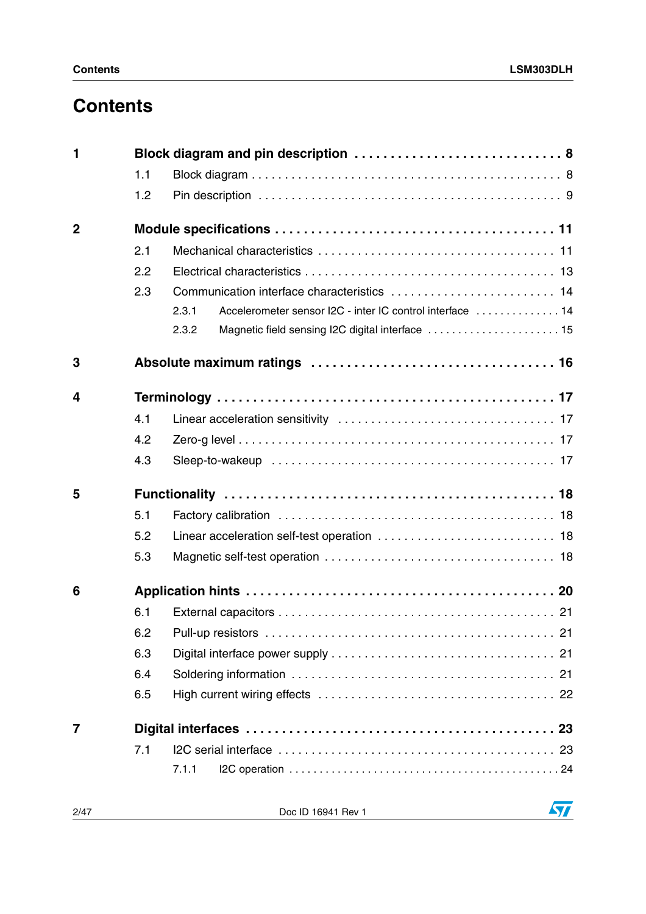# Contents

**1 Block diagram and pin description . . . . . . . . . . . . . . . . . . . . . . . . . . . . 8**

- 1.1 Block diagram . . . . . . . . . . . . . . . . . . . . . . . . . . . . . . . . . . . . . . . . . . . 8
- 1.2 Pin description . . . . . . . . . . . . . . . . . . . . . . . . . . . . . . . . . . . . . . . . . . 9

**2 Module specifications . . . . . . . . . . . . . . . . . . . . . . . . . . . . . . . . . . . . 11**

- 2.1 Mechanical characteristics . . . . . . . . . . . . . . . . . . . . . . . . . . . . . . . . . 11
- 2.2 Electrical characteristics . . . . . . . . . . . . . . . . . . . . . . . . . . . . . . . . . . . 13
- 2.3 Communication interface characteristics . . . . . . . . . . . . . . . . . . . . . . . . 14
  - 2.3.1 Accelerometer sensor I2C - inter IC control interface . . . . . . . . . . . . . 14
  - 2.3.2 Magnetic field sensing I2C digital interface . . . . . . . . . . . . . . . . . . . . . 15

**3 Absolute maximum ratings . . . . . . . . . . . . . . . . . . . . . . . . . . . . . . . . 16**

**4 Terminology . . . . . . . . . . . . . . . . . . . . . . . . . . . . . . . . . . . . . . . . . . . 17**

- 4.1 Linear acceleration sensitivity . . . . . . . . . . . . . . . . . . . . . . . . . . . . . . . 17
- 4.2 Zero-g level . . . . . . . . . . . . . . . . . . . . . . . . . . . . . . . . . . . . . . . . . . . . 17
- 4.3 Sleep-to-wakeup . . . . . . . . . . . . . . . . . . . . . . . . . . . . . . . . . . . . . . . . 17

**5 Functionality . . . . . . . . . . . . . . . . . . . . . . . . . . . . . . . . . . . . . . . . . . 18**

- 5.1 Factory calibration . . . . . . . . . . . . . . . . . . . . . . . . . . . . . . . . . . . . . . . 18
- 5.2 Linear acceleration self-test operation . . . . . . . . . . . . . . . . . . . . . . . . . . 18
- 5.3 Magnetic self-test operation . . . . . . . . . . . . . . . . . . . . . . . . . . . . . . . . . 18

**6 Application hints . . . . . . . . . . . . . . . . . . . . . . . . . . . . . . . . . . . . . . . 20**

- 6.1 External capacitors . . . . . . . . . . . . . . . . . . . . . . . . . . . . . . . . . . . . . . . 21
- 6.2 Pull-up resistors . . . . . . . . . . . . . . . . . . . . . . . . . . . . . . . . . . . . . . . . . 21
- 6.3 Digital interface power supply . . . . . . . . . . . . . . . . . . . . . . . . . . . . . . . . 21
- 6.4 Soldering information . . . . . . . . . . . . . . . . . . . . . . . . . . . . . . . . . . . . . 21
- 6.5 High current wiring effects . . . . . . . . . . . . . . . . . . . . . . . . . . . . . . . . . . 22

**7 Digital interfaces . . . . . . . . . . . . . . . . . . . . . . . . . . . . . . . . . . . . . . . 23**

- 7.1 I2C serial interface . . . . . . . . . . . . . . . . . . . . . . . . . . . . . . . . . . . . . . . 23
  - 7.1.1 I2C operation . . . . . . . . . . . . . . . . . . . . . . . . . . . . . . . . . . . . . . . . . . 24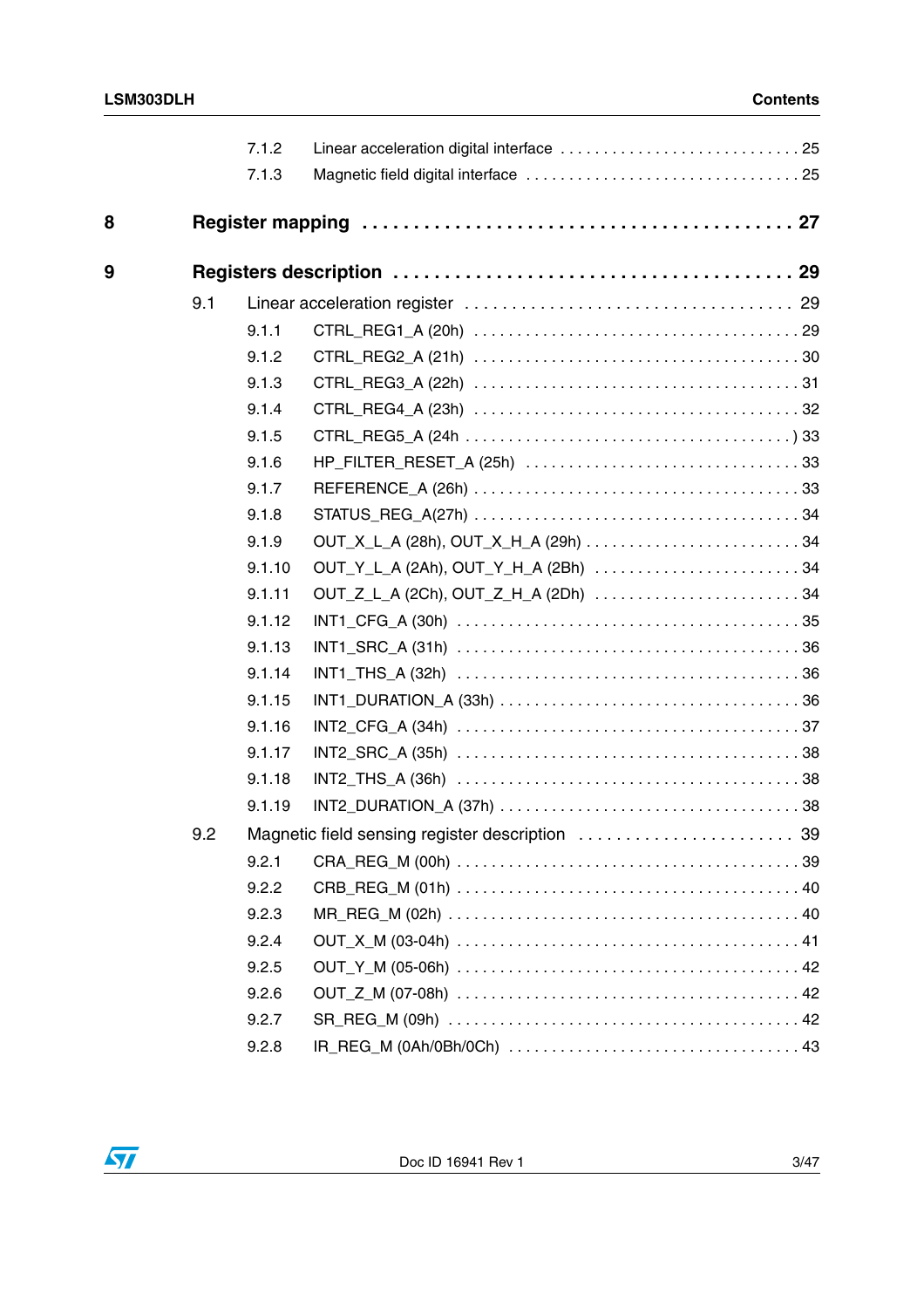| | | | |
|---|---|---|---|
| | 7.1.2 | Linear acceleration digital interface | 25 |
| | 7.1.3 | Magnetic field digital interface | 25 |
| **8** | | **Register mapping** | **27** |
| **9** | | **Registers description** | **29** |
| | 9.1 | Linear acceleration register | 29 |
| | 9.1.1 | CTRL_REG1_A (20h) | 29 |
| | 9.1.2 | CTRL_REG2_A (21h) | 30 |
| | 9.1.3 | CTRL_REG3_A (22h) | 31 |
| | 9.1.4 | CTRL_REG4_A (23h) | 32 |
| | 9.1.5 | CTRL_REG5_A (24h ) | 33 |
| | 9.1.6 | HP_FILTER_RESET_A (25h) | 33 |
| | 9.1.7 | REFERENCE_A (26h) | 33 |
| | 9.1.8 | STATUS_REG_A(27h) | 34 |
| | 9.1.9 | OUT_X_L_A (28h), OUT_X_H_A (29h) | 34 |
| | 9.1.10 | OUT_Y_L_A (2Ah), OUT_Y_H_A (2Bh) | 34 |
| | 9.1.11 | OUT_Z_L_A (2Ch), OUT_Z_H_A (2Dh) | 34 |
| | 9.1.12 | INT1_CFG_A (30h) | 35 |
| | 9.1.13 | INT1_SRC_A (31h) | 36 |
| | 9.1.14 | INT1_THS_A (32h) | 36 |
| | 9.1.15 | INT1_DURATION_A (33h) | 36 |
| | 9.1.16 | INT2_CFG_A (34h) | 37 |
| | 9.1.17 | INT2_SRC_A (35h) | 38 |
| | 9.1.18 | INT2_THS_A (36h) | 38 |
| | 9.1.19 | INT2_DURATION_A (37h) | 38 |
| | 9.2 | Magnetic field sensing register description | 39 |
| | 9.2.1 | CRA_REG_M (00h) | 39 |
| | 9.2.2 | CRB_REG_M (01h) | 40 |
| | 9.2.3 | MR_REG_M (02h) | 40 |
| | 9.2.4 | OUT_X_M (03-04h) | 41 |
| | 9.2.5 | OUT_Y_M (05-06h) | 42 |
| | 9.2.6 | OUT_Z_M (07-08h) | 42 |
| | 9.2.7 | SR_REG_M (09h) | 42 |
| | 9.2.8 | IR_REG_M (0Ah/0Bh/0Ch) | 43 |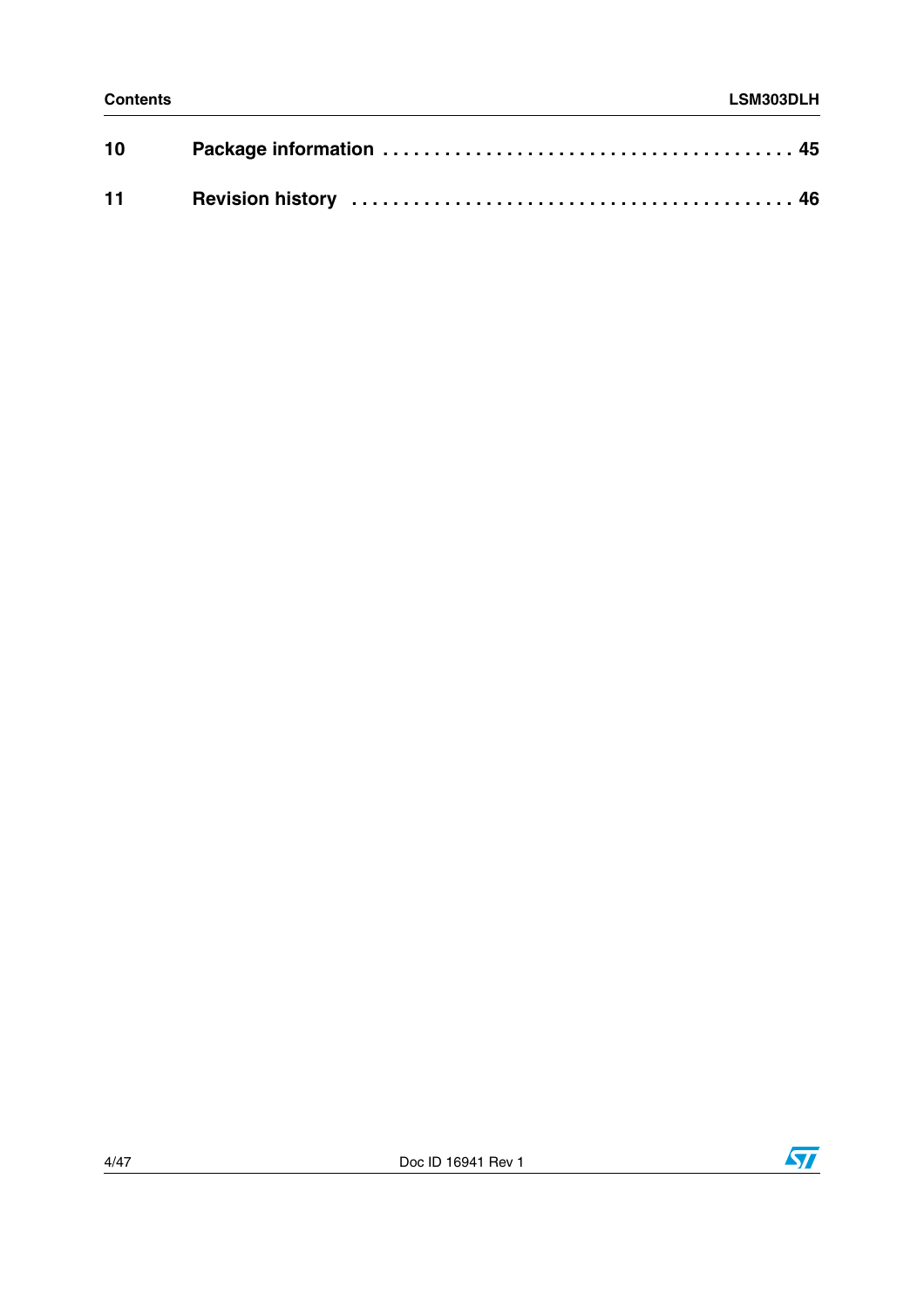| | | |
|---|---|---|
| **10** | **Package information** | **45** |
| **11** | **Revision history** | **46** |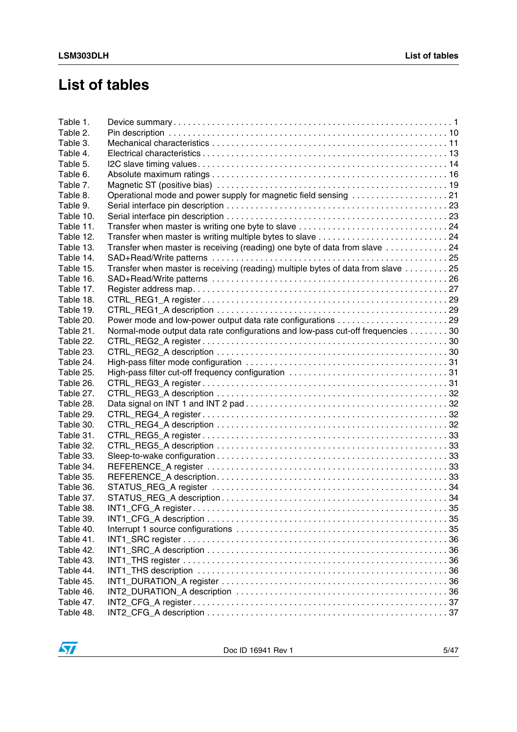# List of tables

Table 1. Device summary . . . . . . . . . . . . . . . . . . . . . . . . . . . . . . . . . . . . . . . . . . . . . . . . . . . . . . . . . 1
Table 2. Pin description . . . . . . . . . . . . . . . . . . . . . . . . . . . . . . . . . . . . . . . . . . . . . . . . . . . . . . . . 10
Table 3. Mechanical characteristics . . . . . . . . . . . . . . . . . . . . . . . . . . . . . . . . . . . . . . . . . . . . . . . . 11
Table 4. Electrical characteristics . . . . . . . . . . . . . . . . . . . . . . . . . . . . . . . . . . . . . . . . . . . . . . . . . 13
Table 5. I2C slave timing values . . . . . . . . . . . . . . . . . . . . . . . . . . . . . . . . . . . . . . . . . . . . . . . . . 14
Table 6. Absolute maximum ratings . . . . . . . . . . . . . . . . . . . . . . . . . . . . . . . . . . . . . . . . . . . . . . . . 16
Table 7. Magnetic ST (positive bias) . . . . . . . . . . . . . . . . . . . . . . . . . . . . . . . . . . . . . . . . . . . . . . . 19
Table 8. Operational mode and power supply for magnetic field sensing . . . . . . . . . . . . . . . . . . . . 21
Table 9. Serial interface pin description . . . . . . . . . . . . . . . . . . . . . . . . . . . . . . . . . . . . . . . . . . . . 23
Table 10. Serial interface pin description . . . . . . . . . . . . . . . . . . . . . . . . . . . . . . . . . . . . . . . . . . . . 23
Table 11. Transfer when master is writing one byte to slave . . . . . . . . . . . . . . . . . . . . . . . . . . . . . . 24
Table 12. Transfer when master is writing multiple bytes to slave . . . . . . . . . . . . . . . . . . . . . . . . . . 24
Table 13. Transfer when master is receiving (reading) one byte of data from slave . . . . . . . . . . . . . 24
Table 14. SAD+Read/Write patterns . . . . . . . . . . . . . . . . . . . . . . . . . . . . . . . . . . . . . . . . . . . . . . . 25
Table 15. Transfer when master is receiving (reading) multiple bytes of data from slave . . . . . . . . . 25
Table 16. SAD+Read/Write patterns . . . . . . . . . . . . . . . . . . . . . . . . . . . . . . . . . . . . . . . . . . . . . . . 26
Table 17. Register address map. . . . . . . . . . . . . . . . . . . . . . . . . . . . . . . . . . . . . . . . . . . . . . . . . . . 27
Table 18. CTRL_REG1_A register . . . . . . . . . . . . . . . . . . . . . . . . . . . . . . . . . . . . . . . . . . . . . . . . . 29
Table 19. CTRL_REG1_A description . . . . . . . . . . . . . . . . . . . . . . . . . . . . . . . . . . . . . . . . . . . . . . 29
Table 20. Power mode and low-power output data rate configurations . . . . . . . . . . . . . . . . . . . . . . . 29
Table 21. Normal-mode output data rate configurations and low-pass cut-off frequencies . . . . . . . . 30
Table 22. CTRL_REG2_A register . . . . . . . . . . . . . . . . . . . . . . . . . . . . . . . . . . . . . . . . . . . . . . . . . 30
Table 23. CTRL_REG2_A description . . . . . . . . . . . . . . . . . . . . . . . . . . . . . . . . . . . . . . . . . . . . . . 30
Table 24. High-pass filter mode configuration . . . . . . . . . . . . . . . . . . . . . . . . . . . . . . . . . . . . . . . . . 31
Table 25. High-pass filter cut-off frequency configuration . . . . . . . . . . . . . . . . . . . . . . . . . . . . . . . . 31
Table 26. CTRL_REG3_A register . . . . . . . . . . . . . . . . . . . . . . . . . . . . . . . . . . . . . . . . . . . . . . . . . 31
Table 27. CTRL_REG3_A description . . . . . . . . . . . . . . . . . . . . . . . . . . . . . . . . . . . . . . . . . . . . . . 32
Table 28. Data signal on INT 1 and INT 2 pad . . . . . . . . . . . . . . . . . . . . . . . . . . . . . . . . . . . . . . . . 32
Table 29. CTRL_REG4_A register . . . . . . . . . . . . . . . . . . . . . . . . . . . . . . . . . . . . . . . . . . . . . . . . . 32
Table 30. CTRL_REG4_A description . . . . . . . . . . . . . . . . . . . . . . . . . . . . . . . . . . . . . . . . . . . . . . 32
Table 31. CTRL_REG5_A register . . . . . . . . . . . . . . . . . . . . . . . . . . . . . . . . . . . . . . . . . . . . . . . . . 33
Table 32. CTRL_REG5_A description . . . . . . . . . . . . . . . . . . . . . . . . . . . . . . . . . . . . . . . . . . . . . . 33
Table 33. Sleep-to-wake configuration . . . . . . . . . . . . . . . . . . . . . . . . . . . . . . . . . . . . . . . . . . . . . . 33
Table 34. REFERENCE_A register . . . . . . . . . . . . . . . . . . . . . . . . . . . . . . . . . . . . . . . . . . . . . . . . 33
Table 35. REFERENCE_A description. . . . . . . . . . . . . . . . . . . . . . . . . . . . . . . . . . . . . . . . . . . . . . 33
Table 36. STATUS_REG_A register . . . . . . . . . . . . . . . . . . . . . . . . . . . . . . . . . . . . . . . . . . . . . . . 34
Table 37. STATUS_REG_A description. . . . . . . . . . . . . . . . . . . . . . . . . . . . . . . . . . . . . . . . . . . . . . 34
Table 38. INT1_CFG_A register. . . . . . . . . . . . . . . . . . . . . . . . . . . . . . . . . . . . . . . . . . . . . . . . . . . 35
Table 39. INT1_CFG_A description . . . . . . . . . . . . . . . . . . . . . . . . . . . . . . . . . . . . . . . . . . . . . . . . 35
Table 40. Interrupt 1 source configurations . . . . . . . . . . . . . . . . . . . . . . . . . . . . . . . . . . . . . . . . . . 35
Table 41. INT1_SRC register . . . . . . . . . . . . . . . . . . . . . . . . . . . . . . . . . . . . . . . . . . . . . . . . . . . . 36
Table 42. INT1_SRC_A description . . . . . . . . . . . . . . . . . . . . . . . . . . . . . . . . . . . . . . . . . . . . . . . . 36
Table 43. INT1_THS register . . . . . . . . . . . . . . . . . . . . . . . . . . . . . . . . . . . . . . . . . . . . . . . . . . . . 36
Table 44. INT1_THS description . . . . . . . . . . . . . . . . . . . . . . . . . . . . . . . . . . . . . . . . . . . . . . . . . . 36
Table 45. INT1_DURATION_A register . . . . . . . . . . . . . . . . . . . . . . . . . . . . . . . . . . . . . . . . . . . . . 36
Table 46. INT2_DURATION_A description . . . . . . . . . . . . . . . . . . . . . . . . . . . . . . . . . . . . . . . . . . . 36
Table 47. INT2_CFG_A register. . . . . . . . . . . . . . . . . . . . . . . . . . . . . . . . . . . . . . . . . . . . . . . . . . . 37
Table 48. INT2_CFG_A description . . . . . . . . . . . . . . . . . . . . . . . . . . . . . . . . . . . . . . . . . . . . . . . . 37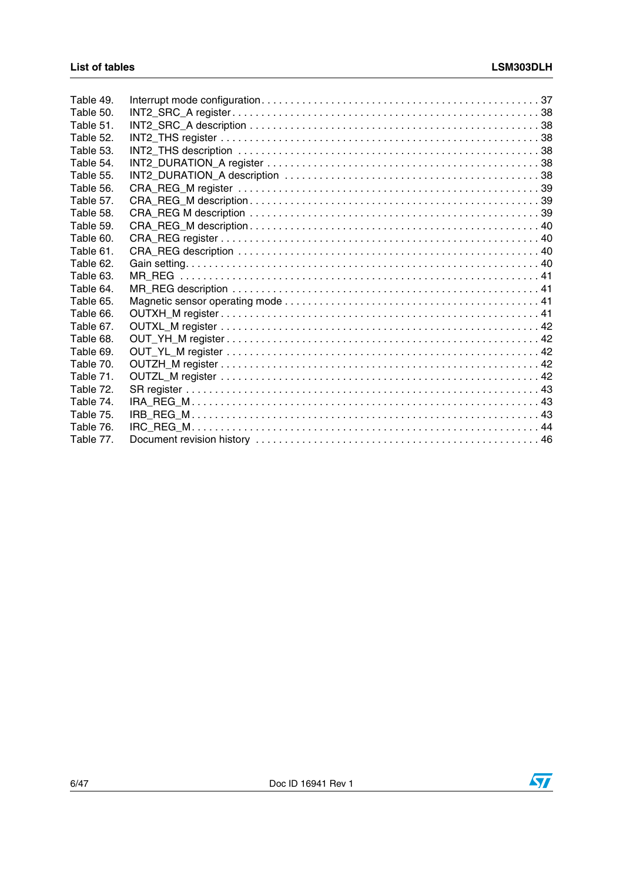Table 49. Interrupt mode configuration . . . . . . . . . . . . . . . . . . . . . . . . . . . . . . . . . . . . . . . . . . . . . . . 37
Table 50. INT2_SRC_A register . . . . . . . . . . . . . . . . . . . . . . . . . . . . . . . . . . . . . . . . . . . . . . . . . . . 38
Table 51. INT2_SRC_A description . . . . . . . . . . . . . . . . . . . . . . . . . . . . . . . . . . . . . . . . . . . . . . . . 38
Table 52. INT2_THS register . . . . . . . . . . . . . . . . . . . . . . . . . . . . . . . . . . . . . . . . . . . . . . . . . . . . 38
Table 53. INT2_THS description . . . . . . . . . . . . . . . . . . . . . . . . . . . . . . . . . . . . . . . . . . . . . . . . . . 38
Table 54. INT2_DURATION_A register . . . . . . . . . . . . . . . . . . . . . . . . . . . . . . . . . . . . . . . . . . . . . 38
Table 55. INT2_DURATION_A description . . . . . . . . . . . . . . . . . . . . . . . . . . . . . . . . . . . . . . . . . . . 38
Table 56. CRA_REG_M register . . . . . . . . . . . . . . . . . . . . . . . . . . . . . . . . . . . . . . . . . . . . . . . . . . 39
Table 57. CRA_REG_M description . . . . . . . . . . . . . . . . . . . . . . . . . . . . . . . . . . . . . . . . . . . . . . . . 39
Table 58. CRA_REG M description . . . . . . . . . . . . . . . . . . . . . . . . . . . . . . . . . . . . . . . . . . . . . . . . 39
Table 59. CRA_REG_M description . . . . . . . . . . . . . . . . . . . . . . . . . . . . . . . . . . . . . . . . . . . . . . . . 40
Table 60. CRA_REG register . . . . . . . . . . . . . . . . . . . . . . . . . . . . . . . . . . . . . . . . . . . . . . . . . . . . 40
Table 61. CRA_REG description . . . . . . . . . . . . . . . . . . . . . . . . . . . . . . . . . . . . . . . . . . . . . . . . . . 40
Table 62. Gain setting. . . . . . . . . . . . . . . . . . . . . . . . . . . . . . . . . . . . . . . . . . . . . . . . . . . . . . . . . . 40
Table 63. MR_REG . . . . . . . . . . . . . . . . . . . . . . . . . . . . . . . . . . . . . . . . . . . . . . . . . . . . . . . . . . . 41
Table 64. MR_REG description . . . . . . . . . . . . . . . . . . . . . . . . . . . . . . . . . . . . . . . . . . . . . . . . . . . 41
Table 65. Magnetic sensor operating mode . . . . . . . . . . . . . . . . . . . . . . . . . . . . . . . . . . . . . . . . . . . 41
Table 66. OUTXH_M register . . . . . . . . . . . . . . . . . . . . . . . . . . . . . . . . . . . . . . . . . . . . . . . . . . . . 41
Table 67. OUTXL_M register . . . . . . . . . . . . . . . . . . . . . . . . . . . . . . . . . . . . . . . . . . . . . . . . . . . . 42
Table 68. OUT_YH_M register . . . . . . . . . . . . . . . . . . . . . . . . . . . . . . . . . . . . . . . . . . . . . . . . . . . 42
Table 69. OUT_YL_M register . . . . . . . . . . . . . . . . . . . . . . . . . . . . . . . . . . . . . . . . . . . . . . . . . . . 42
Table 70. OUTZH_M register . . . . . . . . . . . . . . . . . . . . . . . . . . . . . . . . . . . . . . . . . . . . . . . . . . . . 42
Table 71. OUTZL_M register . . . . . . . . . . . . . . . . . . . . . . . . . . . . . . . . . . . . . . . . . . . . . . . . . . . . 42
Table 72. SR register . . . . . . . . . . . . . . . . . . . . . . . . . . . . . . . . . . . . . . . . . . . . . . . . . . . . . . . . . 43
Table 74. IRA_REG_M. . . . . . . . . . . . . . . . . . . . . . . . . . . . . . . . . . . . . . . . . . . . . . . . . . . . . . . . . 43
Table 75. IRB_REG_M. . . . . . . . . . . . . . . . . . . . . . . . . . . . . . . . . . . . . . . . . . . . . . . . . . . . . . . . . 43
Table 76. IRC_REG_M. . . . . . . . . . . . . . . . . . . . . . . . . . . . . . . . . . . . . . . . . . . . . . . . . . . . . . . . . 44
Table 77. Document revision history . . . . . . . . . . . . . . . . . . . . . . . . . . . . . . . . . . . . . . . . . . . . . . 46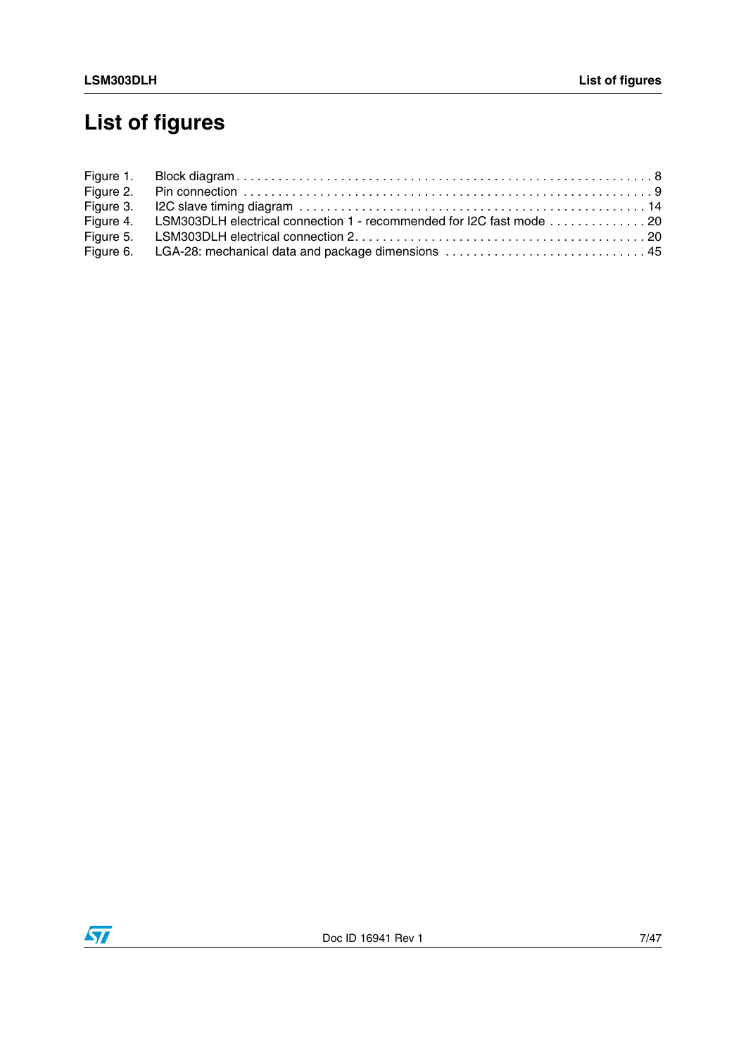# List of figures

Figure 1. Block diagram . . . . . . . . . . . . . . . . . . . . . . . . . . . . . . . . . . . . . . . . . . . . . . . . . . . . . . . . . . . . 8
Figure 2. Pin connection . . . . . . . . . . . . . . . . . . . . . . . . . . . . . . . . . . . . . . . . . . . . . . . . . . . . . . . . . . . 9
Figure 3. I2C slave timing diagram . . . . . . . . . . . . . . . . . . . . . . . . . . . . . . . . . . . . . . . . . . . . . . . . . 14
Figure 4. LSM303DLH electrical connection 1 - recommended for I2C fast mode . . . . . . . . . . . . . . 20
Figure 5. LSM303DLH electrical connection 2. . . . . . . . . . . . . . . . . . . . . . . . . . . . . . . . . . . . . . . . . . 20
Figure 6. LGA-28: mechanical data and package dimensions . . . . . . . . . . . . . . . . . . . . . . . . . . . . . 45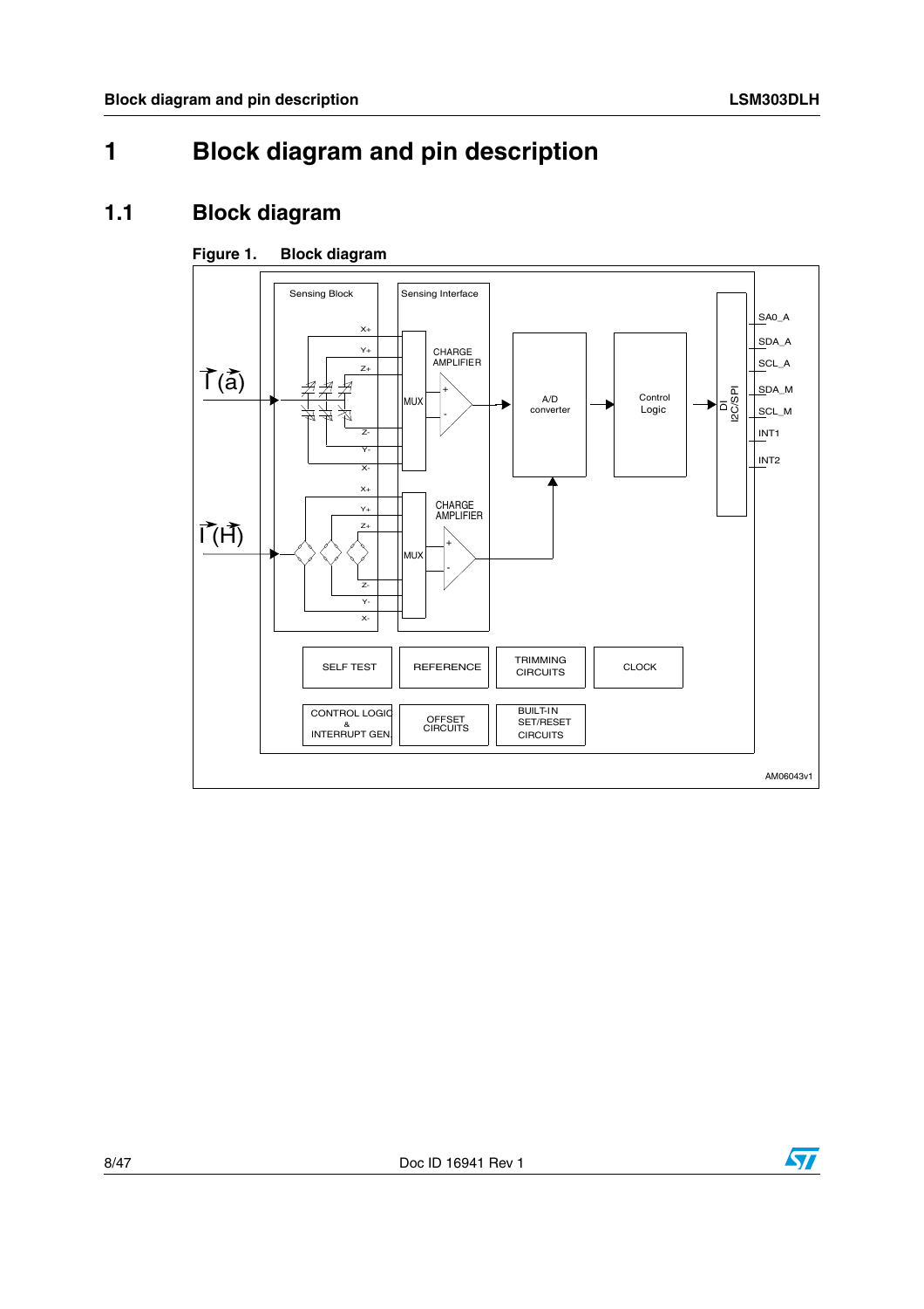# 1 Block diagram and pin description

## 1.1 Block diagram

**Figure 1. Block diagram**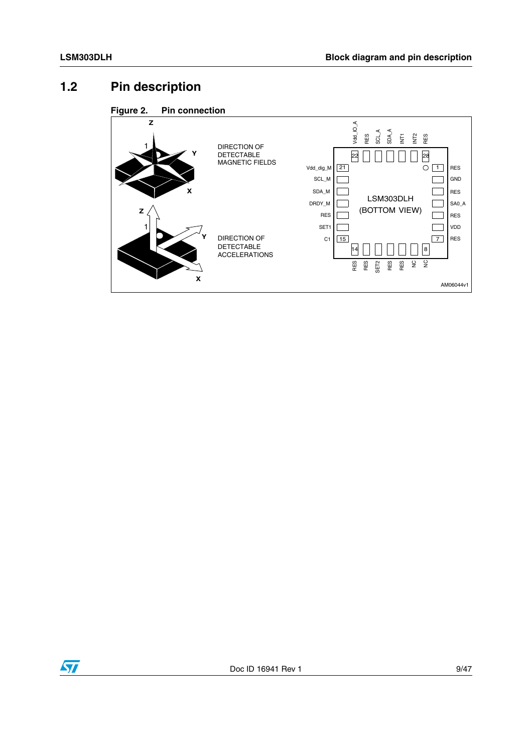## 1.2 Pin description

**Figure 2. Pin connection**

DIRECTION OF DETECTABLE MAGNETIC FIELDS

DIRECTION OF DETECTABLE ACCELERATIONS

LSM303DLH (BOTTOM VIEW)

AM06044v1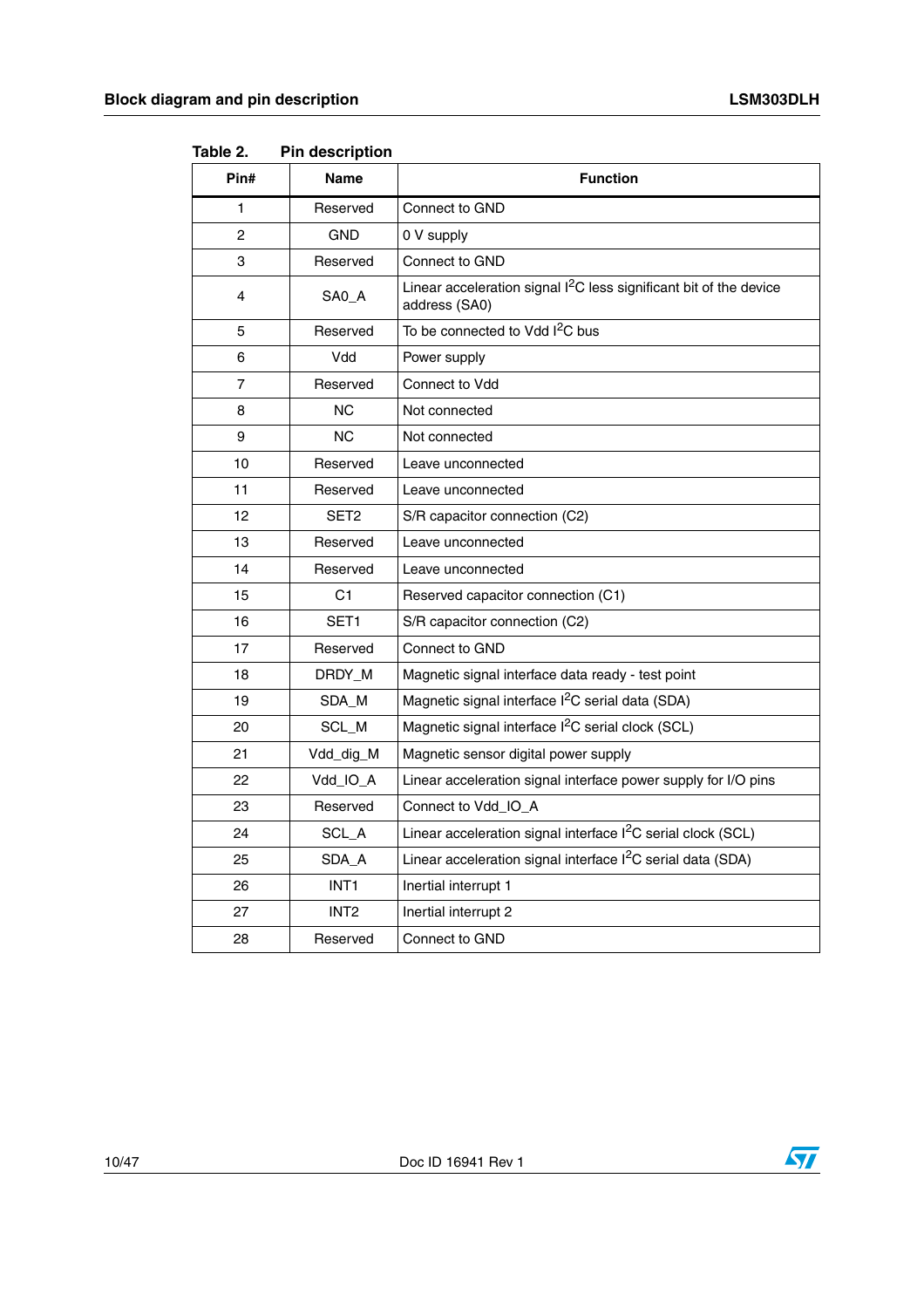**Table 2. Pin description**

| Pin# | Name | Function |
|---|---|---|
| 1 | Reserved | Connect to GND |
| 2 | GND | 0 V supply |
| 3 | Reserved | Connect to GND |
| 4 | SA0_A | Linear acceleration signal $I^2C$ less significant bit of the device address (SA0) |
| 5 | Reserved | To be connected to Vdd $I^2C$ bus |
| 6 | Vdd | Power supply |
| 7 | Reserved | Connect to Vdd |
| 8 | NC | Not connected |
| 9 | NC | Not connected |
| 10 | Reserved | Leave unconnected |
| 11 | Reserved | Leave unconnected |
| 12 | SET2 | S/R capacitor connection (C2) |
| 13 | Reserved | Leave unconnected |
| 14 | Reserved | Leave unconnected |
| 15 | C1 | Reserved capacitor connection (C1) |
| 16 | SET1 | S/R capacitor connection (C2) |
| 17 | Reserved | Connect to GND |
| 18 | DRDY_M | Magnetic signal interface data ready - test point |
| 19 | SDA_M | Magnetic signal interface $I^2C$ serial data (SDA) |
| 20 | SCL_M | Magnetic signal interface $I^2C$ serial clock (SCL) |
| 21 | Vdd_dig_M | Magnetic sensor digital power supply |
| 22 | Vdd_IO_A | Linear acceleration signal interface power supply for I/O pins |
| 23 | Reserved | Connect to Vdd_IO_A |
| 24 | SCL_A | Linear acceleration signal interface $I^2C$ serial clock (SCL) |
| 25 | SDA_A | Linear acceleration signal interface $I^2C$ serial data (SDA) |
| 26 | INT1 | Inertial interrupt 1 |
| 27 | INT2 | Inertial interrupt 2 |
| 28 | Reserved | Connect to GND |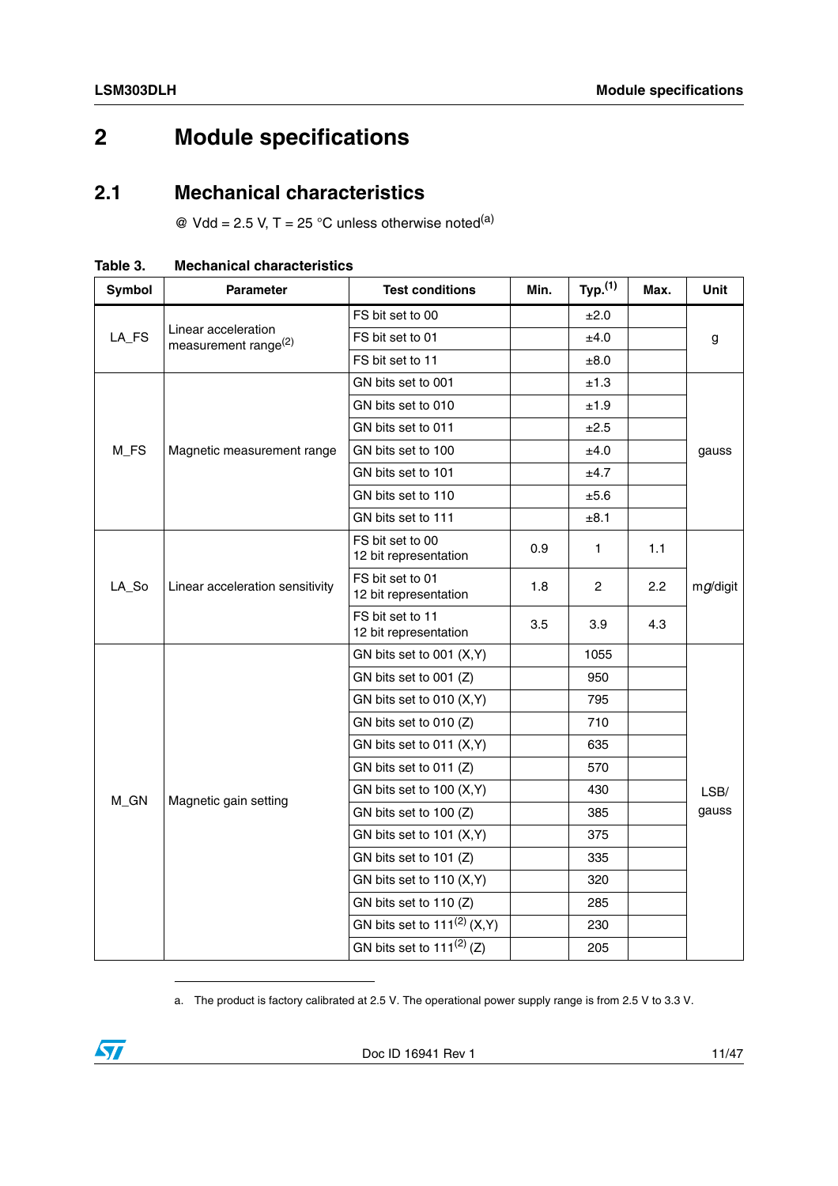# 2 Module specifications

## 2.1 Mechanical characteristics

@ Vdd = 2.5 V, T = 25 °C unless otherwise noted[(a)]

**Table 3. Mechanical characteristics**

| Symbol | Parameter | Test conditions | Min. | Typ.[(1)] | Max. | Unit |
|---|---|---|---|---|---|---|
| LA_FS | Linear acceleration measurement range[(2)] | FS bit set to 00 | | ±2.0 | | g |
| | | FS bit set to 01 | | ±4.0 | | |
| | | FS bit set to 11 | | ±8.0 | | |
| M_FS | Magnetic measurement range | GN bits set to 001 | | ±1.3 | | gauss |
| | | GN bits set to 010 | | ±1.9 | | |
| | | GN bits set to 011 | | ±2.5 | | |
| | | GN bits set to 100 | | ±4.0 | | |
| | | GN bits set to 101 | | ±4.7 | | |
| | | GN bits set to 110 | | ±5.6 | | |
| | | GN bits set to 111 | | ±8.1 | | |
| LA_So | Linear acceleration sensitivity | FS bit set to 00 12 bit representation | 0.9 | 1 | 1.1 | m*g*/digit |
| | | FS bit set to 01 12 bit representation | 1.8 | 2 | 2.2 | |
| | | FS bit set to 11 12 bit representation | 3.5 | 3.9 | 4.3 | |
| M_GN | Magnetic gain setting | GN bits set to 001 (X,Y) | | 1055 | | LSB/ gauss |
| | | GN bits set to 001 (Z) | | 950 | | |
| | | GN bits set to 010 (X,Y) | | 795 | | |
| | | GN bits set to 010 (Z) | | 710 | | |
| | | GN bits set to 011 (X,Y) | | 635 | | |
| | | GN bits set to 011 (Z) | | 570 | | |
| | | GN bits set to 100 (X,Y) | | 430 | | |
| | | GN bits set to 100 (Z) | | 385 | | |
| | | GN bits set to 101 (X,Y) | | 375 | | |
| | | GN bits set to 101 (Z) | | 335 | | |
| | | GN bits set to 110 (X,Y) | | 320 | | |
| | | GN bits set to 110 (Z) | | 285 | | |
| | | GN bits set to 111[(2)] (X,Y) | | 230 | | |
| | | GN bits set to 111[(2)] (Z) | | 205 | | |

a. The product is factory calibrated at 2.5 V. The operational power supply range is from 2.5 V to 3.3 V.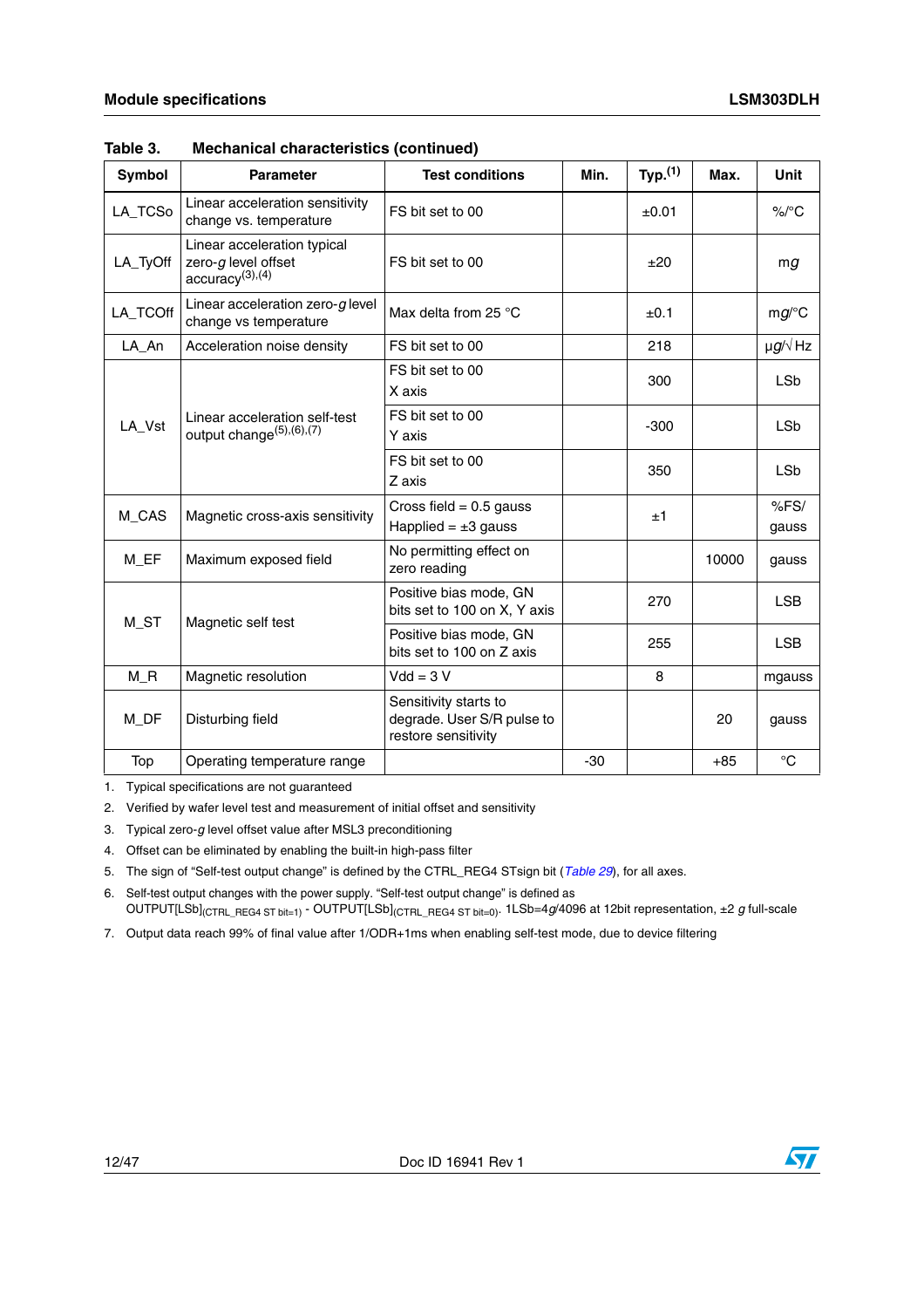**Table 3. Mechanical characteristics (continued)**

| Symbol | Parameter | Test conditions | Min. | Typ.[1] | Max. | Unit |
|---|---|---|---|---|---|---|
| LA_TCSo | Linear acceleration sensitivity change vs. temperature | FS bit set to 00 | | ±0.01 | | %/°C |
| LA_TyOff | Linear acceleration typical zero-*g* level offset accuracy[3],[4] | FS bit set to 00 | | ±20 | | m*g* |
| LA_TCOff | Linear acceleration zero-*g* level change vs temperature | Max delta from 25 °C | | ±0.1 | | m*g*/°C |
| LA_An | Acceleration noise density | FS bit set to 00 | | 218 | | μ*g*/√Hz |
| LA_Vst | Linear acceleration self-test output change[5],[6],[7] | FS bit set to 00 X axis | | 300 | | LSb |
| | | FS bit set to 00 Y axis | | -300 | | LSb |
| | | FS bit set to 00 Z axis | | 350 | | LSb |
| M_CAS | Magnetic cross-axis sensitivity | Cross field = 0.5 gauss Happlied = ±3 gauss | | ±1 | | %FS/ gauss |
| M_EF | Maximum exposed field | No permitting effect on zero reading | | | 10000 | gauss |
| M_ST | Magnetic self test | Positive bias mode, GN bits set to 100 on X, Y axis | | 270 | | LSB |
| | | Positive bias mode, GN bits set to 100 on Z axis | | 255 | | LSB |
| M_R | Magnetic resolution | Vdd = 3 V | | 8 | | mgauss |
| M_DF | Disturbing field | Sensitivity starts to degrade. User S/R pulse to restore sensitivity | | | 20 | gauss |
| Top | Operating temperature range | | -30 | | +85 | °C |

1. Typical specifications are not guaranteed
2. Verified by wafer level test and measurement of initial offset and sensitivity
3. Typical zero-*g* level offset value after MSL3 preconditioning
4. Offset can be eliminated by enabling the built-in high-pass filter
5. The sign of "Self-test output change" is defined by the CTRL_REG4 STsign bit (*Table 29*), for all axes.
6. Self-test output changes with the power supply. "Self-test output change" is defined as $OUTPUT[LSb]_{(CTRL\_REG4\ ST\ bit=1)}$ - $OUTPUT[LSb]_{(CTRL\_REG4\ ST\ bit=0)}$. 1LSb=4*g*/4096 at 12bit representation, ±2 *g* full-scale
7. Output data reach 99% of final value after 1/ODR+1ms when enabling self-test mode, due to device filtering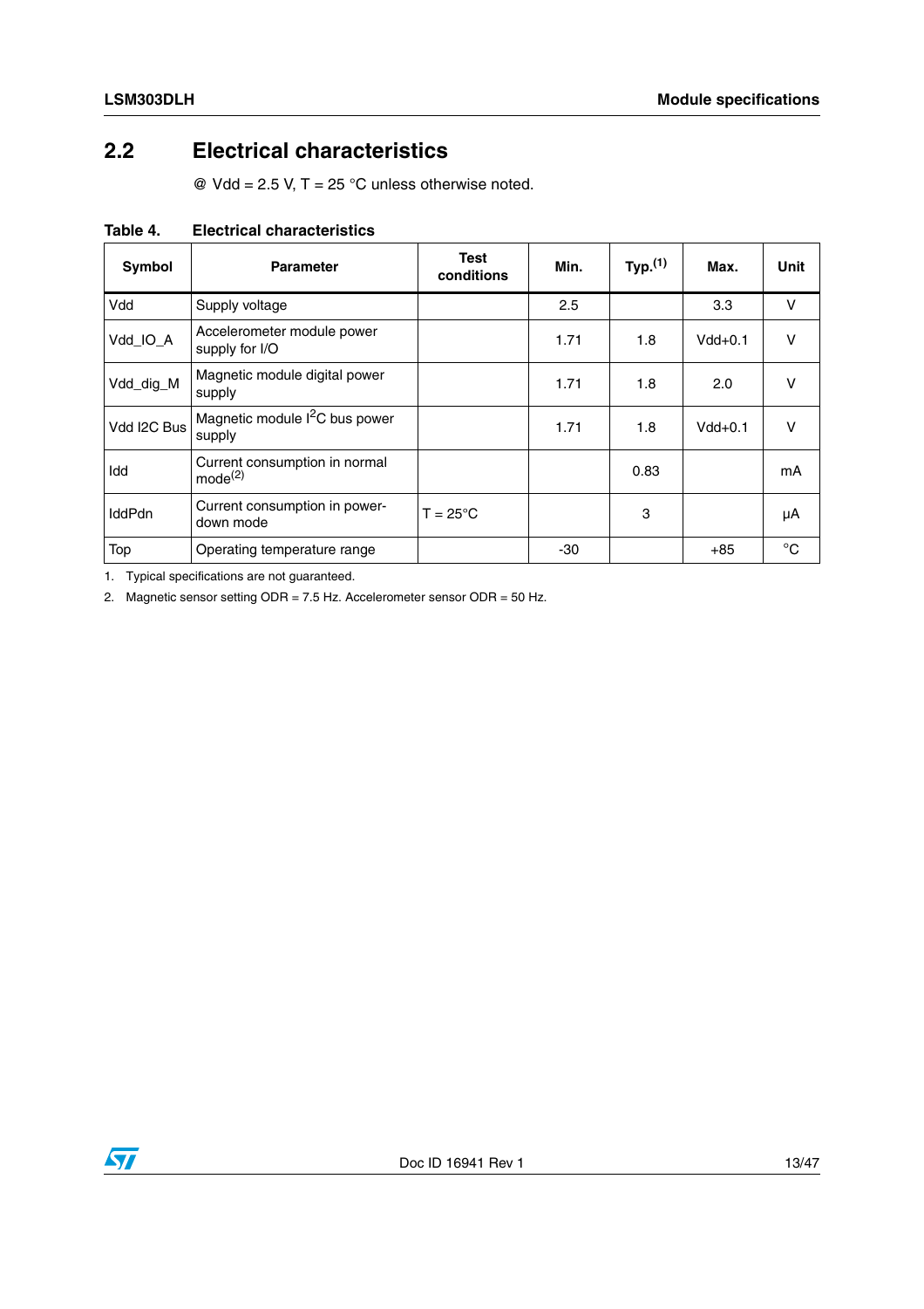## 2.2 Electrical characteristics

@ Vdd = 2.5 V, T = 25 °C unless otherwise noted.

**Table 4. Electrical characteristics**

| Symbol | Parameter | Test conditions | Min. | Typ.[1] | Max. | Unit |
|---|---|---|---|---|---|---|
| Vdd | Supply voltage | | 2.5 | | 3.3 | V |
| Vdd_IO_A | Accelerometer module power supply for I/O | | 1.71 | 1.8 | Vdd+0.1 | V |
| Vdd_dig_M | Magnetic module digital power supply | | 1.71 | 1.8 | 2.0 | V |
| Vdd I2C Bus | Magnetic module $I^2C$ bus power supply | | 1.71 | 1.8 | Vdd+0.1 | V |
| Idd | Current consumption in normal mode[2] | | | 0.83 | | mA |
| IddPdn | Current consumption in power-down mode | T = 25°C | | 3 | | µA |
| Top | Operating temperature range | | -30 | | +85 | °C |

1. Typical specifications are not guaranteed.
2. Magnetic sensor setting ODR = 7.5 Hz. Accelerometer sensor ODR = 50 Hz.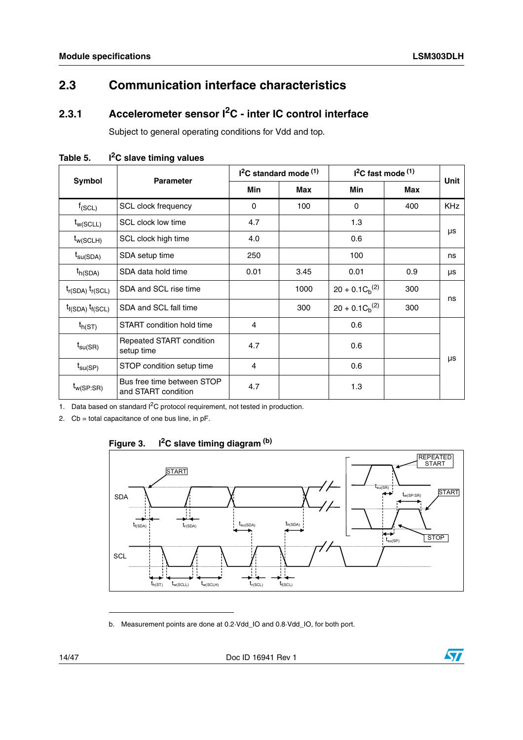## 2.3 Communication interface characteristics

### 2.3.1 Accelerometer sensor I²C - inter IC control interface

Subject to general operating conditions for Vdd and top.

**Table 5. I²C slave timing values**

| Symbol | Parameter | I²C standard mode (1) | | I²C fast mode (1) | | Unit |
|---|---|---|---|---|---|---|
| | | Min | Max | Min | Max | |
| $f_{(SCL)}$ | SCL clock frequency | 0 | 100 | 0 | 400 | KHz |
| $t_{w(SCLL)}$ | SCL clock low time | 4.7 | | 1.3 | | µs |
| $t_{w(SCLH)}$ | SCL clock high time | 4.0 | | 0.6 | | µs |
| $t_{su(SDA)}$ | SDA setup time | 250 | | 100 | | ns |
| $t_{h(SDA)}$ | SDA data hold time | 0.01 | 3.45 | 0.01 | 0.9 | µs |
| $t_{r(SDA)}$ $t_{r(SCL)}$ | SDA and SCL rise time | | 1000 | $20 + 0.1C_b$ (2) | 300 | ns |
| $t_{f(SDA)}$ $t_{f(SCL)}$ | SDA and SCL fall time | | 300 | $20 + 0.1C_b$ (2) | 300 | ns |
| $t_{h(ST)}$ | START condition hold time | 4 | | 0.6 | | µs |
| $t_{su(SR)}$ | Repeated START condition setup time | 4.7 | | 0.6 | | µs |
| $t_{su(SP)}$ | STOP condition setup time | 4 | | 0.6 | | µs |
| $t_{w(SP:SR)}$ | Bus free time between STOP and START condition | 4.7 | | 1.3 | | µs |

1. Data based on standard I²C protocol requirement, not tested in production.
2. Cb = total capacitance of one bus line, in pF.

**Figure 3. I²C slave timing diagram (b)**

b. Measurement points are done at 0.2·Vdd_IO and 0.8·Vdd_IO, for both port.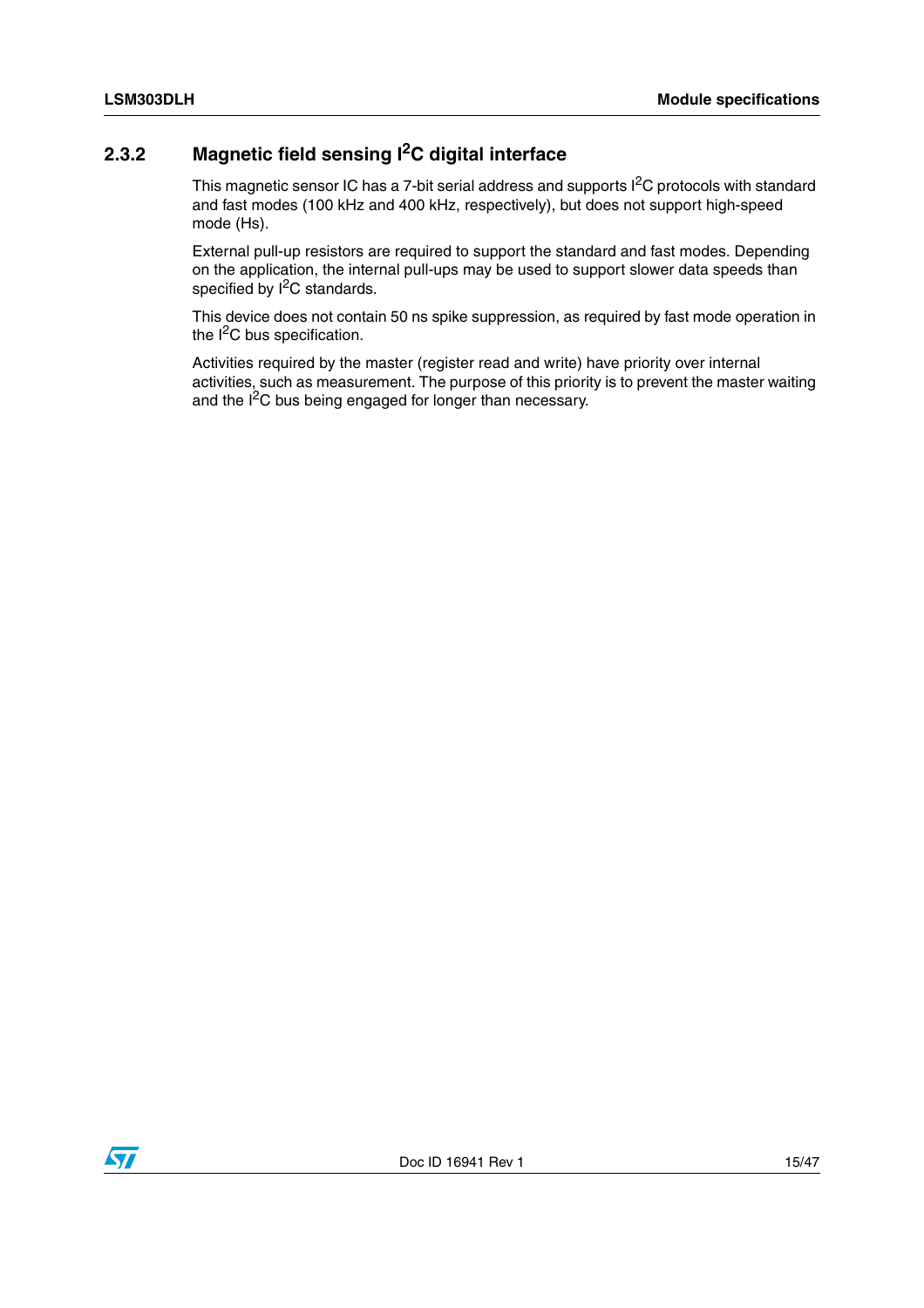### 2.3.2 Magnetic field sensing I²C digital interface

This magnetic sensor IC has a 7-bit serial address and supports I²C protocols with standard and fast modes (100 kHz and 400 kHz, respectively), but does not support high-speed mode (Hs).

External pull-up resistors are required to support the standard and fast modes. Depending on the application, the internal pull-ups may be used to support slower data speeds than specified by I²C standards.

This device does not contain 50 ns spike suppression, as required by fast mode operation in the I²C bus specification.

Activities required by the master (register read and write) have priority over internal activities, such as measurement. The purpose of this priority is to prevent the master waiting and the I²C bus being engaged for longer than necessary.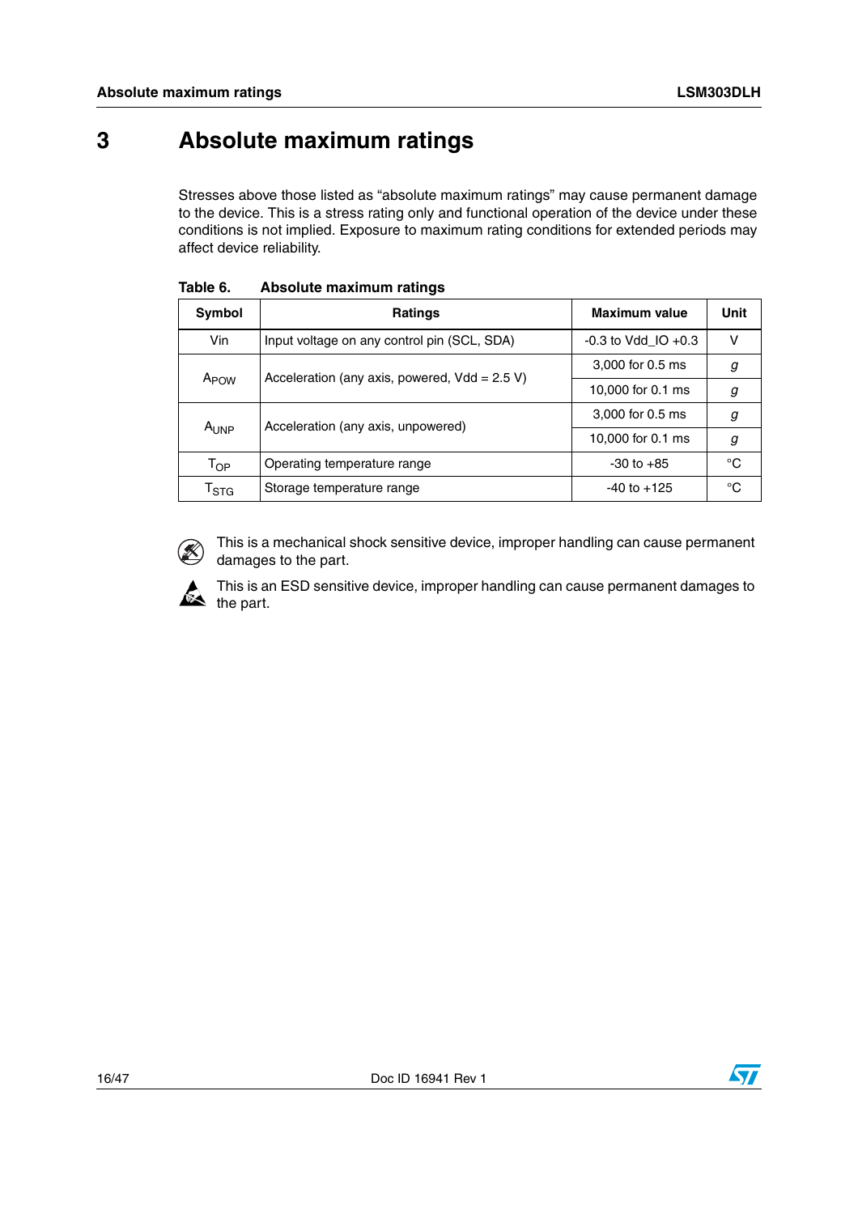# 3 Absolute maximum ratings

Stresses above those listed as “absolute maximum ratings” may cause permanent damage to the device. This is a stress rating only and functional operation of the device under these conditions is not implied. Exposure to maximum rating conditions for extended periods may affect device reliability.

**Table 6. Absolute maximum ratings**

| Symbol | Ratings | Maximum value | Unit |
|---|---|---|---|
| Vin | Input voltage on any control pin (SCL, SDA) | -0.3 to Vdd_IO +0.3 | V |
| $A_{POW}$ | Acceleration (any axis, powered, Vdd = 2.5 V) | 3,000 for 0.5 ms | *g* |
| | | 10,000 for 0.1 ms | *g* |
| $A_{UNP}$ | Acceleration (any axis, unpowered) | 3,000 for 0.5 ms | *g* |
| | | 10,000 for 0.1 ms | *g* |
| $T_{OP}$ | Operating temperature range | -30 to +85 | °C |
| $T_{STG}$ | Storage temperature range | -40 to +125 | °C |

This is a mechanical shock sensitive device, improper handling can cause permanent damages to the part.

This is an ESD sensitive device, improper handling can cause permanent damages to the part.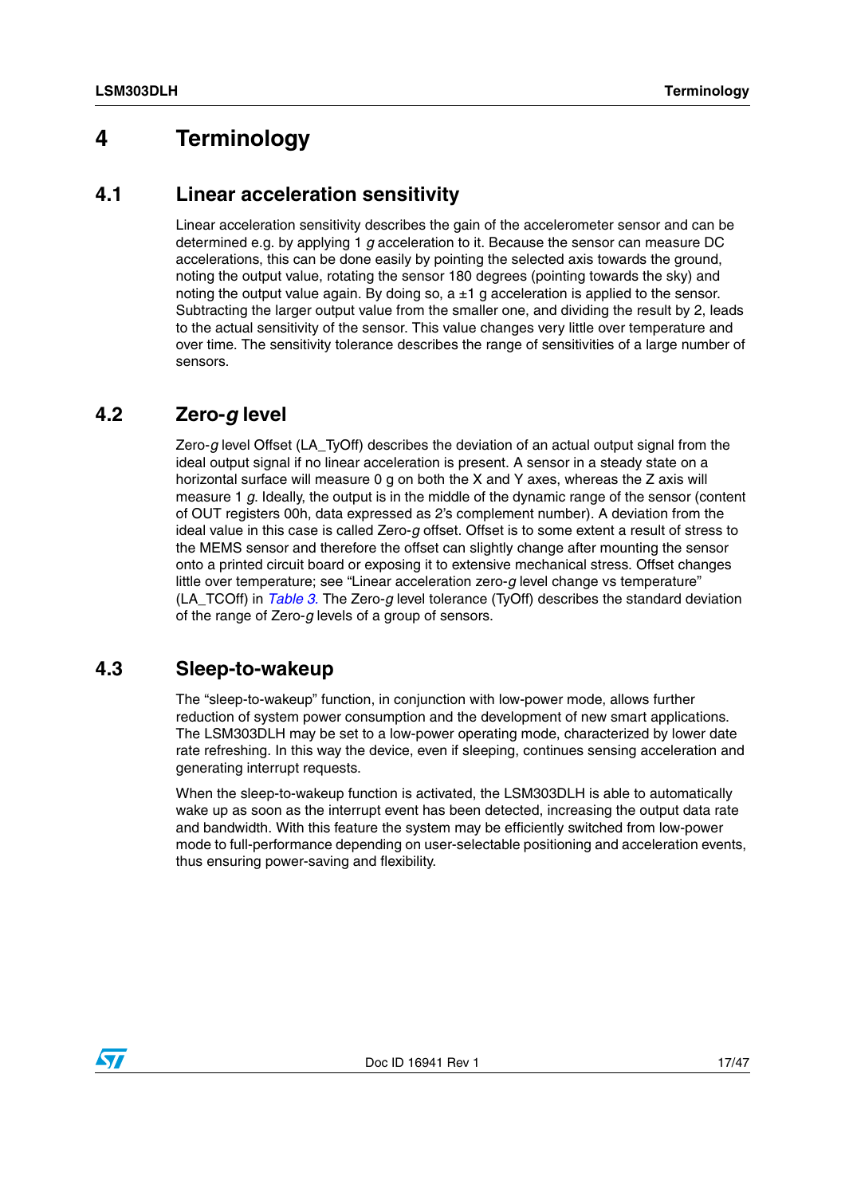# 4 Terminology

## 4.1 Linear acceleration sensitivity

Linear acceleration sensitivity describes the gain of the accelerometer sensor and can be determined e.g. by applying 1 *g* acceleration to it. Because the sensor can measure DC accelerations, this can be done easily by pointing the selected axis towards the ground, noting the output value, rotating the sensor 180 degrees (pointing towards the sky) and noting the output value again. By doing so, a ±1 g acceleration is applied to the sensor. Subtracting the larger output value from the smaller one, and dividing the result by 2, leads to the actual sensitivity of the sensor. This value changes very little over temperature and over time. The sensitivity tolerance describes the range of sensitivities of a large number of sensors.

## 4.2 Zero-*g* level

Zero-*g* level Offset (LA_TyOff) describes the deviation of an actual output signal from the ideal output signal if no linear acceleration is present. A sensor in a steady state on a horizontal surface will measure 0 g on both the X and Y axes, whereas the Z axis will measure 1 *g*. Ideally, the output is in the middle of the dynamic range of the sensor (content of OUT registers 00h, data expressed as 2's complement number). A deviation from the ideal value in this case is called Zero-*g* offset. Offset is to some extent a result of stress to the MEMS sensor and therefore the offset can slightly change after mounting the sensor onto a printed circuit board or exposing it to extensive mechanical stress. Offset changes little over temperature; see "Linear acceleration zero-*g* level change vs temperature" (LA_TCOff) in *Table 3*. The Zero-*g* level tolerance (TyOff) describes the standard deviation of the range of Zero-*g* levels of a group of sensors.

## 4.3 Sleep-to-wakeup

The "sleep-to-wakeup" function, in conjunction with low-power mode, allows further reduction of system power consumption and the development of new smart applications. The LSM303DLH may be set to a low-power operating mode, characterized by lower date rate refreshing. In this way the device, even if sleeping, continues sensing acceleration and generating interrupt requests.

When the sleep-to-wakeup function is activated, the LSM303DLH is able to automatically wake up as soon as the interrupt event has been detected, increasing the output data rate and bandwidth. With this feature the system may be efficiently switched from low-power mode to full-performance depending on user-selectable positioning and acceleration events, thus ensuring power-saving and flexibility.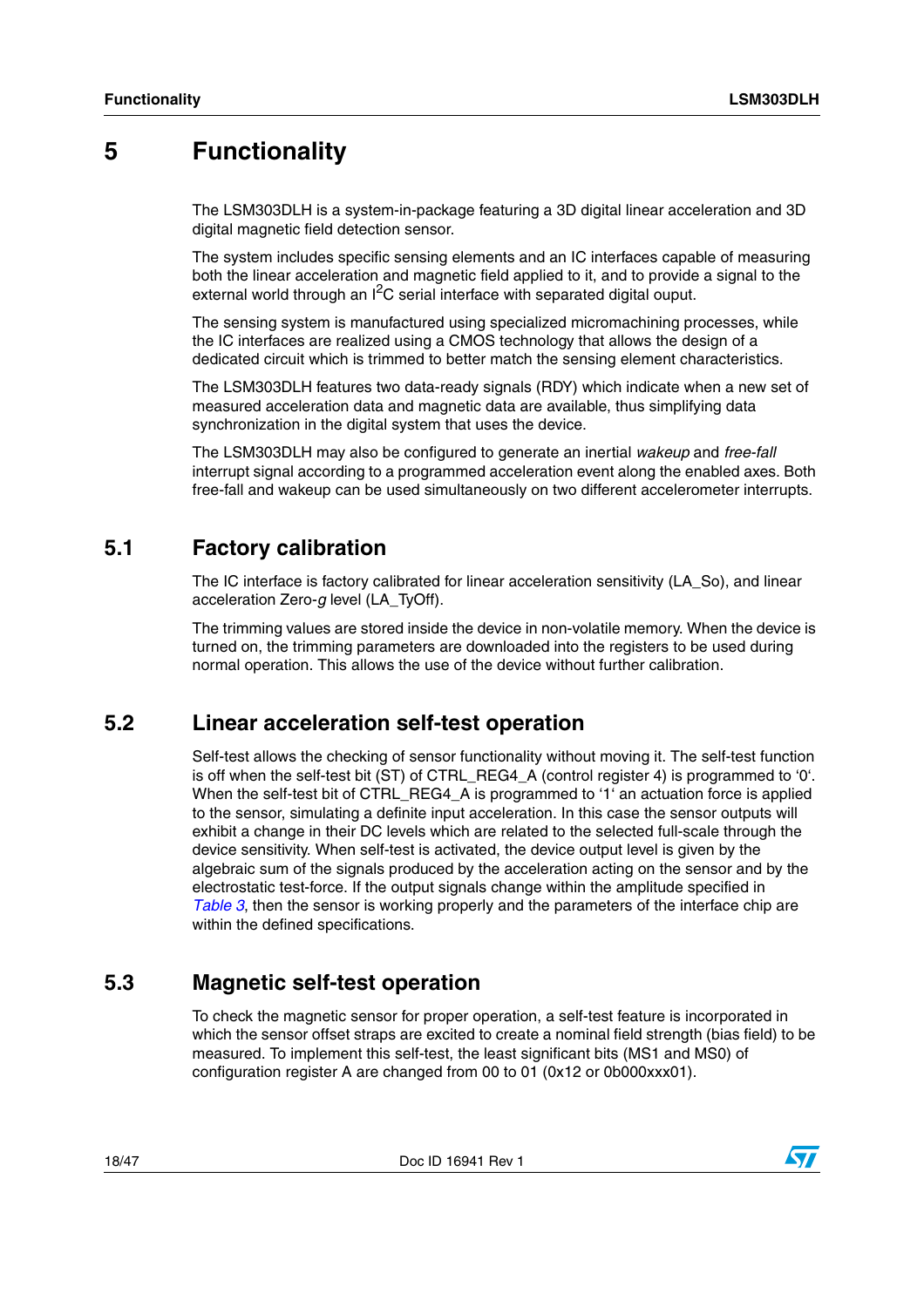// 5 Functionality

The LSM303DLH is a system-in-package featuring a 3D digital linear acceleration and 3D digital magnetic field detection sensor.

The system includes specific sensing elements and an IC interfaces capable of measuring both the linear acceleration and magnetic field applied to it, and to provide a signal to the external world through an $I^2C$ serial interface with separated digital ouput.

The sensing system is manufactured using specialized micromachining processes, while the IC interfaces are realized using a CMOS technology that allows the design of a dedicated circuit which is trimmed to better match the sensing element characteristics.

The LSM303DLH features two data-ready signals (RDY) which indicate when a new set of measured acceleration data and magnetic data are available, thus simplifying data synchronization in the digital system that uses the device.

The LSM303DLH may also be configured to generate an inertial *wakeup* and *free-fall* interrupt signal according to a programmed acceleration event along the enabled axes. Both free-fall and wakeup can be used simultaneously on two different accelerometer interrupts.

## 5.1 Factory calibration

The IC interface is factory calibrated for linear acceleration sensitivity (LA_So), and linear acceleration Zero-*g* level (LA_TyOff).

The trimming values are stored inside the device in non-volatile memory. When the device is turned on, the trimming parameters are downloaded into the registers to be used during normal operation. This allows the use of the device without further calibration.

## 5.2 Linear acceleration self-test operation

Self-test allows the checking of sensor functionality without moving it. The self-test function is off when the self-test bit (ST) of CTRL_REG4_A (control register 4) is programmed to '0'. When the self-test bit of CTRL_REG4_A is programmed to '1' an actuation force is applied to the sensor, simulating a definite input acceleration. In this case the sensor outputs will exhibit a change in their DC levels which are related to the selected full-scale through the device sensitivity. When self-test is activated, the device output level is given by the algebraic sum of the signals produced by the acceleration acting on the sensor and by the electrostatic test-force. If the output signals change within the amplitude specified in *Table 3*, then the sensor is working properly and the parameters of the interface chip are within the defined specifications.

## 5.3 Magnetic self-test operation

To check the magnetic sensor for proper operation, a self-test feature is incorporated in which the sensor offset straps are excited to create a nominal field strength (bias field) to be measured. To implement this self-test, the least significant bits (MS1 and MS0) of configuration register A are changed from 00 to 01 (0x12 or 0b000xxx01).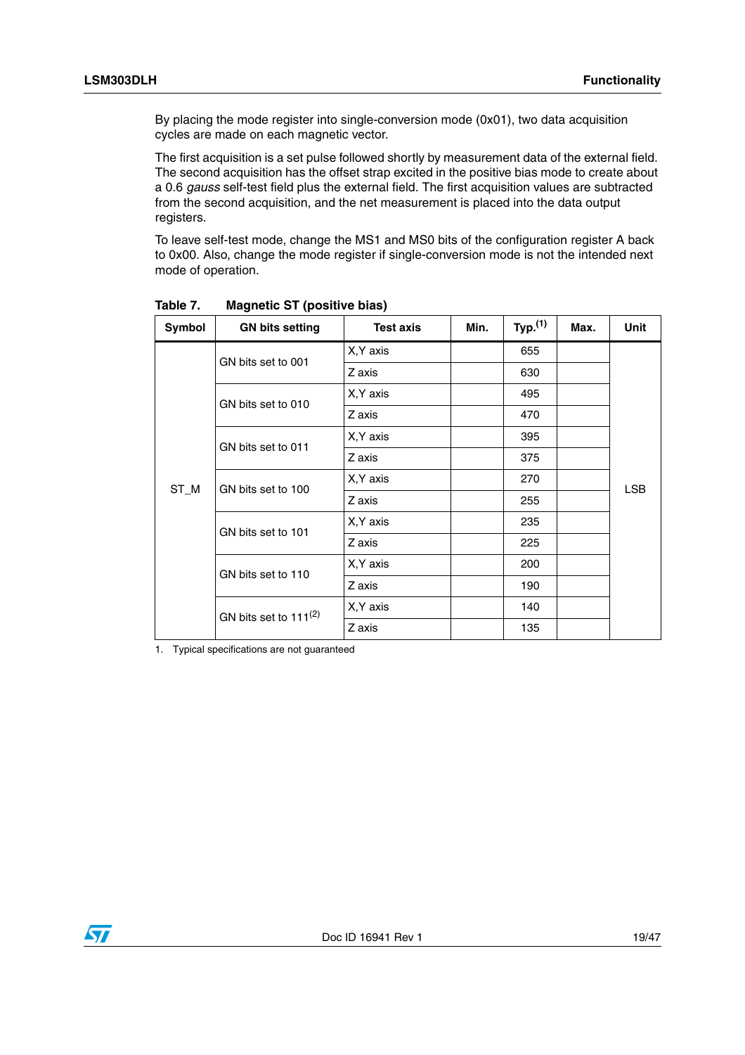By placing the mode register into single-conversion mode (0x01), two data acquisition cycles are made on each magnetic vector.

The first acquisition is a set pulse followed shortly by measurement data of the external field. The second acquisition has the offset strap excited in the positive bias mode to create about a 0.6 *gauss* self-test field plus the external field. The first acquisition values are subtracted from the second acquisition, and the net measurement is placed into the data output registers.

To leave self-test mode, change the MS1 and MS0 bits of the configuration register A back to 0x00. Also, change the mode register if single-conversion mode is not the intended next mode of operation.

**Table 7. Magnetic ST (positive bias)**

| Symbol | GN bits setting | Test axis | Min. | Typ.[1] | Max. | Unit |
|---|---|---|---|---|---|---|
| ST_M | GN bits set to 001 | X,Y axis | | 655 | | LSB |
| | | Z axis | | 630 | | |
| | GN bits set to 010 | X,Y axis | | 495 | | |
| | | Z axis | | 470 | | |
| | GN bits set to 011 | X,Y axis | | 395 | | |
| | | Z axis | | 375 | | |
| | GN bits set to 100 | X,Y axis | | 270 | | |
| | | Z axis | | 255 | | |
| | GN bits set to 101 | X,Y axis | | 235 | | |
| | | Z axis | | 225 | | |
| | GN bits set to 110 | X,Y axis | | 200 | | |
| | | Z axis | | 190 | | |
| | GN bits set to 111[2] | X,Y axis | | 140 | | |
| | | Z axis | | 135 | | |

1. Typical specifications are not guaranteed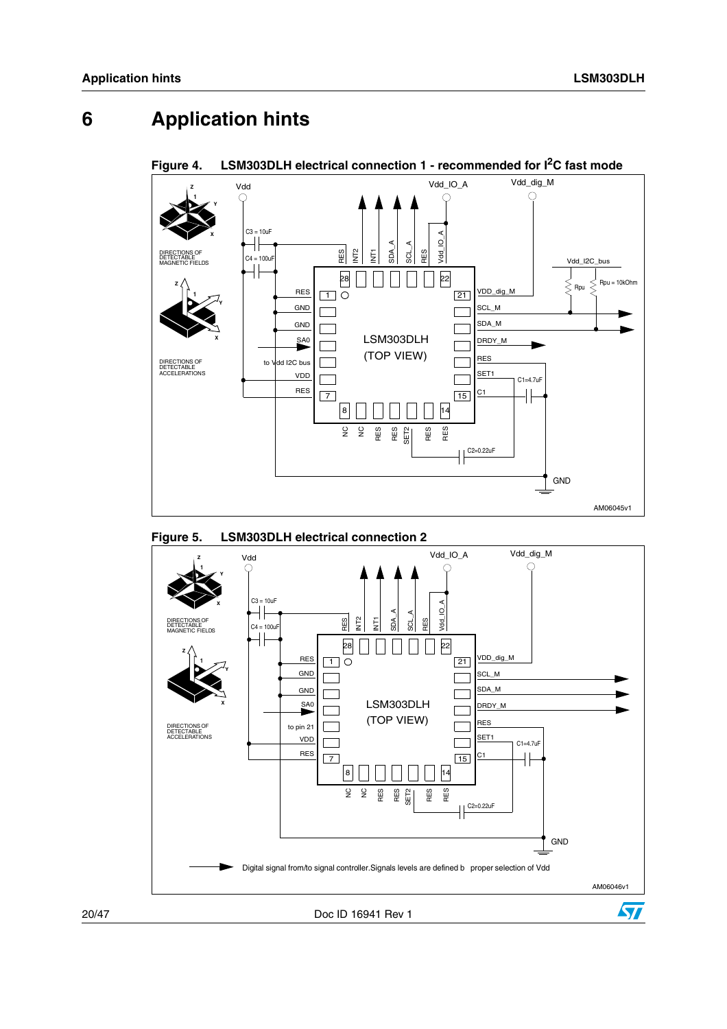# 6 Application hints

**Figure 4. LSM303DLH electrical connection 1 - recommended for I²C fast mode**

**Figure 5. LSM303DLH electrical connection 2**

Digital signal from/to signal controller.Signals levels are defined b proper selection of Vdd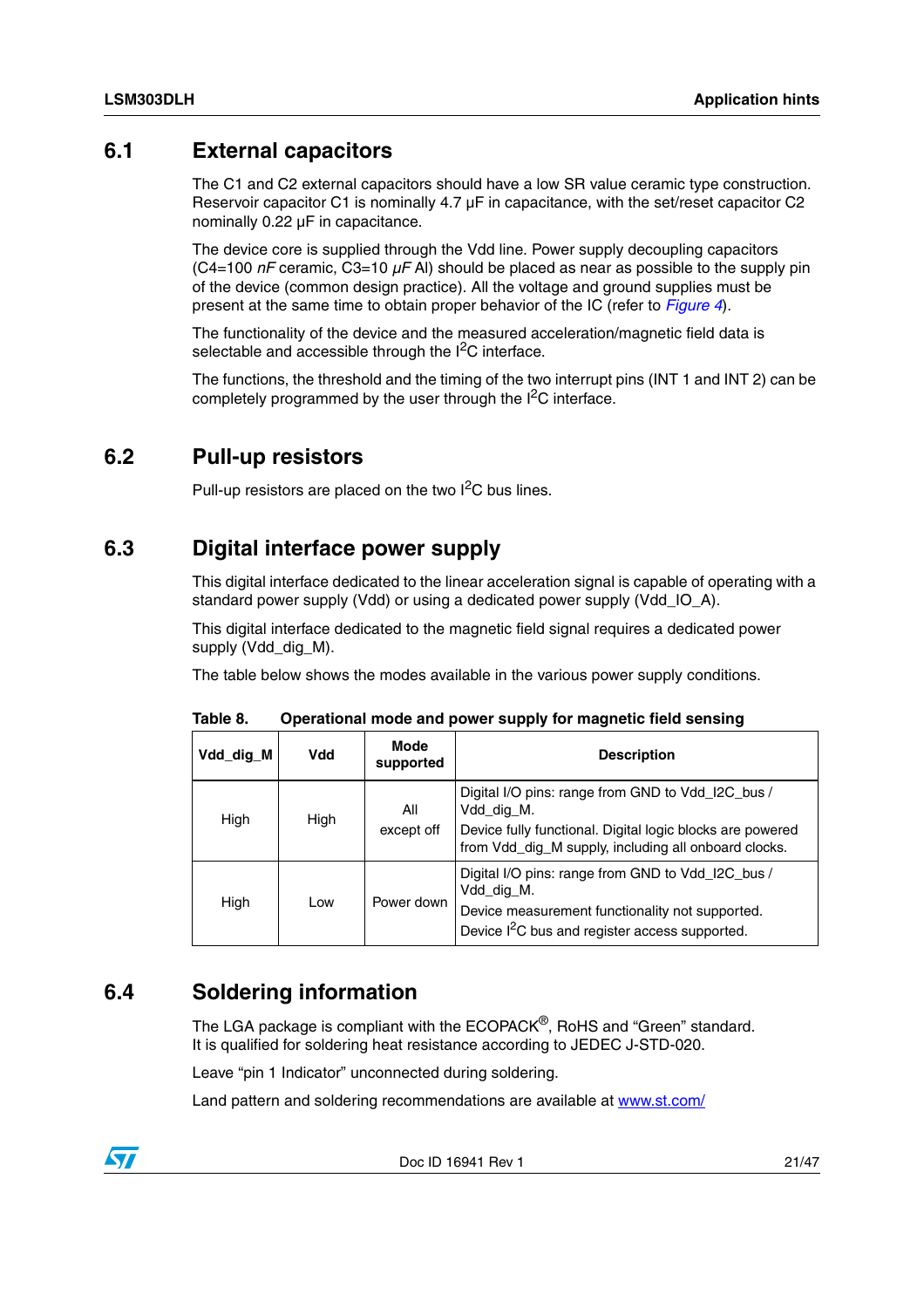## 6.1 External capacitors

The C1 and C2 external capacitors should have a low SR value ceramic type construction. Reservoir capacitor C1 is nominally 4.7 µF in capacitance, with the set/reset capacitor C2 nominally 0.22 µF in capacitance.

The device core is supplied through the Vdd line. Power supply decoupling capacitors (C4=100 *nF* ceramic, C3=10 *µF* Al) should be placed as near as possible to the supply pin of the device (common design practice). All the voltage and ground supplies must be present at the same time to obtain proper behavior of the IC (refer to *Figure 4*).

The functionality of the device and the measured acceleration/magnetic field data is selectable and accessible through the I²C interface.

The functions, the threshold and the timing of the two interrupt pins (INT 1 and INT 2) can be completely programmed by the user through the I²C interface.

## 6.2 Pull-up resistors

Pull-up resistors are placed on the two I²C bus lines.

## 6.3 Digital interface power supply

This digital interface dedicated to the linear acceleration signal is capable of operating with a standard power supply (Vdd) or using a dedicated power supply (Vdd_IO_A).

This digital interface dedicated to the magnetic field signal requires a dedicated power supply (Vdd_dig_M).

The table below shows the modes available in the various power supply conditions.

**Table 8. Operational mode and power supply for magnetic field sensing**

| Vdd_dig_M | Vdd | Mode supported | Description |
|---|---|---|---|
| High | High | All except off | Digital I/O pins: range from GND to Vdd_I2C_bus / Vdd_dig_M.<br>Device fully functional. Digital logic blocks are powered from Vdd_dig_M supply, including all onboard clocks. |
| High | Low | Power down | Digital I/O pins: range from GND to Vdd_I2C_bus / Vdd_dig_M.<br>Device measurement functionality not supported.<br>Device I²C bus and register access supported. |

## 6.4 Soldering information

The LGA package is compliant with the ECOPACK®, RoHS and "Green" standard.
It is qualified for soldering heat resistance according to JEDEC J-STD-020.

Leave "pin 1 Indicator" unconnected during soldering.

Land pattern and soldering recommendations are available at www.st.com/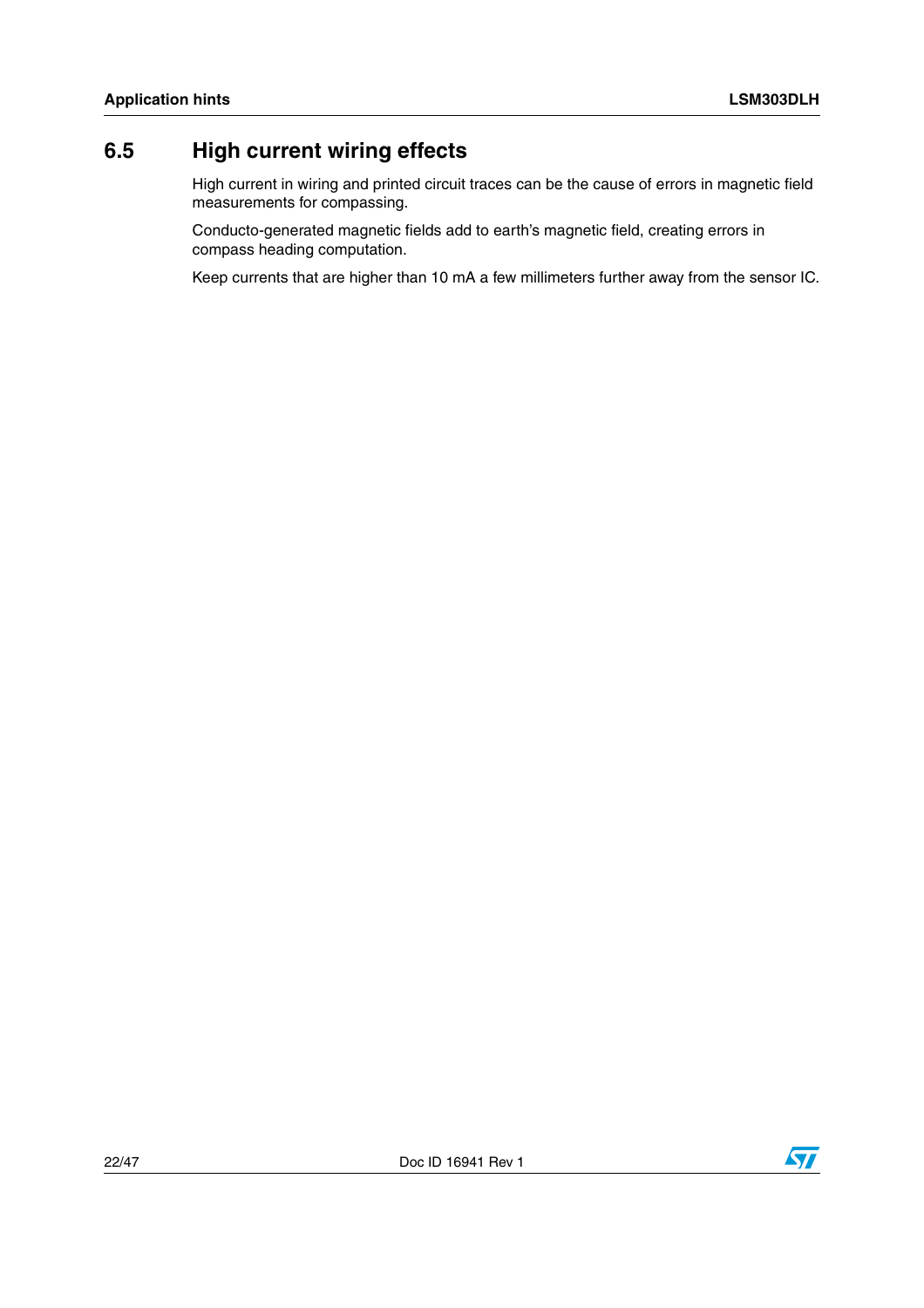## 6.5 High current wiring effects

High current in wiring and printed circuit traces can be the cause of errors in magnetic field measurements for compassing.

Conducto-generated magnetic fields add to earth's magnetic field, creating errors in compass heading computation.

Keep currents that are higher than 10 mA a few millimeters further away from the sensor IC.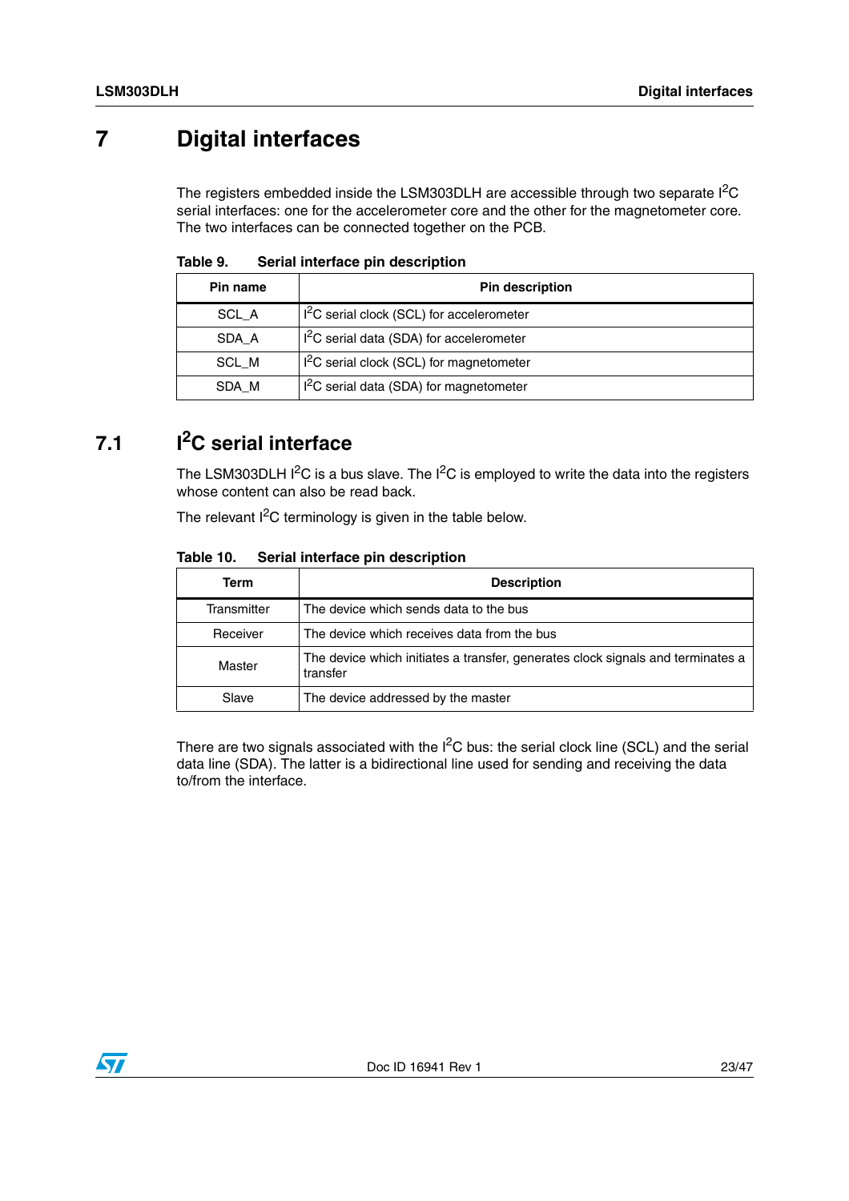# 7 Digital interfaces

The registers embedded inside the LSM303DLH are accessible through two separate $I^2C$ serial interfaces: one for the accelerometer core and the other for the magnetometer core. The two interfaces can be connected together on the PCB.

**Table 9. Serial interface pin description**

| Pin name | Pin description |
|---|---|
| SCL_A | $I^2C$ serial clock (SCL) for accelerometer |
| SDA_A | $I^2C$ serial data (SDA) for accelerometer |
| SCL_M | $I^2C$ serial clock (SCL) for magnetometer |
| SDA_M | $I^2C$ serial data (SDA) for magnetometer |

## 7.1 $I^2C$ serial interface

The LSM303DLH $I^2C$ is a bus slave. The $I^2C$ is employed to write the data into the registers whose content can also be read back.

The relevant $I^2C$ terminology is given in the table below.

**Table 10. Serial interface pin description**

| Term | Description |
|---|---|
| Transmitter | The device which sends data to the bus |
| Receiver | The device which receives data from the bus |
| Master | The device which initiates a transfer, generates clock signals and terminates a transfer |
| Slave | The device addressed by the master |

There are two signals associated with the $I^2C$ bus: the serial clock line (SCL) and the serial data line (SDA). The latter is a bidirectional line used for sending and receiving the data to/from the interface.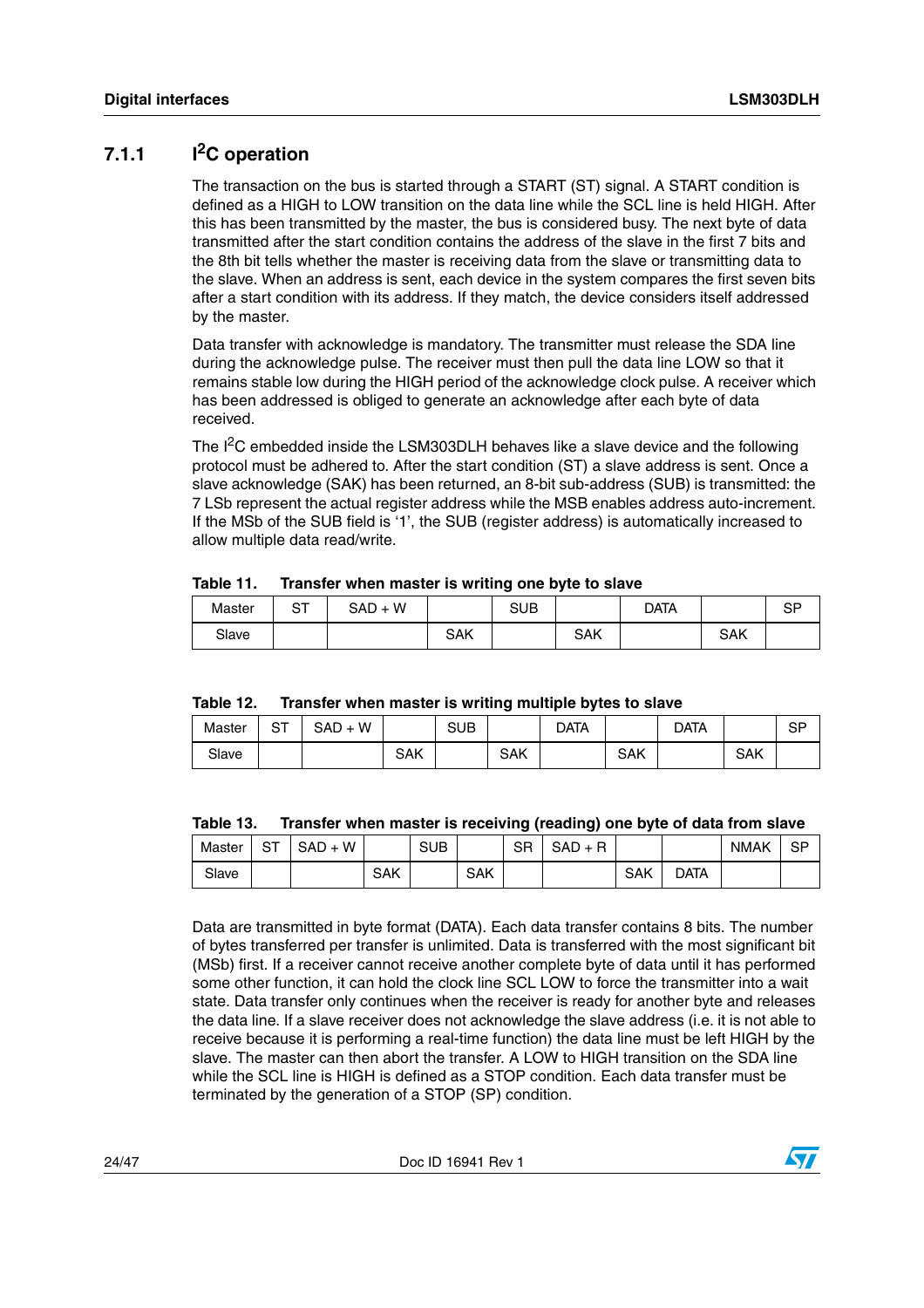### 7.1.1 I²C operation

The transaction on the bus is started through a START (ST) signal. A START condition is defined as a HIGH to LOW transition on the data line while the SCL line is held HIGH. After this has been transmitted by the master, the bus is considered busy. The next byte of data transmitted after the start condition contains the address of the slave in the first 7 bits and the 8th bit tells whether the master is receiving data from the slave or transmitting data to the slave. When an address is sent, each device in the system compares the first seven bits after a start condition with its address. If they match, the device considers itself addressed by the master.

Data transfer with acknowledge is mandatory. The transmitter must release the SDA line during the acknowledge pulse. The receiver must then pull the data line LOW so that it remains stable low during the HIGH period of the acknowledge clock pulse. A receiver which has been addressed is obliged to generate an acknowledge after each byte of data received.

The I²C embedded inside the LSM303DLH behaves like a slave device and the following protocol must be adhered to. After the start condition (ST) a slave address is sent. Once a slave acknowledge (SAK) has been returned, an 8-bit sub-address (SUB) is transmitted: the 7 LSb represent the actual register address while the MSB enables address auto-increment. If the MSb of the SUB field is '1', the SUB (register address) is automatically increased to allow multiple data read/write.

**Table 11. Transfer when master is writing one byte to slave**

| Master | ST | SAD + W | | SUB | | DATA | | SP |
|---|---|---|---|---|---|---|---|---|
| Slave | | | SAK | | SAK | | SAK | |

**Table 12. Transfer when master is writing multiple bytes to slave**

| Master | ST | SAD + W | | SUB | | DATA | | DATA | | SP |
|---|---|---|---|---|---|---|---|---|---|---|
| Slave | | | SAK | | SAK | | SAK | | SAK | |

**Table 13. Transfer when master is receiving (reading) one byte of data from slave**

| Master | ST | SAD + W | | SUB | | SR | SAD + R | | | NMAK | SP |
|---|---|---|---|---|---|---|---|---|---|---|---|
| Slave | | | SAK | | SAK | | | SAK | DATA | | |

Data are transmitted in byte format (DATA). Each data transfer contains 8 bits. The number of bytes transferred per transfer is unlimited. Data is transferred with the most significant bit (MSb) first. If a receiver cannot receive another complete byte of data until it has performed some other function, it can hold the clock line SCL LOW to force the transmitter into a wait state. Data transfer only continues when the receiver is ready for another byte and releases the data line. If a slave receiver does not acknowledge the slave address (i.e. it is not able to receive because it is performing a real-time function) the data line must be left HIGH by the slave. The master can then abort the transfer. A LOW to HIGH transition on the SDA line while the SCL line is HIGH is defined as a STOP condition. Each data transfer must be terminated by the generation of a STOP (SP) condition.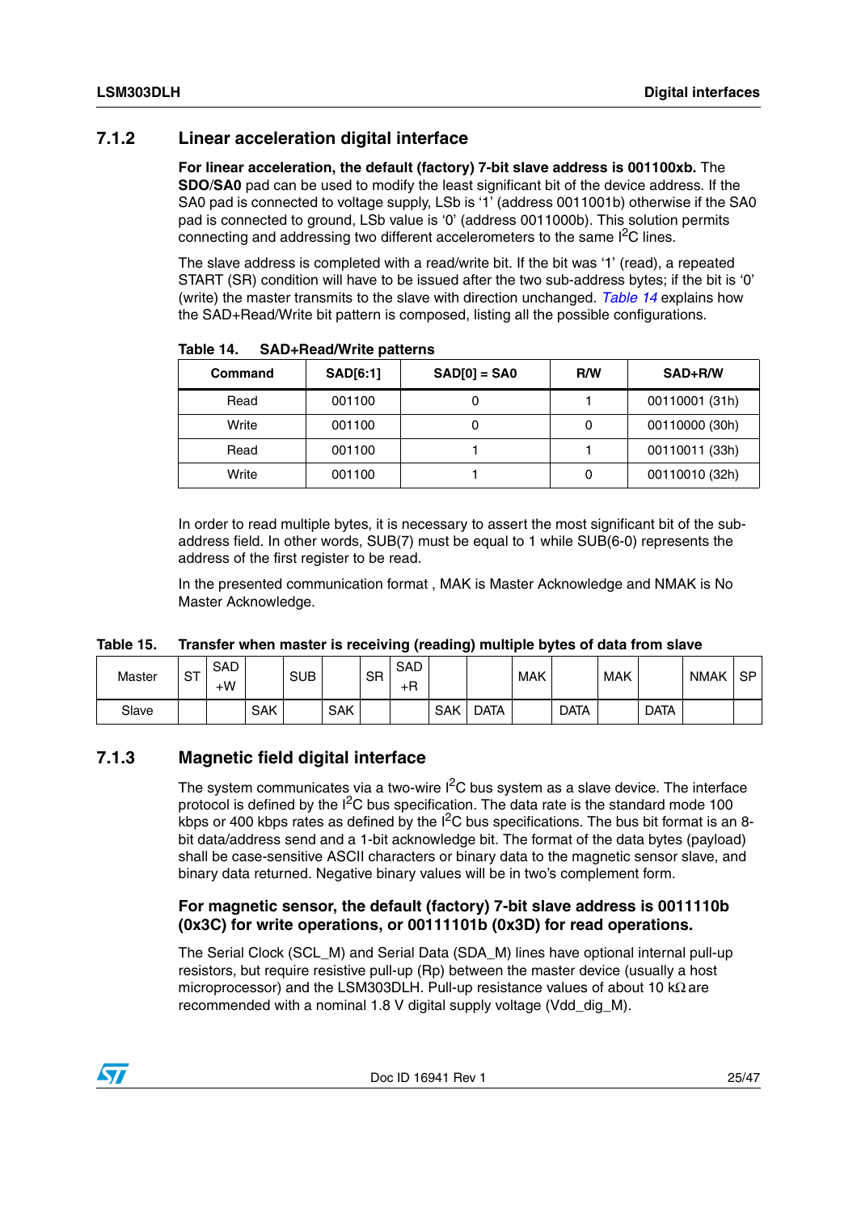### 7.1.2 Linear acceleration digital interface

**For linear acceleration, the default (factory) 7-bit slave address is 001100xb.** The **SDO**/**SA0** pad can be used to modify the least significant bit of the device address. If the SA0 pad is connected to voltage supply, LSb is '1' (address 0011001b) otherwise if the SA0 pad is connected to ground, LSb value is '0' (address 0011000b). This solution permits connecting and addressing two different accelerometers to the same I$^2$C lines.

The slave address is completed with a read/write bit. If the bit was '1' (read), a repeated START (SR) condition will have to be issued after the two sub-address bytes; if the bit is '0' (write) the master transmits to the slave with direction unchanged. *Table 14* explains how the SAD+Read/Write bit pattern is composed, listing all the possible configurations.

**Table 14. SAD+Read/Write patterns**

| Command | SAD[6:1] | SAD[0] = SA0 | R/W | SAD+R/W |
|---|---|---|---|---|
| Read | 001100 | 0 | 1 | 00110001 (31h) |
| Write | 001100 | 0 | 0 | 00110000 (30h) |
| Read | 001100 | 1 | 1 | 00110011 (33h) |
| Write | 001100 | 1 | 0 | 00110010 (32h) |

In order to read multiple bytes, it is necessary to assert the most significant bit of the sub-address field. In other words, SUB(7) must be equal to 1 while SUB(6-0) represents the address of the first register to be read.

In the presented communication format , MAK is Master Acknowledge and NMAK is No Master Acknowledge.

**Table 15. Transfer when master is receiving (reading) multiple bytes of data from slave**

| Master | ST | SAD +W | | SUB | | SR | SAD +R | | | MAK | | MAK | | NMAK | SP |
|---|---|---|---|---|---|---|---|---|---|---|---|---|---|---|---|
| Slave | | | SAK | | SAK | | | SAK | DATA | | DATA | | DATA | | |

### 7.1.3 Magnetic field digital interface

The system communicates via a two-wire I$^2$C bus system as a slave device. The interface protocol is defined by the I$^2$C bus specification. The data rate is the standard mode 100 kbps or 400 kbps rates as defined by the I$^2$C bus specifications. The bus bit format is an 8-bit data/address send and a 1-bit acknowledge bit. The format of the data bytes (payload) shall be case-sensitive ASCII characters or binary data to the magnetic sensor slave, and binary data returned. Negative binary values will be in two's complement form.

**For magnetic sensor, the default (factory) 7-bit slave address is 0011110b (0x3C) for write operations, or 00111101b (0x3D) for read operations.**

The Serial Clock (SCL_M) and Serial Data (SDA_M) lines have optional internal pull-up resistors, but require resistive pull-up (Rp) between the master device (usually a host microprocessor) and the LSM303DLH. Pull-up resistance values of about 10 kΩ are recommended with a nominal 1.8 V digital supply voltage (Vdd_dig_M).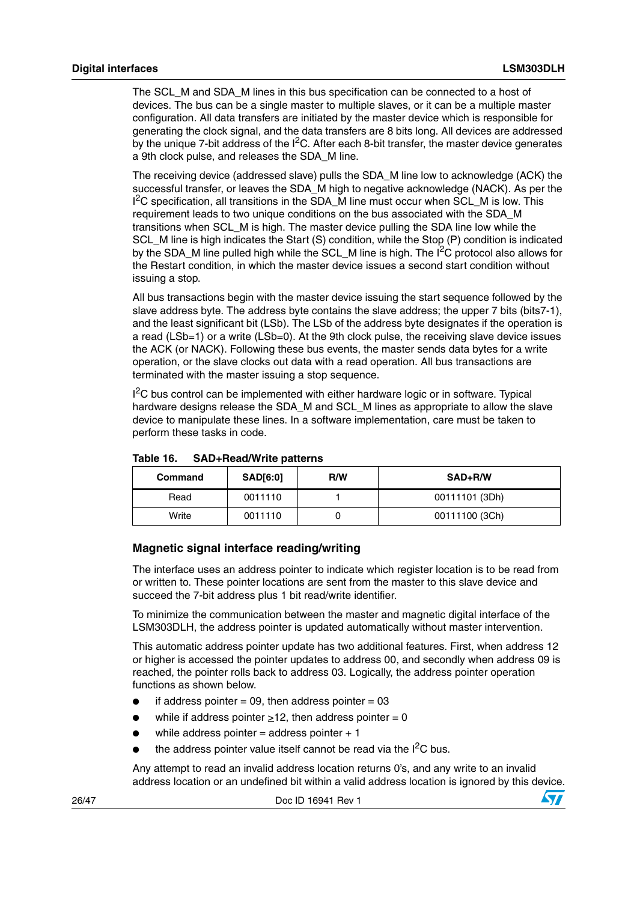The SCL_M and SDA_M lines in this bus specification can be connected to a host of devices. The bus can be a single master to multiple slaves, or it can be a multiple master configuration. All data transfers are initiated by the master device which is responsible for generating the clock signal, and the data transfers are 8 bits long. All devices are addressed by the unique 7-bit address of the I²C. After each 8-bit transfer, the master device generates a 9th clock pulse, and releases the SDA_M line.

The receiving device (addressed slave) pulls the SDA_M line low to acknowledge (ACK) the successful transfer, or leaves the SDA_M high to negative acknowledge (NACK). As per the I²C specification, all transitions in the SDA_M line must occur when SCL_M is low. This requirement leads to two unique conditions on the bus associated with the SDA_M transitions when SCL_M is high. The master device pulling the SDA line low while the SCL_M line is high indicates the Start (S) condition, while the Stop (P) condition is indicated by the SDA_M line pulled high while the SCL_M line is high. The I²C protocol also allows for the Restart condition, in which the master device issues a second start condition without issuing a stop.

All bus transactions begin with the master device issuing the start sequence followed by the slave address byte. The address byte contains the slave address; the upper 7 bits (bits7-1), and the least significant bit (LSb). The LSb of the address byte designates if the operation is a read (LSb=1) or a write (LSb=0). At the 9th clock pulse, the receiving slave device issues the ACK (or NACK). Following these bus events, the master sends data bytes for a write operation, or the slave clocks out data with a read operation. All bus transactions are terminated with the master issuing a stop sequence.

I²C bus control can be implemented with either hardware logic or in software. Typical hardware designs release the SDA_M and SCL_M lines as appropriate to allow the slave device to manipulate these lines. In a software implementation, care must be taken to perform these tasks in code.

**Table 16. SAD+Read/Write patterns**

| Command | SAD[6:0] | R/W | SAD+R/W |
|---|---|---|---|
| Read | 0011110 | 1 | 00111101 (3Dh) |
| Write | 0011110 | 0 | 00111100 (3Ch) |

### Magnetic signal interface reading/writing

The interface uses an address pointer to indicate which register location is to be read from or written to. These pointer locations are sent from the master to this slave device and succeed the 7-bit address plus 1 bit read/write identifier.

To minimize the communication between the master and magnetic digital interface of the LSM303DLH, the address pointer is updated automatically without master intervention.

This automatic address pointer update has two additional features. First, when address 12 or higher is accessed the pointer updates to address 00, and secondly when address 09 is reached, the pointer rolls back to address 03. Logically, the address pointer operation functions as shown below.

- if address pointer = 09, then address pointer = 03
- while if address pointer ≥12, then address pointer = 0
- while address pointer = address pointer + 1
- the address pointer value itself cannot be read via the I²C bus.

Any attempt to read an invalid address location returns 0's, and any write to an invalid address location or an undefined bit within a valid address location is ignored by this device.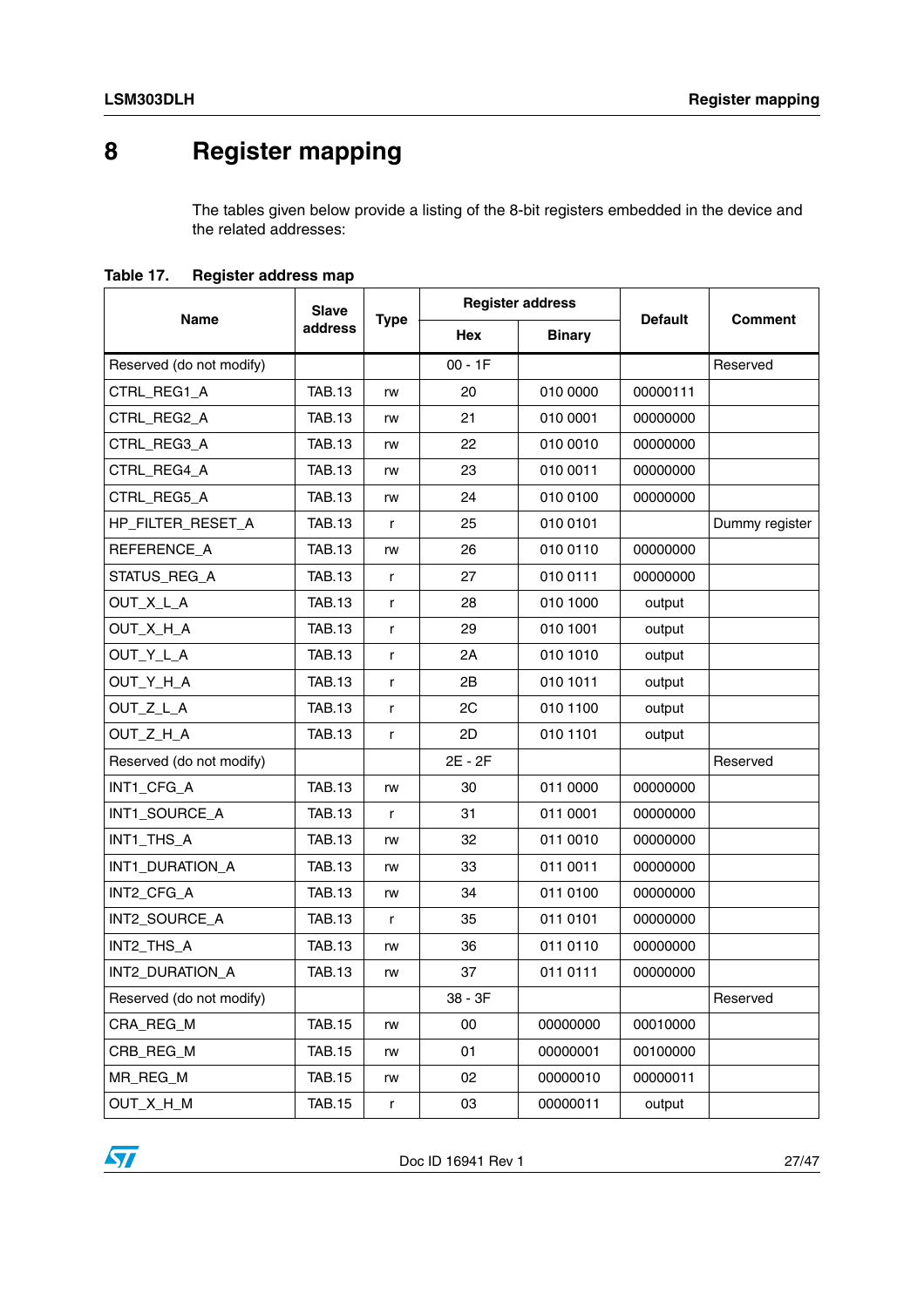# 8 Register mapping

The tables given below provide a listing of the 8-bit registers embedded in the device and the related addresses:

**Table 17. Register address map**

| Name | Slave address | Type | Register address | | Default | Comment |
|---|---|---|---|---|---|---|
| | | | Hex | Binary | | |
| Reserved (do not modify) | | | 00 - 1F | | | Reserved |
| CTRL_REG1_A | TAB.13 | rw | 20 | 010 0000 | 00000111 | |
| CTRL_REG2_A | TAB.13 | rw | 21 | 010 0001 | 00000000 | |
| CTRL_REG3_A | TAB.13 | rw | 22 | 010 0010 | 00000000 | |
| CTRL_REG4_A | TAB.13 | rw | 23 | 010 0011 | 00000000 | |
| CTRL_REG5_A | TAB.13 | rw | 24 | 010 0100 | 00000000 | |
| HP_FILTER_RESET_A | TAB.13 | r | 25 | 010 0101 | | Dummy register |
| REFERENCE_A | TAB.13 | rw | 26 | 010 0110 | 00000000 | |
| STATUS_REG_A | TAB.13 | r | 27 | 010 0111 | 00000000 | |
| OUT_X_L_A | TAB.13 | r | 28 | 010 1000 | output | |
| OUT_X_H_A | TAB.13 | r | 29 | 010 1001 | output | |
| OUT_Y_L_A | TAB.13 | r | 2A | 010 1010 | output | |
| OUT_Y_H_A | TAB.13 | r | 2B | 010 1011 | output | |
| OUT_Z_L_A | TAB.13 | r | 2C | 010 1100 | output | |
| OUT_Z_H_A | TAB.13 | r | 2D | 010 1101 | output | |
| Reserved (do not modify) | | | 2E - 2F | | | Reserved |
| INT1_CFG_A | TAB.13 | rw | 30 | 011 0000 | 00000000 | |
| INT1_SOURCE_A | TAB.13 | r | 31 | 011 0001 | 00000000 | |
| INT1_THS_A | TAB.13 | rw | 32 | 011 0010 | 00000000 | |
| INT1_DURATION_A | TAB.13 | rw | 33 | 011 0011 | 00000000 | |
| INT2_CFG_A | TAB.13 | rw | 34 | 011 0100 | 00000000 | |
| INT2_SOURCE_A | TAB.13 | r | 35 | 011 0101 | 00000000 | |
| INT2_THS_A | TAB.13 | rw | 36 | 011 0110 | 00000000 | |
| INT2_DURATION_A | TAB.13 | rw | 37 | 011 0111 | 00000000 | |
| Reserved (do not modify) | | | 38 - 3F | | | Reserved |
| CRA_REG_M | TAB.15 | rw | 00 | 00000000 | 00010000 | |
| CRB_REG_M | TAB.15 | rw | 01 | 00000001 | 00100000 | |
| MR_REG_M | TAB.15 | rw | 02 | 00000010 | 00000011 | |
| OUT_X_H_M | TAB.15 | r | 03 | 00000011 | output | |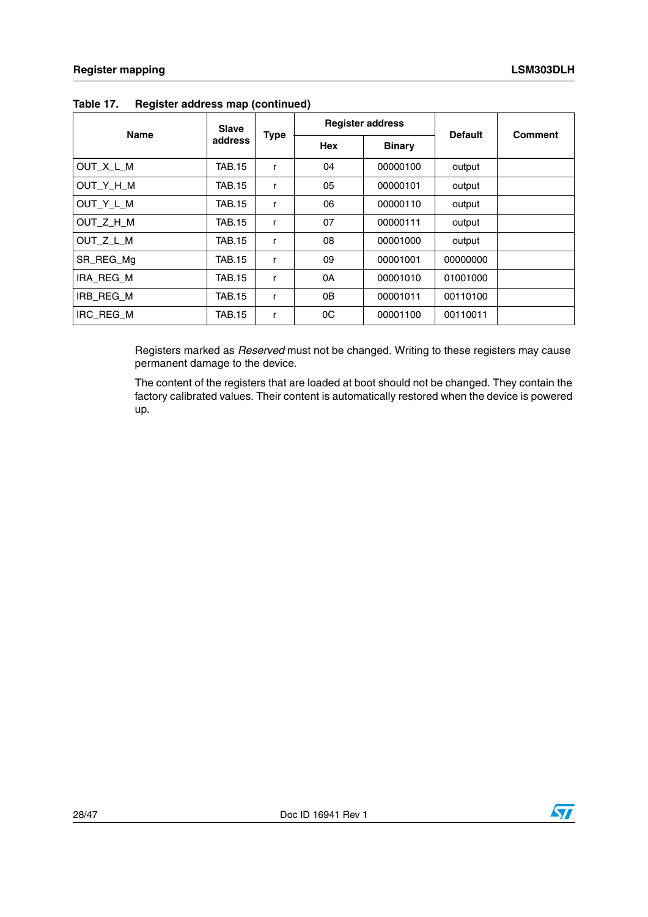Table 17. Register address map (continued)

| Name | Slave address | Type | Register address | | Default | Comment |
|---|---|---|---|---|---|---|
| | | | Hex | Binary | | |
| OUT_X_L_M | TAB.15 | r | 04 | 00000100 | output | |
| OUT_Y_H_M | TAB.15 | r | 05 | 00000101 | output | |
| OUT_Y_L_M | TAB.15 | r | 06 | 00000110 | output | |
| OUT_Z_H_M | TAB.15 | r | 07 | 00000111 | output | |
| OUT_Z_L_M | TAB.15 | r | 08 | 00001000 | output | |
| SR_REG_Mg | TAB.15 | r | 09 | 00001001 | 00000000 | |
| IRA_REG_M | TAB.15 | r | 0A | 00001010 | 01001000 | |
| IRB_REG_M | TAB.15 | r | 0B | 00001011 | 00110100 | |
| IRC_REG_M | TAB.15 | r | 0C | 00001100 | 00110011 | |

Registers marked as *Reserved* must not be changed. Writing to these registers may cause permanent damage to the device.

The content of the registers that are loaded at boot should not be changed. They contain the factory calibrated values. Their content is automatically restored when the device is powered up.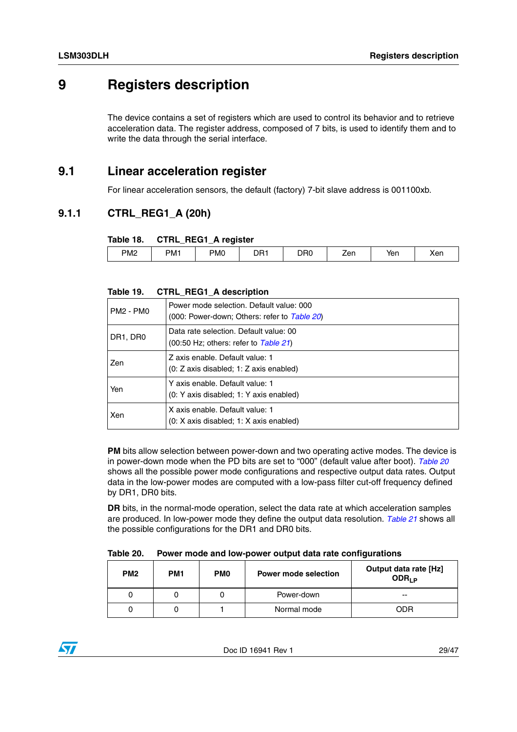# 9 Registers description

The device contains a set of registers which are used to control its behavior and to retrieve acceleration data. The register address, composed of 7 bits, is used to identify them and to write the data through the serial interface.

## 9.1 Linear acceleration register

For linear acceleration sensors, the default (factory) 7-bit slave address is 001100xb.

### 9.1.1 CTRL_REG1_A (20h)

**Table 18. CTRL_REG1_A register**

| PM2 | PM1 | PM0 | DR1 | DR0 | Zen | Yen | Xen |
|---|---|---|---|---|---|---|---|

**Table 19. CTRL_REG1_A description**

| | |
|---|---|
| PM2 - PM0 | Power mode selection. Default value: 000<br>(000: Power-down; Others: refer to *Table 20*) |
| DR1, DR0 | Data rate selection. Default value: 00<br>(00:50 Hz; others: refer to *Table 21*) |
| Zen | Z axis enable. Default value: 1<br>(0: Z axis disabled; 1: Z axis enabled) |
| Yen | Y axis enable. Default value: 1<br>(0: Y axis disabled; 1: Y axis enabled) |
| Xen | X axis enable. Default value: 1<br>(0: X axis disabled; 1: X axis enabled) |

**PM** bits allow selection between power-down and two operating active modes. The device is in power-down mode when the PD bits are set to “000” (default value after boot). *Table 20* shows all the possible power mode configurations and respective output data rates. Output data in the low-power modes are computed with a low-pass filter cut-off frequency defined by DR1, DR0 bits.

**DR** bits, in the normal-mode operation, select the data rate at which acceleration samples are produced. In low-power mode they define the output data resolution. *Table 21* shows all the possible configurations for the DR1 and DR0 bits.

**Table 20. Power mode and low-power output data rate configurations**

| PM2 | PM1 | PM0 | Power mode selection | Output data rate [Hz] $ODR_{LP}$ |
|---|---|---|---|---|
| 0 | 0 | 0 | Power-down | -- |
| 0 | 0 | 1 | Normal mode | ODR |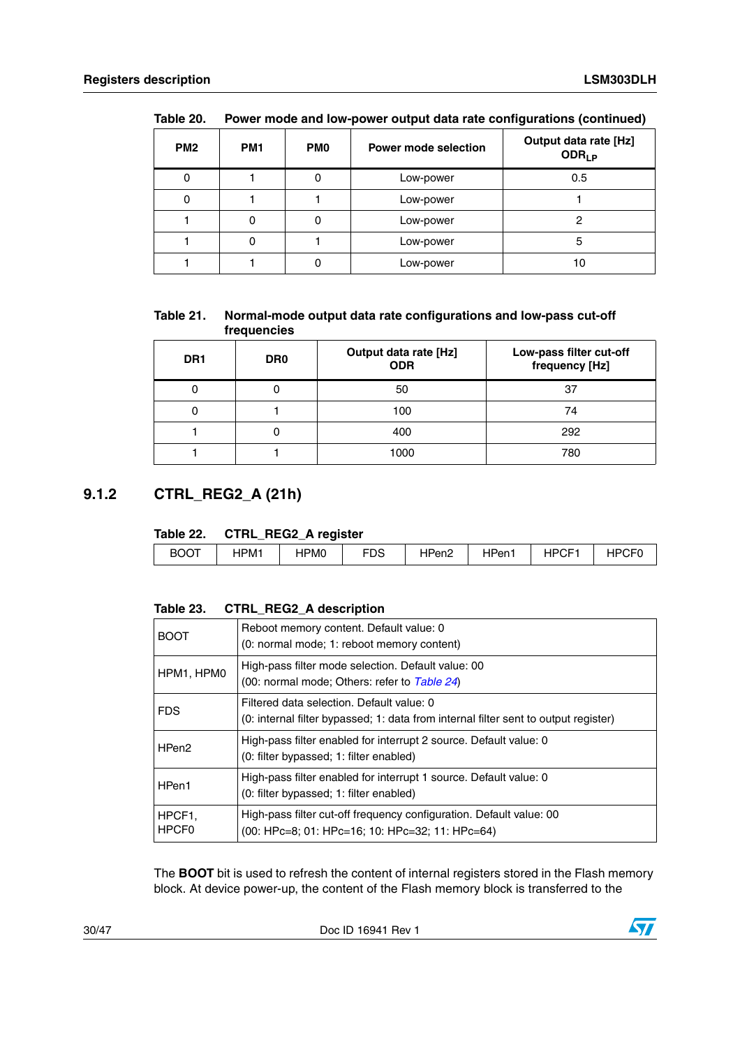Table 20. Power mode and low-power output data rate configurations (continued)

| PM2 | PM1 | PM0 | Power mode selection | Output data rate [Hz] $ODR_{LP}$ |
|---|---|---|---|---|
| 0 | 1 | 0 | Low-power | 0.5 |
| 0 | 1 | 1 | Low-power | 1 |
| 1 | 0 | 0 | Low-power | 2 |
| 1 | 0 | 1 | Low-power | 5 |
| 1 | 1 | 0 | Low-power | 10 |

Table 21. Normal-mode output data rate configurations and low-pass cut-off frequencies

| DR1 | DR0 | Output data rate [Hz] ODR | Low-pass filter cut-off frequency [Hz] |
|---|---|---|---|
| 0 | 0 | 50 | 37 |
| 0 | 1 | 100 | 74 |
| 1 | 0 | 400 | 292 |
| 1 | 1 | 1000 | 780 |

### 9.1.2 CTRL_REG2_A (21h)

Table 22. CTRL_REG2_A register

| BOOT | HPM1 | HPM0 | FDS | HPen2 | HPen1 | HPCF1 | HPCF0 |
|---|---|---|---|---|---|---|---|

Table 23. CTRL_REG2_A description

| | |
|---|---|
| BOOT | Reboot memory content. Default value: 0<br>(0: normal mode; 1: reboot memory content) |
| HPM1, HPM0 | High-pass filter mode selection. Default value: 00<br>(00: normal mode; Others: refer to *Table 24*) |
| FDS | Filtered data selection. Default value: 0<br>(0: internal filter bypassed; 1: data from internal filter sent to output register) |
| HPen2 | High-pass filter enabled for interrupt 2 source. Default value: 0<br>(0: filter bypassed; 1: filter enabled) |
| HPen1 | High-pass filter enabled for interrupt 1 source. Default value: 0<br>(0: filter bypassed; 1: filter enabled) |
| HPCF1, HPCF0 | High-pass filter cut-off frequency configuration. Default value: 00<br>(00: HPc=8; 01: HPc=16; 10: HPc=32; 11: HPc=64) |

The **BOOT** bit is used to refresh the content of internal registers stored in the Flash memory block. At device power-up, the content of the Flash memory block is transferred to the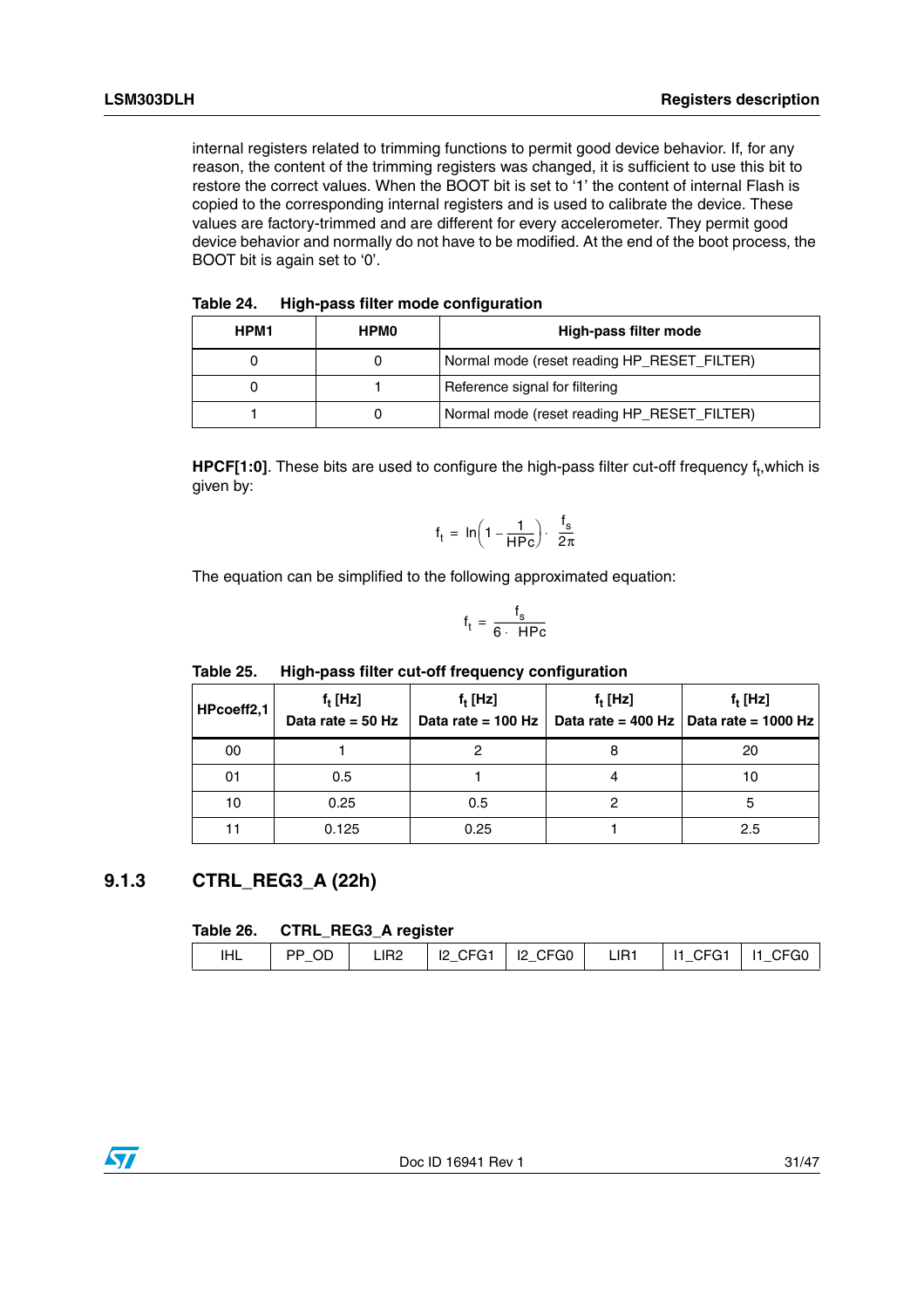internal registers related to trimming functions to permit good device behavior. If, for any reason, the content of the trimming registers was changed, it is sufficient to use this bit to restore the correct values. When the BOOT bit is set to '1' the content of internal Flash is copied to the corresponding internal registers and is used to calibrate the device. These values are factory-trimmed and are different for every accelerometer. They permit good device behavior and normally do not have to be modified. At the end of the boot process, the BOOT bit is again set to '0'.

**Table 24. High-pass filter mode configuration**

| HPM1 | HPM0 | High-pass filter mode |
|---|---|---|
| 0 | 0 | Normal mode (reset reading HP_RESET_FILTER) |
| 0 | 1 | Reference signal for filtering |
| 1 | 0 | Normal mode (reset reading HP_RESET_FILTER) |

**HPCF[1:0]**. These bits are used to configure the high-pass filter cut-off frequency $f_t$,which is given by:

$$f_t = \ln\left(1 - \frac{1}{HPc}\right) \cdot \frac{f_s}{2\pi}$$

The equation can be simplified to the following approximated equation:

$$f_t = \frac{f_s}{6 \cdot HPc}$$

**Table 25. High-pass filter cut-off frequency configuration**

| HPcoeff2,1 | $f_t$ [Hz] Data rate = 50 Hz | $f_t$ [Hz] Data rate = 100 Hz | $f_t$ [Hz] Data rate = 400 Hz | $f_t$ [Hz] Data rate = 1000 Hz |
|---|---|---|---|---|
| 00 | 1 | 2 | 8 | 20 |
| 01 | 0.5 | 1 | 4 | 10 |
| 10 | 0.25 | 0.5 | 2 | 5 |
| 11 | 0.125 | 0.25 | 1 | 2.5 |

### 9.1.3 CTRL_REG3_A (22h)

**Table 26. CTRL_REG3_A register**

| IHL | PP_OD | LIR2 | I2_CFG1 | I2_CFG0 | LIR1 | I1_CFG1 | I1_CFG0 |
|---|---|---|---|---|---|---|---|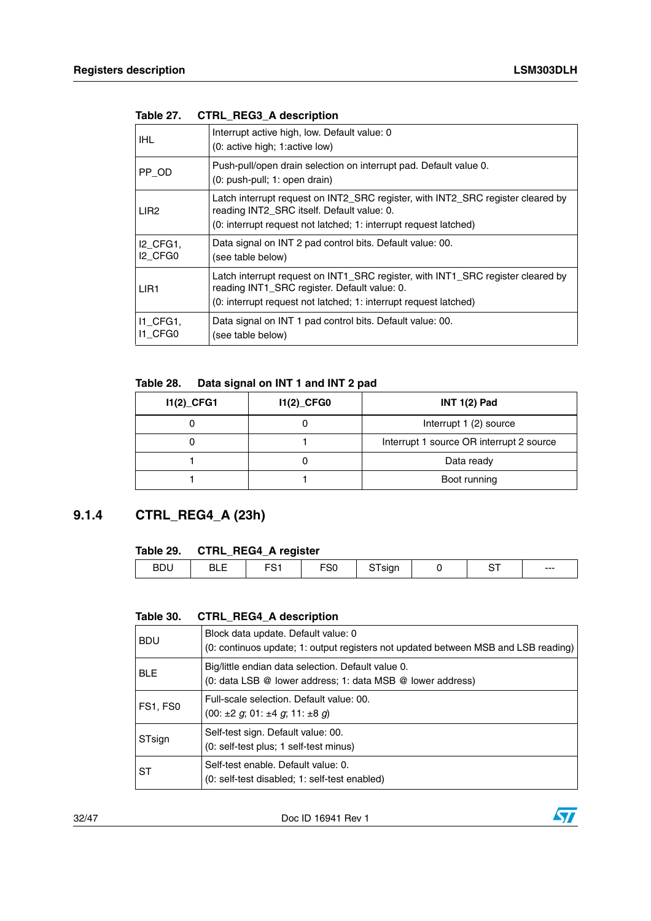Table 27. CTRL_REG3_A description

| | |
|---|---|
| IHL | Interrupt active high, low. Default value: 0<br>(0: active high; 1:active low) |
| PP_OD | Push-pull/open drain selection on interrupt pad. Default value 0.<br>(0: push-pull; 1: open drain) |
| LIR2 | Latch interrupt request on INT2_SRC register, with INT2_SRC register cleared by reading INT2_SRC itself. Default value: 0.<br>(0: interrupt request not latched; 1: interrupt request latched) |
| I2_CFG1, I2_CFG0 | Data signal on INT 2 pad control bits. Default value: 00.<br>(see table below) |
| LIR1 | Latch interrupt request on INT1_SRC register, with INT1_SRC register cleared by reading INT1_SRC register. Default value: 0.<br>(0: interrupt request not latched; 1: interrupt request latched) |
| I1_CFG1, I1_CFG0 | Data signal on INT 1 pad control bits. Default value: 00.<br>(see table below) |

Table 28. Data signal on INT 1 and INT 2 pad

| I1(2)_CFG1 | I1(2)_CFG0 | INT 1(2) Pad |
|---|---|---|
| 0 | 0 | Interrupt 1 (2) source |
| 0 | 1 | Interrupt 1 source OR interrupt 2 source |
| 1 | 0 | Data ready |
| 1 | 1 | Boot running |

### 9.1.4 CTRL_REG4_A (23h)

Table 29. CTRL_REG4_A register

| BDU | BLE | FS1 | FS0 | STsign | 0 | ST | --- |
|---|---|---|---|---|---|---|---|

Table 30. CTRL_REG4_A description

| | |
|---|---|
| BDU | Block data update. Default value: 0<br>(0: continuos update; 1: output registers not updated between MSB and LSB reading) |
| BLE | Big/little endian data selection. Default value 0.<br>(0: data LSB @ lower address; 1: data MSB @ lower address) |
| FS1, FS0 | Full-scale selection. Default value: 00.<br>(00: ±2 *g*; 01: ±4 *g*; 11: ±8 *g*) |
| STsign | Self-test sign. Default value: 00.<br>(0: self-test plus; 1 self-test minus) |
| ST | Self-test enable. Default value: 0.<br>(0: self-test disabled; 1: self-test enabled) |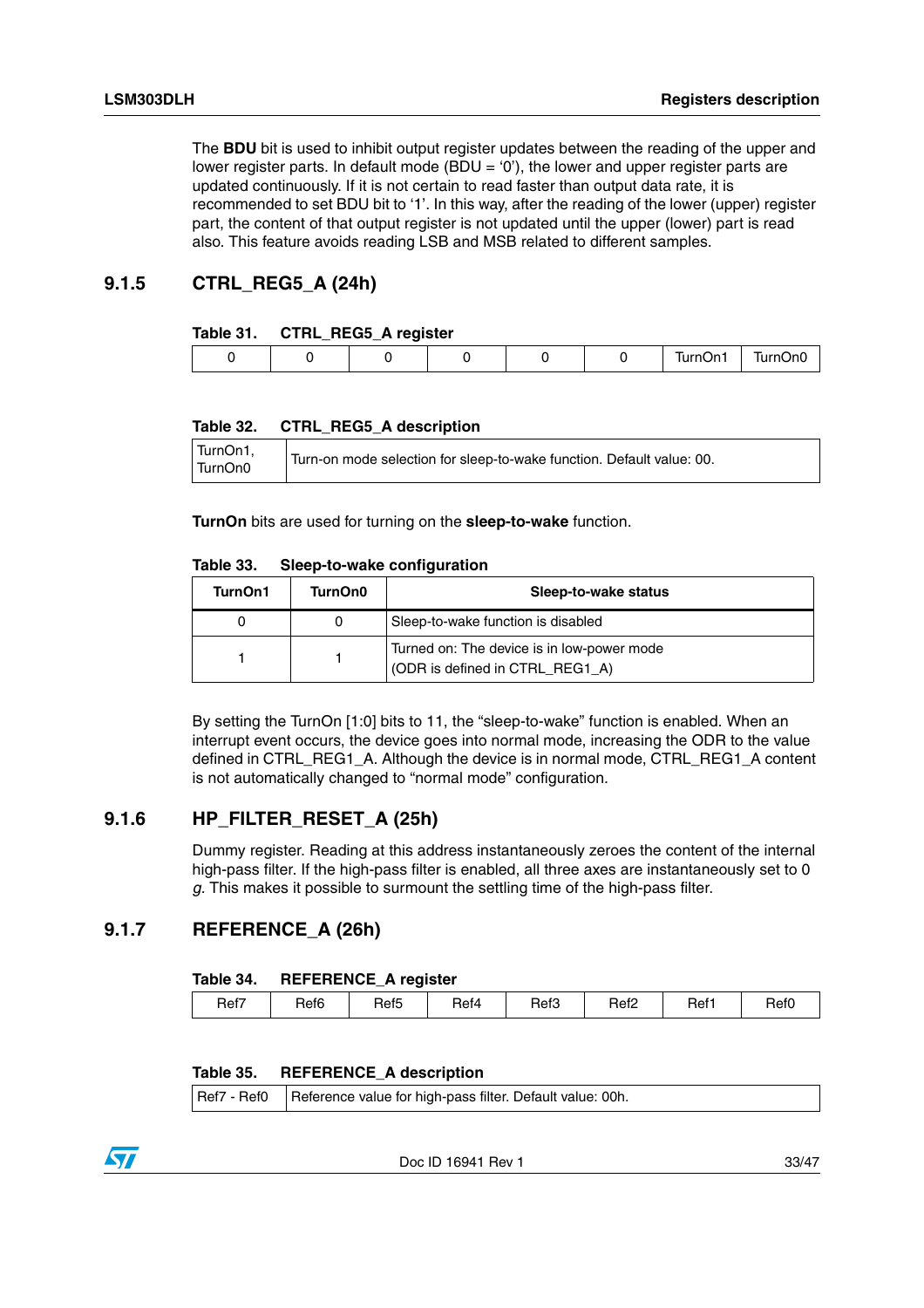The **BDU** bit is used to inhibit output register updates between the reading of the upper and lower register parts. In default mode (BDU = '0'), the lower and upper register parts are updated continuously. If it is not certain to read faster than output data rate, it is recommended to set BDU bit to '1'. In this way, after the reading of the lower (upper) register part, the content of that output register is not updated until the upper (lower) part is read also. This feature avoids reading LSB and MSB related to different samples.

### 9.1.5 CTRL_REG5_A (24h)

**Table 31. CTRL_REG5_A register**

| 0 | 0 | 0 | 0 | 0 | 0 | TurnOn1 | TurnOn0 |
|---|---|---|---|---|---|---|---|

**Table 32. CTRL_REG5_A description**

| TurnOn1, TurnOn0 | Turn-on mode selection for sleep-to-wake function. Default value: 00. |
|---|---|

**TurnOn** bits are used for turning on the **sleep-to-wake** function.

**Table 33. Sleep-to-wake configuration**

| TurnOn1 | TurnOn0 | Sleep-to-wake status |
|---|---|---|
| 0 | 0 | Sleep-to-wake function is disabled |
| 1 | 1 | Turned on: The device is in low-power mode (ODR is defined in CTRL_REG1_A) |

By setting the TurnOn [1:0] bits to 11, the "sleep-to-wake" function is enabled. When an interrupt event occurs, the device goes into normal mode, increasing the ODR to the value defined in CTRL_REG1_A. Although the device is in normal mode, CTRL_REG1_A content is not automatically changed to "normal mode" configuration.

### 9.1.6 HP_FILTER_RESET_A (25h)

Dummy register. Reading at this address instantaneously zeroes the content of the internal high-pass filter. If the high-pass filter is enabled, all three axes are instantaneously set to 0 *g*. This makes it possible to surmount the settling time of the high-pass filter.

### 9.1.7 REFERENCE_A (26h)

**Table 34. REFERENCE_A register**

| Ref7 | Ref6 | Ref5 | Ref4 | Ref3 | Ref2 | Ref1 | Ref0 |
|---|---|---|---|---|---|---|---|

**Table 35. REFERENCE_A description**

| Ref7 - Ref0 | Reference value for high-pass filter. Default value: 00h. |
|---|---|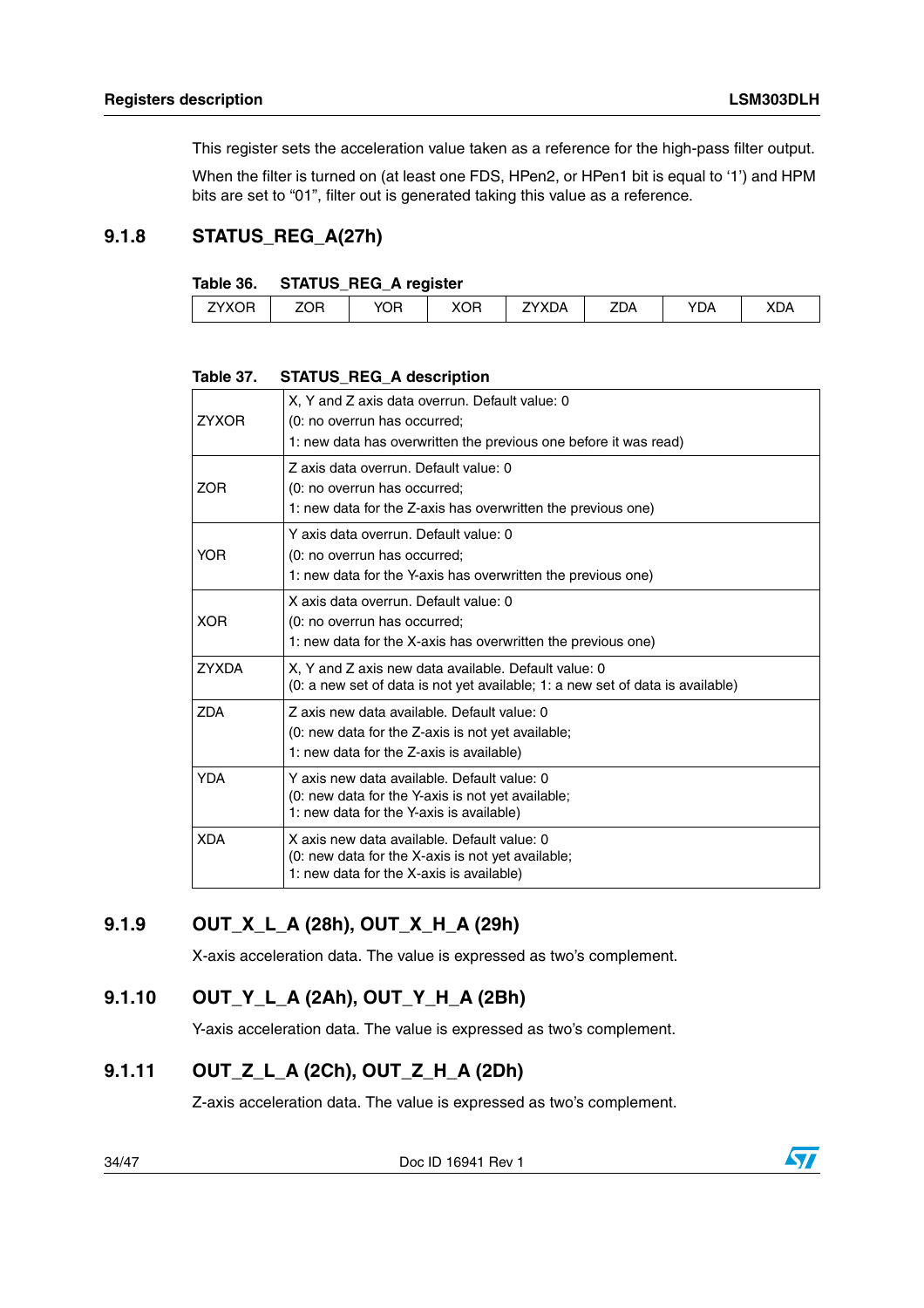This register sets the acceleration value taken as a reference for the high-pass filter output.

When the filter is turned on (at least one FDS, HPen2, or HPen1 bit is equal to '1') and HPM bits are set to "01", filter out is generated taking this value as a reference.

### 9.1.8 STATUS_REG_A(27h)

**Table 36. STATUS_REG_A register**

| ZYXOR | ZOR | YOR | XOR | ZYXDA | ZDA | YDA | XDA |
|---|---|---|---|---|---|---|---|

**Table 37. STATUS_REG_A description**

| | |
|---|---|
| ZYXOR | X, Y and Z axis data overrun. Default value: 0<br>(0: no overrun has occurred;<br>1: new data has overwritten the previous one before it was read) |
| ZOR | Z axis data overrun. Default value: 0<br>(0: no overrun has occurred;<br>1: new data for the Z-axis has overwritten the previous one) |
| YOR | Y axis data overrun. Default value: 0<br>(0: no overrun has occurred;<br>1: new data for the Y-axis has overwritten the previous one) |
| XOR | X axis data overrun. Default value: 0<br>(0: no overrun has occurred;<br>1: new data for the X-axis has overwritten the previous one) |
| ZYXDA | X, Y and Z axis new data available. Default value: 0<br>(0: a new set of data is not yet available; 1: a new set of data is available) |
| ZDA | Z axis new data available. Default value: 0<br>(0: new data for the Z-axis is not yet available;<br>1: new data for the Z-axis is available) |
| YDA | Y axis new data available. Default value: 0<br>(0: new data for the Y-axis is not yet available;<br>1: new data for the Y-axis is available) |
| XDA | X axis new data available. Default value: 0<br>(0: new data for the X-axis is not yet available;<br>1: new data for the X-axis is available) |

### 9.1.9 OUT_X_L_A (28h), OUT_X_H_A (29h)

X-axis acceleration data. The value is expressed as two's complement.

### 9.1.10 OUT_Y_L_A (2Ah), OUT_Y_H_A (2Bh)

Y-axis acceleration data. The value is expressed as two's complement.

### 9.1.11 OUT_Z_L_A (2Ch), OUT_Z_H_A (2Dh)

Z-axis acceleration data. The value is expressed as two's complement.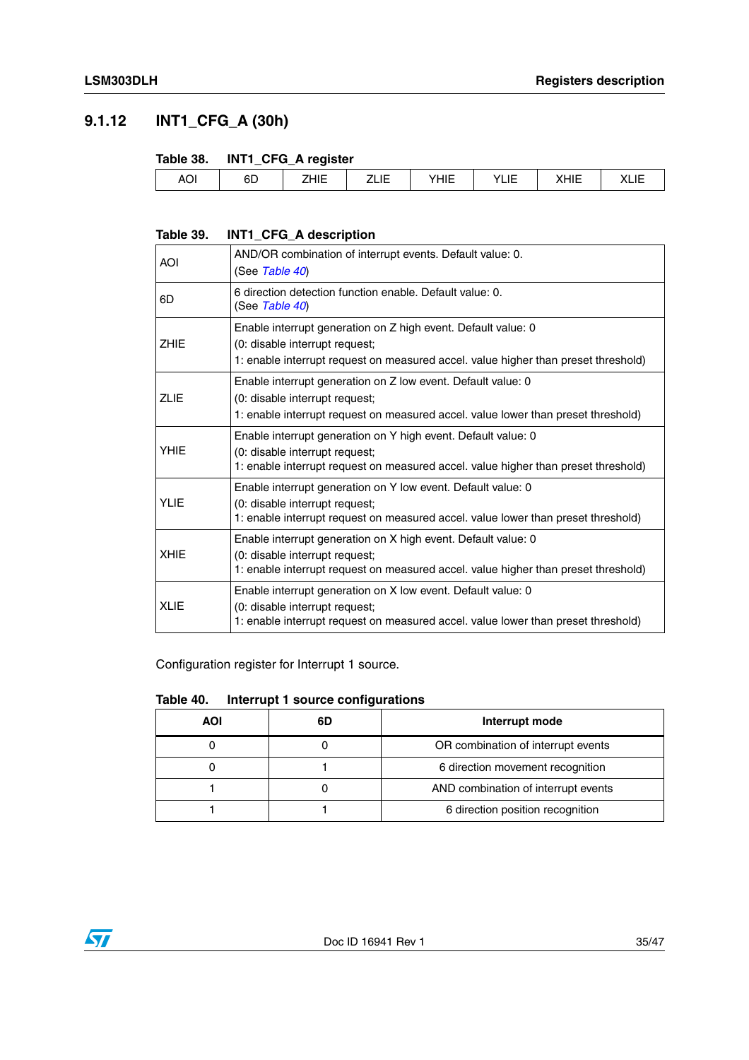### 9.1.12 INT1_CFG_A (30h)

**Table 38. INT1_CFG_A register**

| AOI | 6D | ZHIE | ZLIE | YHIE | YLIE | XHIE | XLIE |
|---|---|---|---|---|---|---|---|

**Table 39. INT1_CFG_A description**

| | |
|---|---|
| AOI | AND/OR combination of interrupt events. Default value: 0.<br>(See *Table 40*) |
| 6D | 6 direction detection function enable. Default value: 0.<br>(See *Table 40*) |
| ZHIE | Enable interrupt generation on Z high event. Default value: 0<br>(0: disable interrupt request;<br>1: enable interrupt request on measured accel. value higher than preset threshold) |
| ZLIE | Enable interrupt generation on Z low event. Default value: 0<br>(0: disable interrupt request;<br>1: enable interrupt request on measured accel. value lower than preset threshold) |
| YHIE | Enable interrupt generation on Y high event. Default value: 0<br>(0: disable interrupt request;<br>1: enable interrupt request on measured accel. value higher than preset threshold) |
| YLIE | Enable interrupt generation on Y low event. Default value: 0<br>(0: disable interrupt request;<br>1: enable interrupt request on measured accel. value lower than preset threshold) |
| XHIE | Enable interrupt generation on X high event. Default value: 0<br>(0: disable interrupt request;<br>1: enable interrupt request on measured accel. value higher than preset threshold) |
| XLIE | Enable interrupt generation on X low event. Default value: 0<br>(0: disable interrupt request;<br>1: enable interrupt request on measured accel. value lower than preset threshold) |

Configuration register for Interrupt 1 source.

**Table 40. Interrupt 1 source configurations**

| AOI | 6D | Interrupt mode |
|---|---|---|
| 0 | 0 | OR combination of interrupt events |
| 0 | 1 | 6 direction movement recognition |
| 1 | 0 | AND combination of interrupt events |
| 1 | 1 | 6 direction position recognition |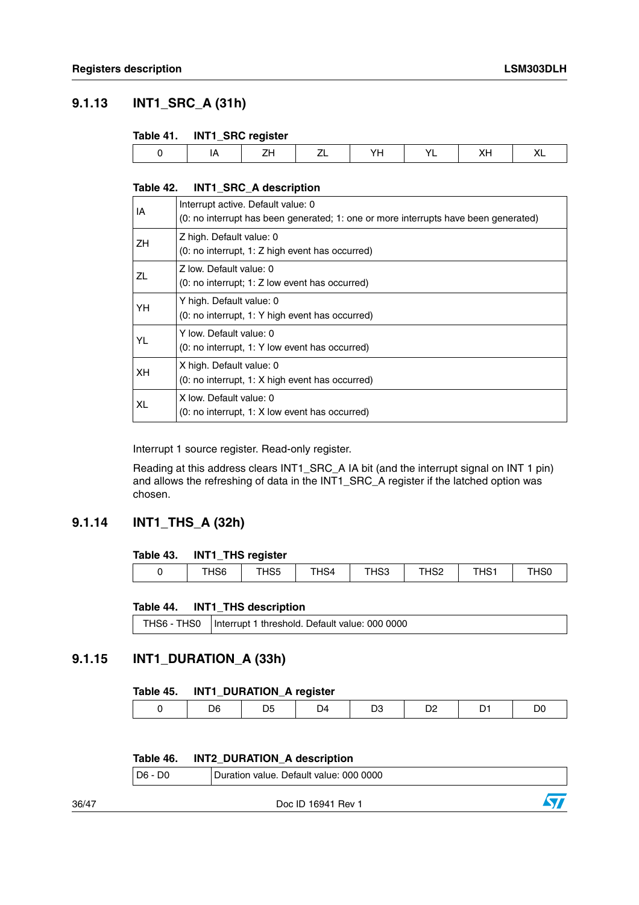### 9.1.13 INT1_SRC_A (31h)

Table 41. INT1_SRC register

| 0 | IA | ZH | ZL | YH | YL | XH | XL |
|---|---|---|---|---|---|---|---|

Table 42. INT1_SRC_A description

| | |
|---|---|
| IA | Interrupt active. Default value: 0<br>(0: no interrupt has been generated; 1: one or more interrupts have been generated) |
| ZH | Z high. Default value: 0<br>(0: no interrupt, 1: Z high event has occurred) |
| ZL | Z low. Default value: 0<br>(0: no interrupt; 1: Z low event has occurred) |
| YH | Y high. Default value: 0<br>(0: no interrupt, 1: Y high event has occurred) |
| YL | Y low. Default value: 0<br>(0: no interrupt, 1: Y low event has occurred) |
| XH | X high. Default value: 0<br>(0: no interrupt, 1: X high event has occurred) |
| XL | X low. Default value: 0<br>(0: no interrupt, 1: X low event has occurred) |

Interrupt 1 source register. Read-only register.

Reading at this address clears INT1_SRC_A IA bit (and the interrupt signal on INT 1 pin) and allows the refreshing of data in the INT1_SRC_A register if the latched option was chosen.

### 9.1.14 INT1_THS_A (32h)

Table 43. INT1_THS register

| 0 | THS6 | THS5 | THS4 | THS3 | THS2 | THS1 | THS0 |
|---|---|---|---|---|---|---|---|

Table 44. INT1_THS description

| | |
|---|---|
| THS6 - THS0 | Interrupt 1 threshold. Default value: 000 0000 |

### 9.1.15 INT1_DURATION_A (33h)

Table 45. INT1_DURATION_A register

| 0 | D6 | D5 | D4 | D3 | D2 | D1 | D0 |
|---|---|---|---|---|---|---|---|

Table 46. INT2_DURATION_A description

| | |
|---|---|
| D6 - D0 | Duration value. Default value: 000 0000 |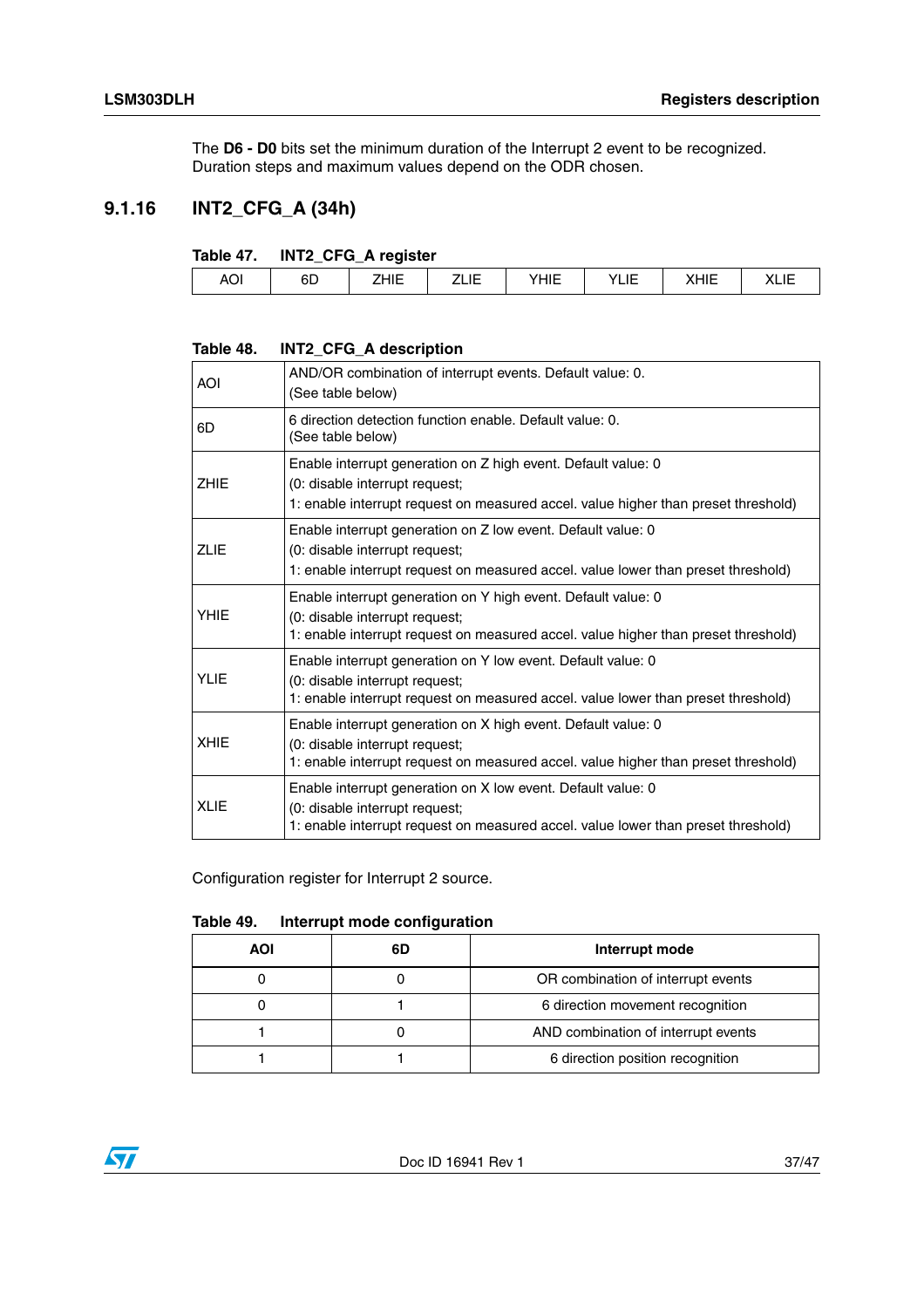The **D6 - D0** bits set the minimum duration of the Interrupt 2 event to be recognized. Duration steps and maximum values depend on the ODR chosen.

### 9.1.16 INT2_CFG_A (34h)

**Table 47. INT2_CFG_A register**

| AOI | 6D | ZHIE | ZLIE | YHIE | YLIE | XHIE | XLIE |
|---|---|---|---|---|---|---|---|

**Table 48. INT2_CFG_A description**

| | |
|---|---|
| AOI | AND/OR combination of interrupt events. Default value: 0.<br>(See table below) |
| 6D | 6 direction detection function enable. Default value: 0.<br>(See table below) |
| ZHIE | Enable interrupt generation on Z high event. Default value: 0<br>(0: disable interrupt request;<br>1: enable interrupt request on measured accel. value higher than preset threshold) |
| ZLIE | Enable interrupt generation on Z low event. Default value: 0<br>(0: disable interrupt request;<br>1: enable interrupt request on measured accel. value lower than preset threshold) |
| YHIE | Enable interrupt generation on Y high event. Default value: 0<br>(0: disable interrupt request;<br>1: enable interrupt request on measured accel. value higher than preset threshold) |
| YLIE | Enable interrupt generation on Y low event. Default value: 0<br>(0: disable interrupt request;<br>1: enable interrupt request on measured accel. value lower than preset threshold) |
| XHIE | Enable interrupt generation on X high event. Default value: 0<br>(0: disable interrupt request;<br>1: enable interrupt request on measured accel. value higher than preset threshold) |
| XLIE | Enable interrupt generation on X low event. Default value: 0<br>(0: disable interrupt request;<br>1: enable interrupt request on measured accel. value lower than preset threshold) |

Configuration register for Interrupt 2 source.

**Table 49. Interrupt mode configuration**

| AOI | 6D | Interrupt mode |
|---|---|---|
| 0 | 0 | OR combination of interrupt events |
| 0 | 1 | 6 direction movement recognition |
| 1 | 0 | AND combination of interrupt events |
| 1 | 1 | 6 direction position recognition |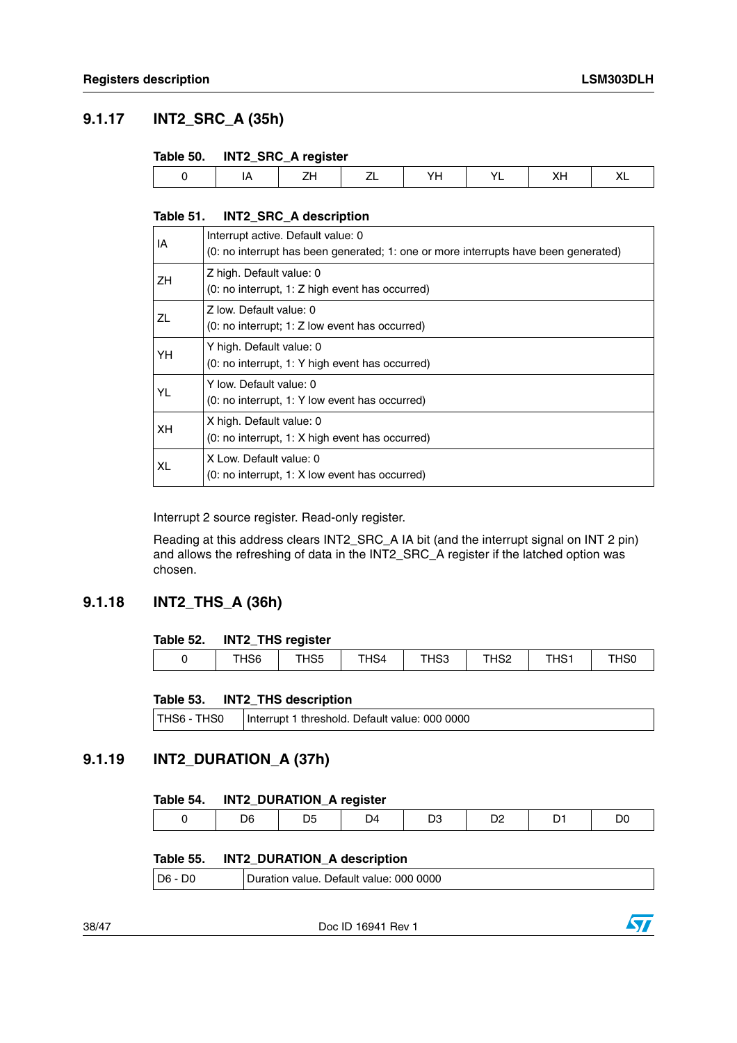### 9.1.17 INT2_SRC_A (35h)

**Table 50. INT2_SRC_A register**

| 0 | IA | ZH | ZL | YH | YL | XH | XL |
|---|---|---|---|---|---|---|---|

**Table 51. INT2_SRC_A description**

| | |
|---|---|
| IA | Interrupt active. Default value: 0<br>(0: no interrupt has been generated; 1: one or more interrupts have been generated) |
| ZH | Z high. Default value: 0<br>(0: no interrupt, 1: Z high event has occurred) |
| ZL | Z low. Default value: 0<br>(0: no interrupt; 1: Z low event has occurred) |
| YH | Y high. Default value: 0<br>(0: no interrupt, 1: Y high event has occurred) |
| YL | Y low. Default value: 0<br>(0: no interrupt, 1: Y low event has occurred) |
| XH | X high. Default value: 0<br>(0: no interrupt, 1: X high event has occurred) |
| XL | X Low. Default value: 0<br>(0: no interrupt, 1: X low event has occurred) |

Interrupt 2 source register. Read-only register.

Reading at this address clears INT2_SRC_A IA bit (and the interrupt signal on INT 2 pin) and allows the refreshing of data in the INT2_SRC_A register if the latched option was chosen.

### 9.1.18 INT2_THS_A (36h)

**Table 52. INT2_THS register**

| 0 | THS6 | THS5 | THS4 | THS3 | THS2 | THS1 | THS0 |
|---|---|---|---|---|---|---|---|

**Table 53. INT2_THS description**

| | |
|---|---|
| THS6 - THS0 | Interrupt 1 threshold. Default value: 000 0000 |

### 9.1.19 INT2_DURATION_A (37h)

**Table 54. INT2_DURATION_A register**

| 0 | D6 | D5 | D4 | D3 | D2 | D1 | D0 |
|---|---|---|---|---|---|---|---|

**Table 55. INT2_DURATION_A description**

| | |
|---|---|
| D6 - D0 | Duration value. Default value: 000 0000 |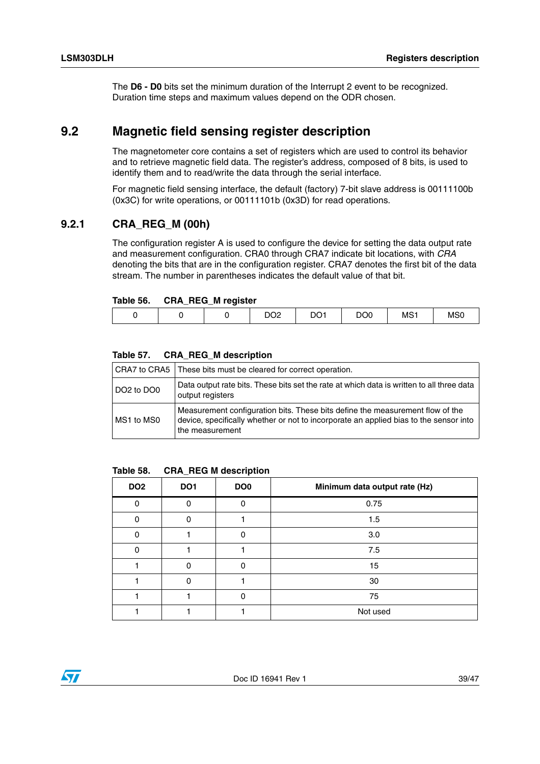The **D6 - D0** bits set the minimum duration of the Interrupt 2 event to be recognized. Duration time steps and maximum values depend on the ODR chosen.

## 9.2 Magnetic field sensing register description

The magnetometer core contains a set of registers which are used to control its behavior and to retrieve magnetic field data. The register's address, composed of 8 bits, is used to identify them and to read/write the data through the serial interface.

For magnetic field sensing interface, the default (factory) 7-bit slave address is 00111100b (0x3C) for write operations, or 00111101b (0x3D) for read operations.

### 9.2.1 CRA_REG_M (00h)

The configuration register A is used to configure the device for setting the data output rate and measurement configuration. CRA0 through CRA7 indicate bit locations, with *CRA* denoting the bits that are in the configuration register. CRA7 denotes the first bit of the data stream. The number in parentheses indicates the default value of that bit.

**Table 56. CRA_REG_M register**

| 0 | 0 | 0 | DO2 | DO1 | DO0 | MS1 | MS0 |
|---|---|---|---|---|---|---|---|

**Table 57. CRA_REG_M description**

| | |
|---|---|
| CRA7 to CRA5 | These bits must be cleared for correct operation. |
| DO2 to DO0 | Data output rate bits. These bits set the rate at which data is written to all three data output registers |
| MS1 to MS0 | Measurement configuration bits. These bits define the measurement flow of the device, specifically whether or not to incorporate an applied bias to the sensor into the measurement |

**Table 58. CRA_REG M description**

| DO2 | DO1 | DO0 | Minimum data output rate (Hz) |
|---|---|---|---|
| 0 | 0 | 0 | 0.75 |
| 0 | 0 | 1 | 1.5 |
| 0 | 1 | 0 | 3.0 |
| 0 | 1 | 1 | 7.5 |
| 1 | 0 | 0 | 15 |
| 1 | 0 | 1 | 30 |
| 1 | 1 | 0 | 75 |
| 1 | 1 | 1 | Not used |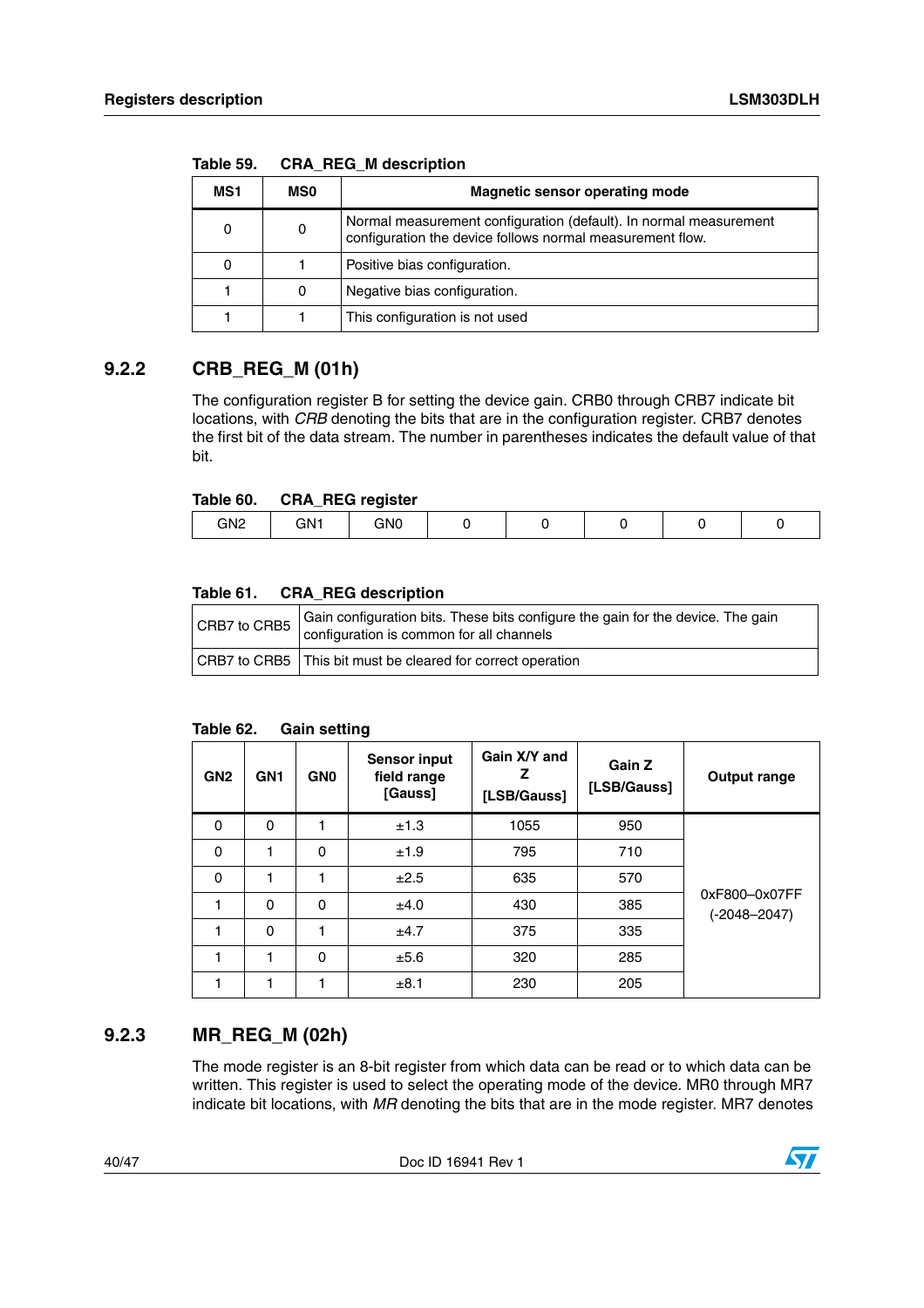**Table 59. CRA_REG_M description**

| MS1 | MS0 | Magnetic sensor operating mode |
|---|---|---|
| 0 | 0 | Normal measurement configuration (default). In normal measurement configuration the device follows normal measurement flow. |
| 0 | 1 | Positive bias configuration. |
| 1 | 0 | Negative bias configuration. |
| 1 | 1 | This configuration is not used |

### 9.2.2 CRB_REG_M (01h)

The configuration register B for setting the device gain. CRB0 through CRB7 indicate bit locations, with *CRB* denoting the bits that are in the configuration register. CRB7 denotes the first bit of the data stream. The number in parentheses indicates the default value of that bit.

**Table 60. CRA_REG register**

| GN2 | GN1 | GN0 | 0 | 0 | 0 | 0 | 0 |
|---|---|---|---|---|---|---|---|

**Table 61. CRA_REG description**

| | |
|---|---|
| CRB7 to CRB5 | Gain configuration bits. These bits configure the gain for the device. The gain configuration is common for all channels |
| CRB7 to CRB5 | This bit must be cleared for correct operation |

**Table 62. Gain setting**

| GN2 | GN1 | GN0 | Sensor input field range [Gauss] | Gain X/Y and Z [LSB/Gauss] | Gain Z [LSB/Gauss] | Output range |
|---|---|---|---|---|---|---|
| 0 | 0 | 1 | ±1.3 | 1055 | 950 | 0xF800–0x07FF (-2048–2047) |
| 0 | 1 | 0 | ±1.9 | 795 | 710 | |
| 0 | 1 | 1 | ±2.5 | 635 | 570 | |
| 1 | 0 | 0 | ±4.0 | 430 | 385 | |
| 1 | 0 | 1 | ±4.7 | 375 | 335 | |
| 1 | 1 | 0 | ±5.6 | 320 | 285 | |
| 1 | 1 | 1 | ±8.1 | 230 | 205 | |

### 9.2.3 MR_REG_M (02h)

The mode register is an 8-bit register from which data can be read or to which data can be written. This register is used to select the operating mode of the device. MR0 through MR7 indicate bit locations, with *MR* denoting the bits that are in the mode register. MR7 denotes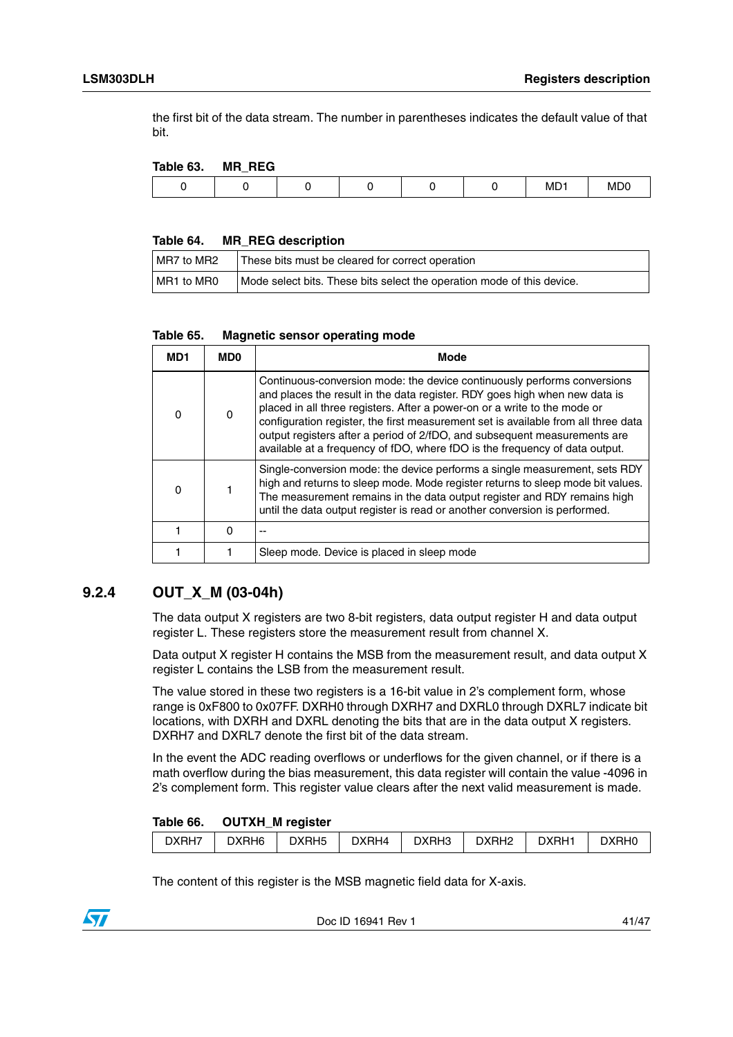the first bit of the data stream. The number in parentheses indicates the default value of that bit.

**Table 63. MR_REG**

| 0 | 0 | 0 | 0 | 0 | 0 | MD1 | MD0 |
|---|---|---|---|---|---|---|---|

**Table 64. MR_REG description**

| | |
|---|---|
| MR7 to MR2 | These bits must be cleared for correct operation |
| MR1 to MR0 | Mode select bits. These bits select the operation mode of this device. |

**Table 65. Magnetic sensor operating mode**

| MD1 | MD0 | Mode |
|---|---|---|
| 0 | 0 | Continuous-conversion mode: the device continuously performs conversions and places the result in the data register. RDY goes high when new data is placed in all three registers. After a power-on or a write to the mode or configuration register, the first measurement set is available from all three data output registers after a period of 2/fDO, and subsequent measurements are available at a frequency of fDO, where fDO is the frequency of data output. |
| 0 | 1 | Single-conversion mode: the device performs a single measurement, sets RDY high and returns to sleep mode. Mode register returns to sleep mode bit values. The measurement remains in the data output register and RDY remains high until the data output register is read or another conversion is performed. |
| 1 | 0 | -- |
| 1 | 1 | Sleep mode. Device is placed in sleep mode |

### 9.2.4 OUT_X_M (03-04h)

The data output X registers are two 8-bit registers, data output register H and data output register L. These registers store the measurement result from channel X.

Data output X register H contains the MSB from the measurement result, and data output X register L contains the LSB from the measurement result.

The value stored in these two registers is a 16-bit value in 2's complement form, whose range is 0xF800 to 0x07FF. DXRH0 through DXRH7 and DXRL0 through DXRL7 indicate bit locations, with DXRH and DXRL denoting the bits that are in the data output X registers. DXRH7 and DXRL7 denote the first bit of the data stream.

In the event the ADC reading overflows or underflows for the given channel, or if there is a math overflow during the bias measurement, this data register will contain the value -4096 in 2's complement form. This register value clears after the next valid measurement is made.

**Table 66. OUTXH_M register**

| DXRH7 | DXRH6 | DXRH5 | DXRH4 | DXRH3 | DXRH2 | DXRH1 | DXRH0 |
|---|---|---|---|---|---|---|---|

The content of this register is the MSB magnetic field data for X-axis.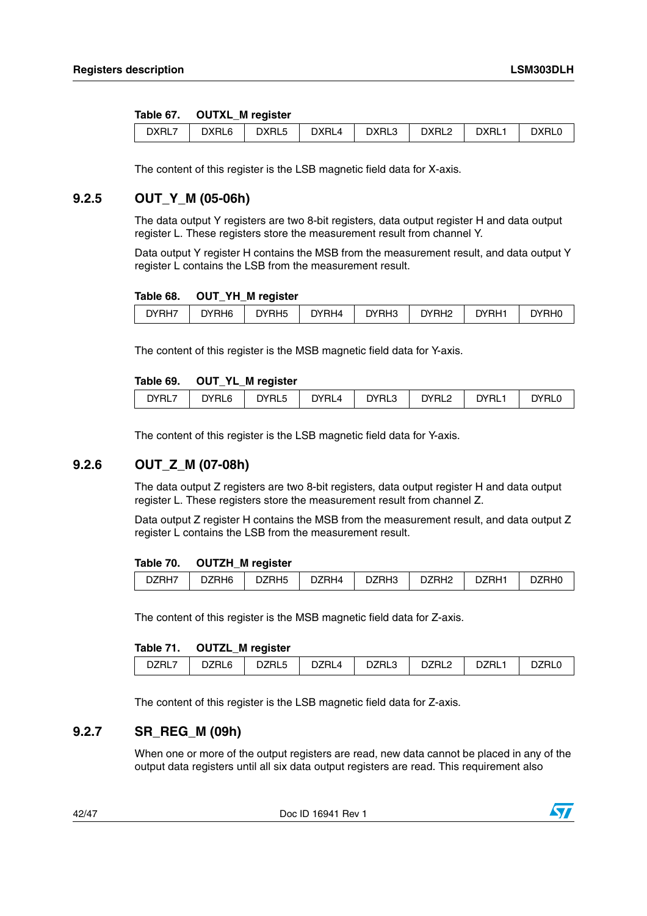Table 67. OUTXL_M register

| DXRL7 | DXRL6 | DXRL5 | DXRL4 | DXRL3 | DXRL2 | DXRL1 | DXRL0 |
|---|---|---|---|---|---|---|---|

The content of this register is the LSB magnetic field data for X-axis.

### 9.2.5 OUT_Y_M (05-06h)

The data output Y registers are two 8-bit registers, data output register H and data output register L. These registers store the measurement result from channel Y.

Data output Y register H contains the MSB from the measurement result, and data output Y register L contains the LSB from the measurement result.

Table 68. OUT_YH_M register

| DYRH7 | DYRH6 | DYRH5 | DYRH4 | DYRH3 | DYRH2 | DYRH1 | DYRH0 |
|---|---|---|---|---|---|---|---|

The content of this register is the MSB magnetic field data for Y-axis.

Table 69. OUT_YL_M register

| DYRL7 | DYRL6 | DYRL5 | DYRL4 | DYRL3 | DYRL2 | DYRL1 | DYRL0 |
|---|---|---|---|---|---|---|---|

The content of this register is the LSB magnetic field data for Y-axis.

### 9.2.6 OUT_Z_M (07-08h)

The data output Z registers are two 8-bit registers, data output register H and data output register L. These registers store the measurement result from channel Z.

Data output Z register H contains the MSB from the measurement result, and data output Z register L contains the LSB from the measurement result.

Table 70. OUTZH_M register

| DZRH7 | DZRH6 | DZRH5 | DZRH4 | DZRH3 | DZRH2 | DZRH1 | DZRH0 |
|---|---|---|---|---|---|---|---|

The content of this register is the MSB magnetic field data for Z-axis.

Table 71. OUTZL_M register

| DZRL7 | DZRL6 | DZRL5 | DZRL4 | DZRL3 | DZRL2 | DZRL1 | DZRL0 |
|---|---|---|---|---|---|---|---|

The content of this register is the LSB magnetic field data for Z-axis.

### 9.2.7 SR_REG_M (09h)

When one or more of the output registers are read, new data cannot be placed in any of the output data registers until all six data output registers are read. This requirement also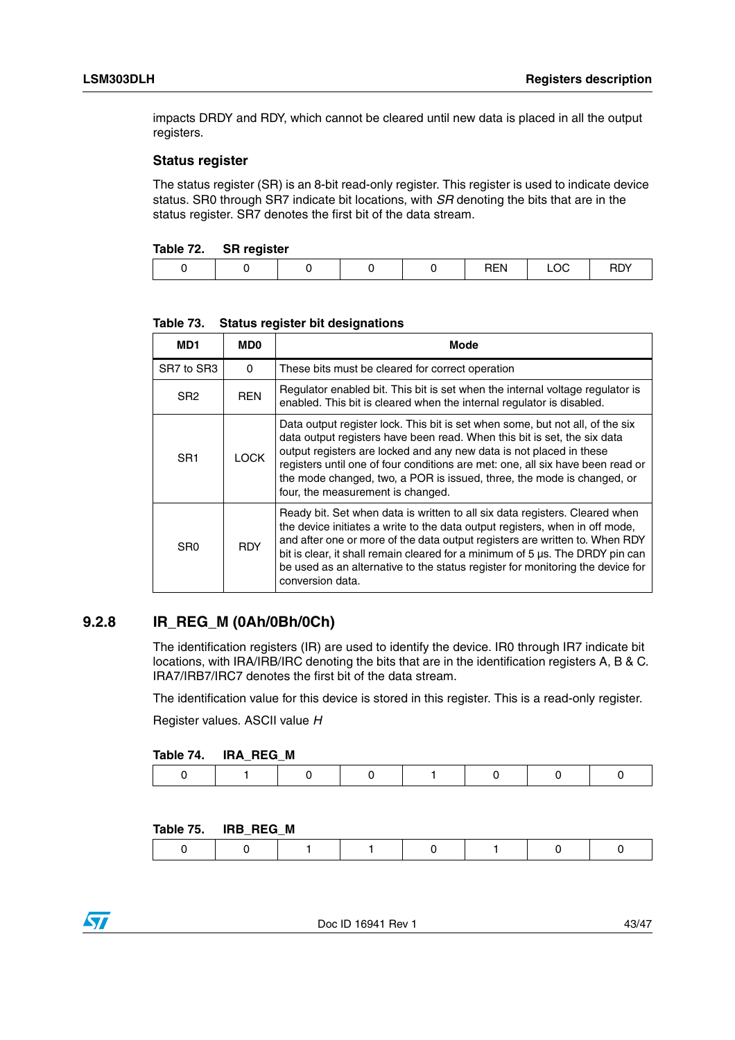impacts DRDY and RDY, which cannot be cleared until new data is placed in all the output registers.

### Status register

The status register (SR) is an 8-bit read-only register. This register is used to indicate device status. SR0 through SR7 indicate bit locations, with *SR* denoting the bits that are in the status register. SR7 denotes the first bit of the data stream.

**Table 72. SR register**

| 0 | 0 | 0 | 0 | 0 | REN | LOC | RDY |
|---|---|---|---|---|---|---|---|

**Table 73. Status register bit designations**

| MD1 | MD0 | Mode |
|---|---|---|
| SR7 to SR3 | 0 | These bits must be cleared for correct operation |
| SR2 | REN | Regulator enabled bit. This bit is set when the internal voltage regulator is enabled. This bit is cleared when the internal regulator is disabled. |
| SR1 | LOCK | Data output register lock. This bit is set when some, but not all, of the six data output registers have been read. When this bit is set, the six data output registers are locked and any new data is not placed in these registers until one of four conditions are met: one, all six have been read or the mode changed, two, a POR is issued, three, the mode is changed, or four, the measurement is changed. |
| SR0 | RDY | Ready bit. Set when data is written to all six data registers. Cleared when the device initiates a write to the data output registers, when in off mode, and after one or more of the data output registers are written to. When RDY bit is clear, it shall remain cleared for a minimum of 5 µs. The DRDY pin can be used as an alternative to the status register for monitoring the device for conversion data. |

## 9.2.8 IR_REG_M (0Ah/0Bh/0Ch)

The identification registers (IR) are used to identify the device. IR0 through IR7 indicate bit locations, with IRA/IRB/IRC denoting the bits that are in the identification registers A, B & C. IRA7/IRB7/IRC7 denotes the first bit of the data stream.

The identification value for this device is stored in this register. This is a read-only register.

Register values. ASCII value *H*

**Table 74. IRA_REG_M**

| 0 | 1 | 0 | 0 | 1 | 0 | 0 | 0 |
|---|---|---|---|---|---|---|---|

**Table 75. IRB_REG_M**

| 0 | 0 | 1 | 1 | 0 | 1 | 0 | 0 |
|---|---|---|---|---|---|---|---|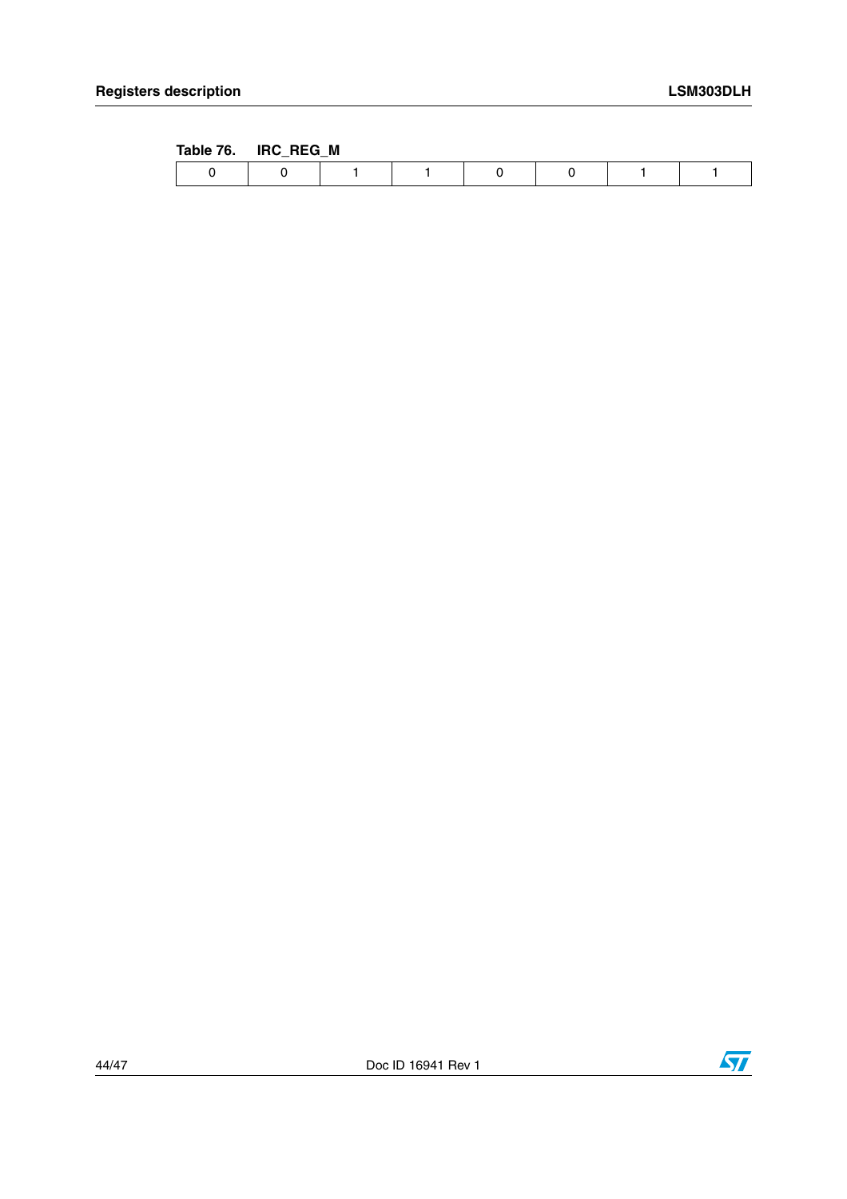Table 76. IRC_REG_M

| 0 | 0 | 1 | 1 | 0 | 0 | 1 | 1 |
|---|---|---|---|---|---|---|---|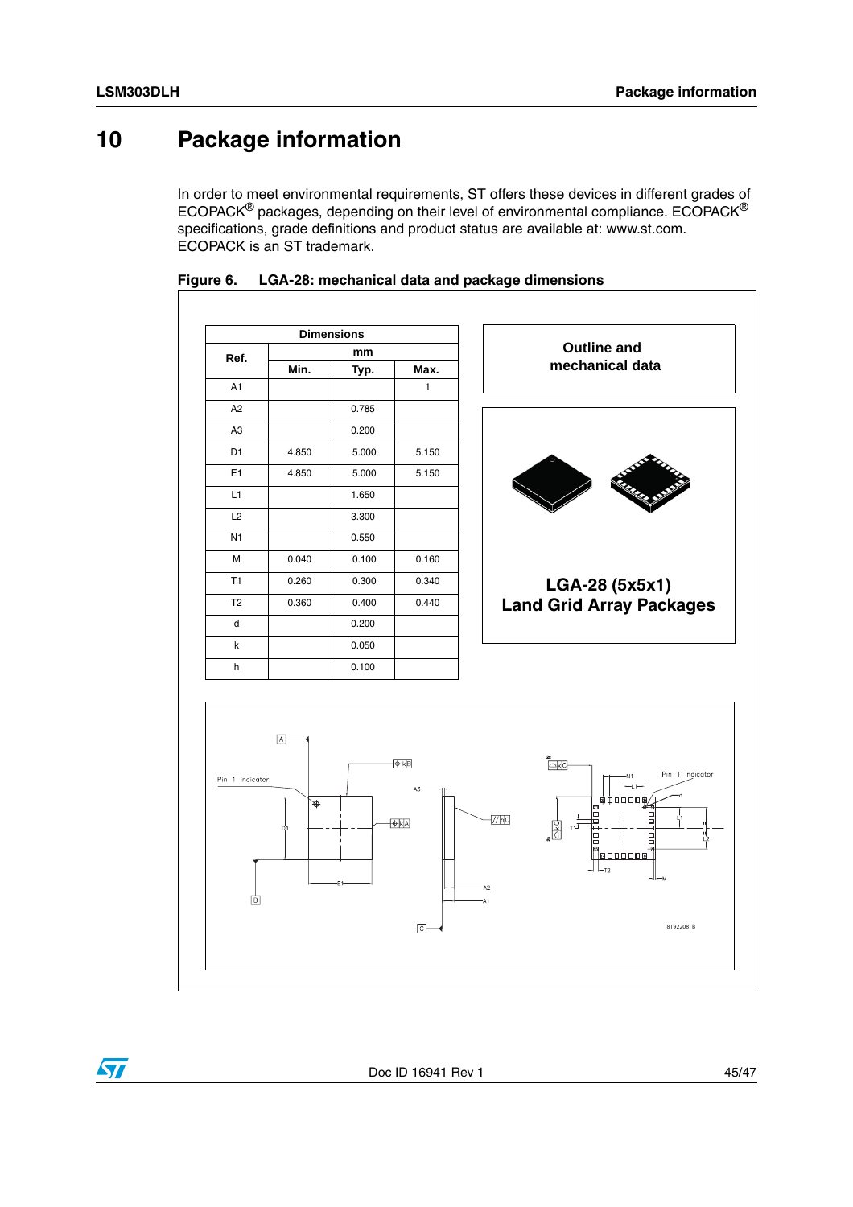# 10 Package information

In order to meet environmental requirements, ST offers these devices in different grades of ECOPACK® packages, depending on their level of environmental compliance. ECOPACK® specifications, grade definitions and product status are available at: www.st.com. ECOPACK is an ST trademark.

**Figure 6. LGA-28: mechanical data and package dimensions**

| Ref. | Dimensions mm | | |
|---|---|---|---|
| | Min. | Typ. | Max. |
| A1 | | | 1 |
| A2 | | 0.785 | |
| A3 | | 0.200 | |
| D1 | 4.850 | 5.000 | 5.150 |
| E1 | 4.850 | 5.000 | 5.150 |
| L1 | | 1.650 | |
| L2 | | 3.300 | |
| N1 | | 0.550 | |
| M | 0.040 | 0.100 | 0.160 |
| T1 | 0.260 | 0.300 | 0.340 |
| T2 | 0.360 | 0.400 | 0.440 |
| d | | 0.200 | |
| k | | 0.050 | |
| h | | 0.100 | |

**Outline and mechanical data**

**LGA-28 (5x5x1)**
**Land Grid Array Packages**

8192208_B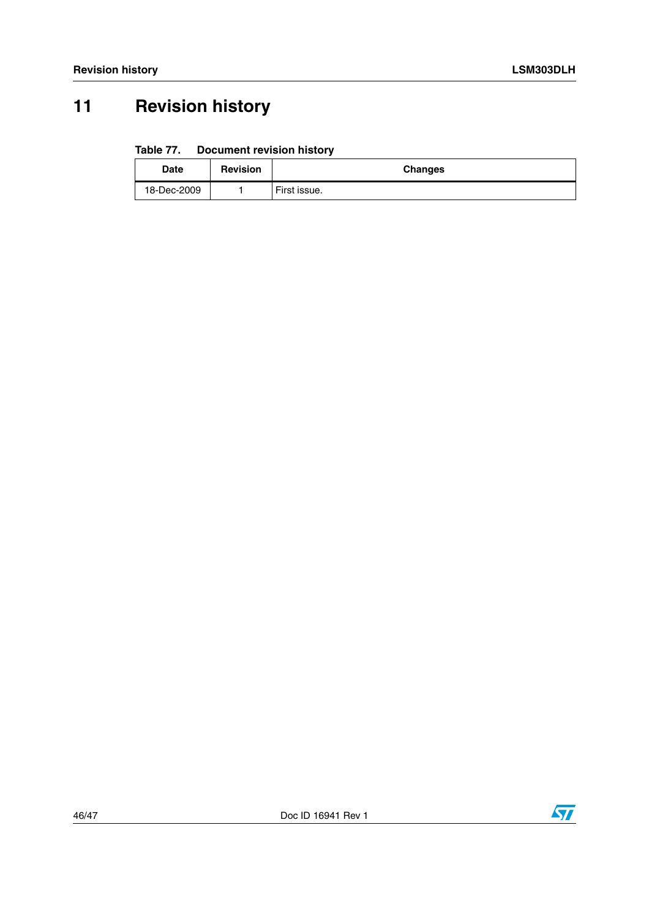# 11 Revision history

**Table 77. Document revision history**

| Date | Revision | Changes |
|---|---|---|
| 18-Dec-2009 | 1 | First issue. |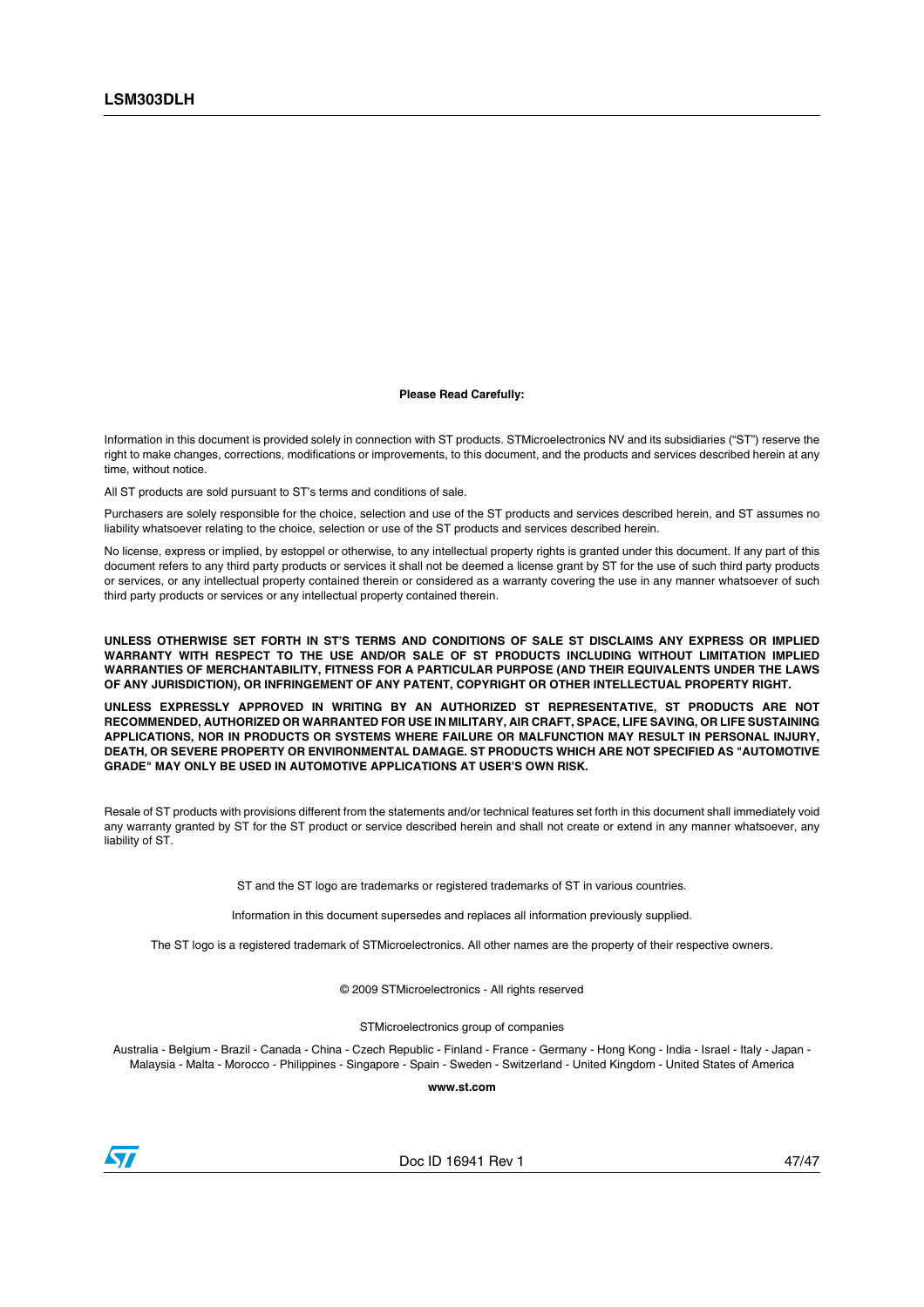**Please Read Carefully:**

Information in this document is provided solely in connection with ST products. STMicroelectronics NV and its subsidiaries ("ST") reserve the right to make changes, corrections, modifications or improvements, to this document, and the products and services described herein at any time, without notice.

All ST products are sold pursuant to ST's terms and conditions of sale.

Purchasers are solely responsible for the choice, selection and use of the ST products and services described herein, and ST assumes no liability whatsoever relating to the choice, selection or use of the ST products and services described herein.

No license, express or implied, by estoppel or otherwise, to any intellectual property rights is granted under this document. If any part of this document refers to any third party products or services it shall not be deemed a license grant by ST for the use of such third party products or services, or any intellectual property contained therein or considered as a warranty covering the use in any manner whatsoever of such third party products or services or any intellectual property contained therein.

**UNLESS OTHERWISE SET FORTH IN ST'S TERMS AND CONDITIONS OF SALE ST DISCLAIMS ANY EXPRESS OR IMPLIED WARRANTY WITH RESPECT TO THE USE AND/OR SALE OF ST PRODUCTS INCLUDING WITHOUT LIMITATION IMPLIED WARRANTIES OF MERCHANTABILITY, FITNESS FOR A PARTICULAR PURPOSE (AND THEIR EQUIVALENTS UNDER THE LAWS OF ANY JURISDICTION), OR INFRINGEMENT OF ANY PATENT, COPYRIGHT OR OTHER INTELLECTUAL PROPERTY RIGHT.**

**UNLESS EXPRESSLY APPROVED IN WRITING BY AN AUTHORIZED ST REPRESENTATIVE, ST PRODUCTS ARE NOT RECOMMENDED, AUTHORIZED OR WARRANTED FOR USE IN MILITARY, AIR CRAFT, SPACE, LIFE SAVING, OR LIFE SUSTAINING APPLICATIONS, NOR IN PRODUCTS OR SYSTEMS WHERE FAILURE OR MALFUNCTION MAY RESULT IN PERSONAL INJURY, DEATH, OR SEVERE PROPERTY OR ENVIRONMENTAL DAMAGE. ST PRODUCTS WHICH ARE NOT SPECIFIED AS "AUTOMOTIVE GRADE" MAY ONLY BE USED IN AUTOMOTIVE APPLICATIONS AT USER'S OWN RISK.**

Resale of ST products with provisions different from the statements and/or technical features set forth in this document shall immediately void any warranty granted by ST for the ST product or service described herein and shall not create or extend in any manner whatsoever, any liability of ST.

ST and the ST logo are trademarks or registered trademarks of ST in various countries.

Information in this document supersedes and replaces all information previously supplied.

The ST logo is a registered trademark of STMicroelectronics. All other names are the property of their respective owners.

© 2009 STMicroelectronics - All rights reserved

STMicroelectronics group of companies

Australia - Belgium - Brazil - Canada - China - Czech Republic - Finland - France - Germany - Hong Kong - India - Israel - Italy - Japan - Malaysia - Malta - Morocco - Philippines - Singapore - Spain - Sweden - Switzerland - United Kingdom - United States of America

**www.st.com**